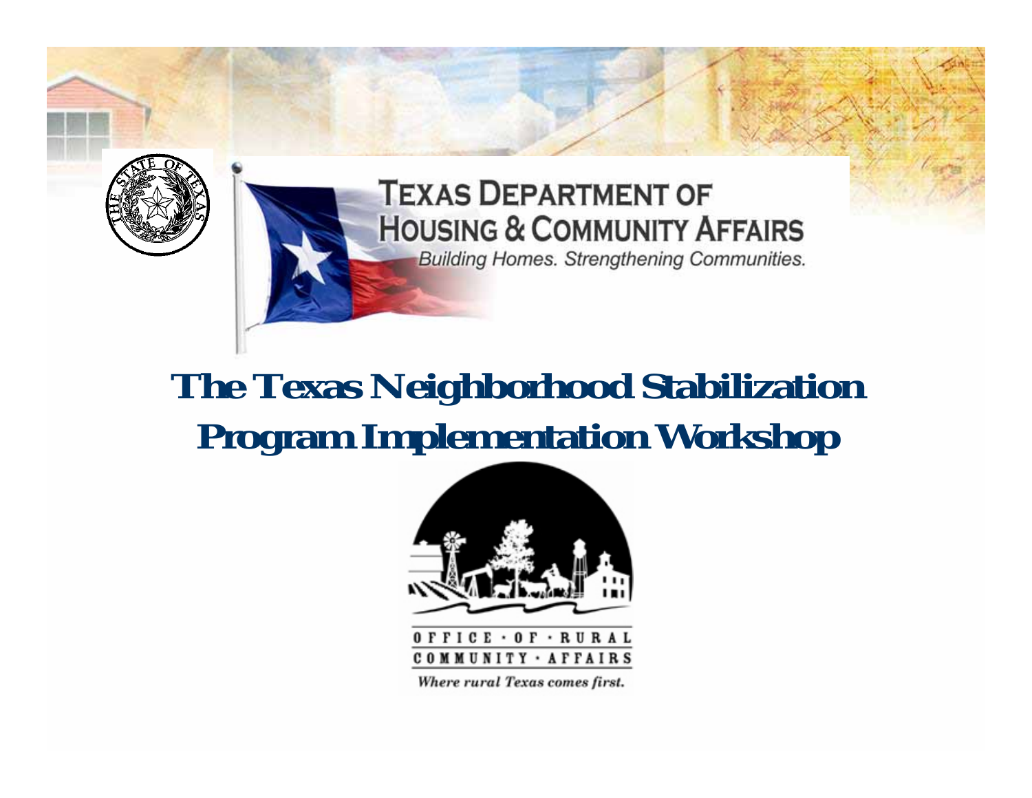TEXAS DEPARTMENT OF HOUSING & COMMUNITY AFFAIRS

*Building Homes. Strengthening Communities.*

# The Texas Neighborhood Stabilization Program Implementation Workshop

OFFICE · OF · RURAL COMMUNITY · AFFAIRS

*Where rural Texas comes first.*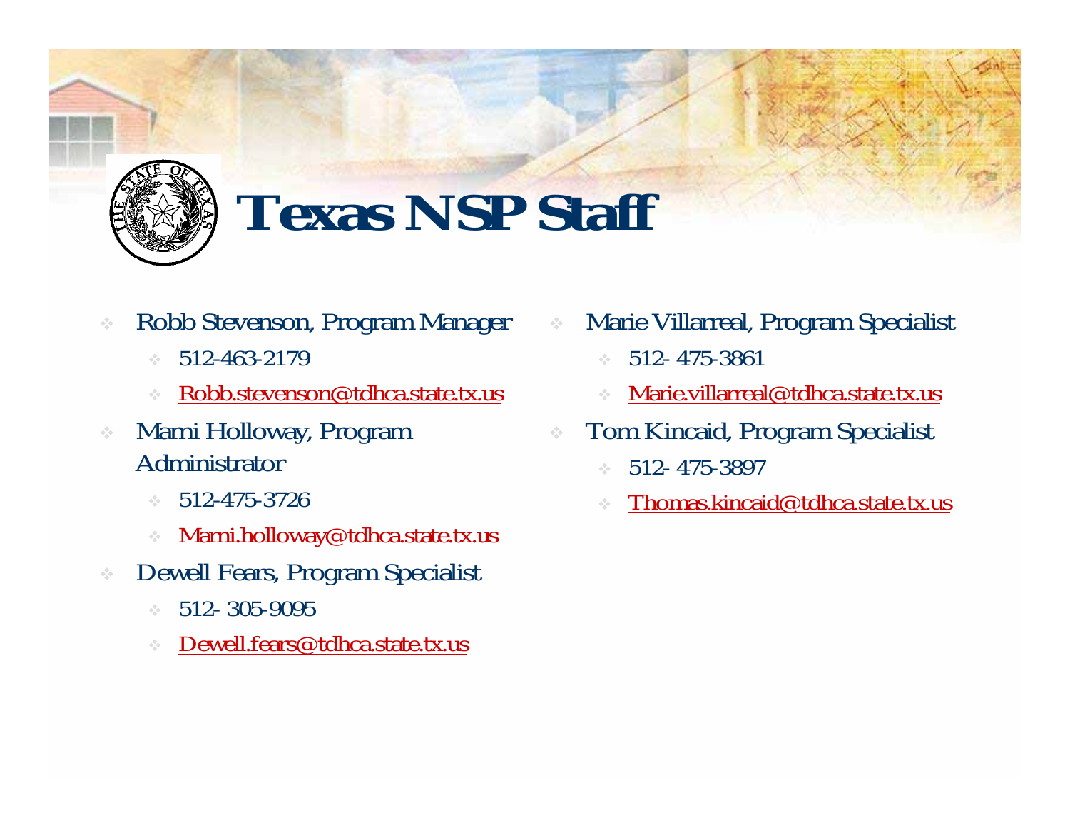# Texas NSP Staff

- Robb Stevenson, Program Manager
  - 512-463-2179
  - Robb.stevenson@tdhca.state.tx.us
- Marni Holloway, Program Administrator
  - 512-475-3726
  - Marni.holloway@tdhca.state.tx.us
- Dewell Fears, Program Specialist
  - 512- 305-9095
  - Dewell.fears@tdhca.state.tx.us
- Marie Villarreal, Program Specialist
  - 512- 475-3861
  - Marie.villarreal@tdhca.state.tx.us
- Tom Kincaid, Program Specialist
  - 512- 475-3897
  - Thomas.kincaid@tdhca.state.tx.us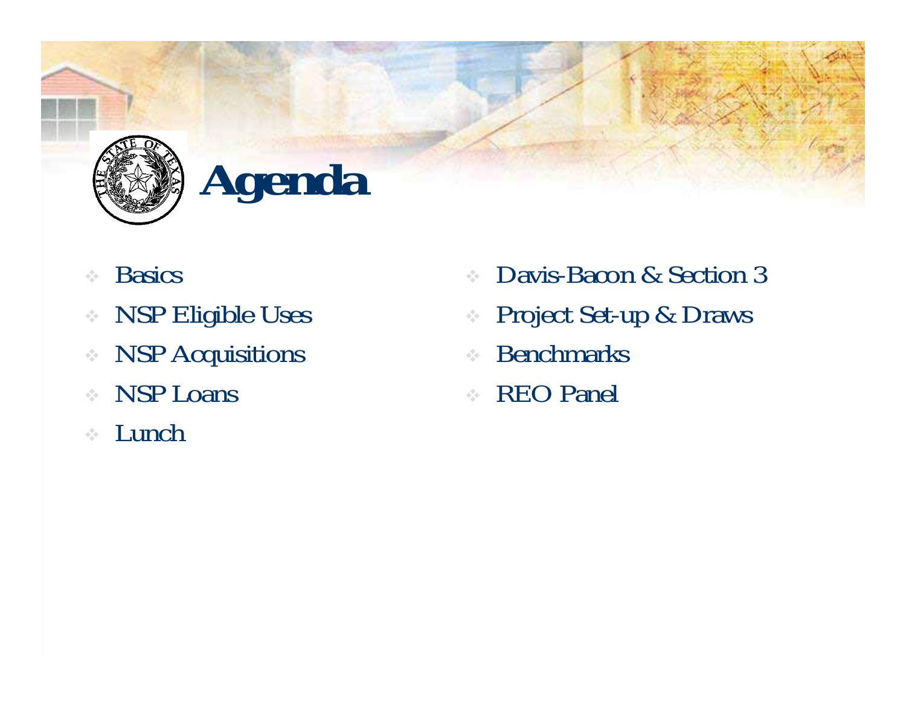# Agenda

- Basics
- NSP Eligible Uses
- NSP Acquisitions
- NSP Loans
- Lunch
- Davis-Bacon & Section 3
- Project Set-up & Draws
- Benchmarks
- REO Panel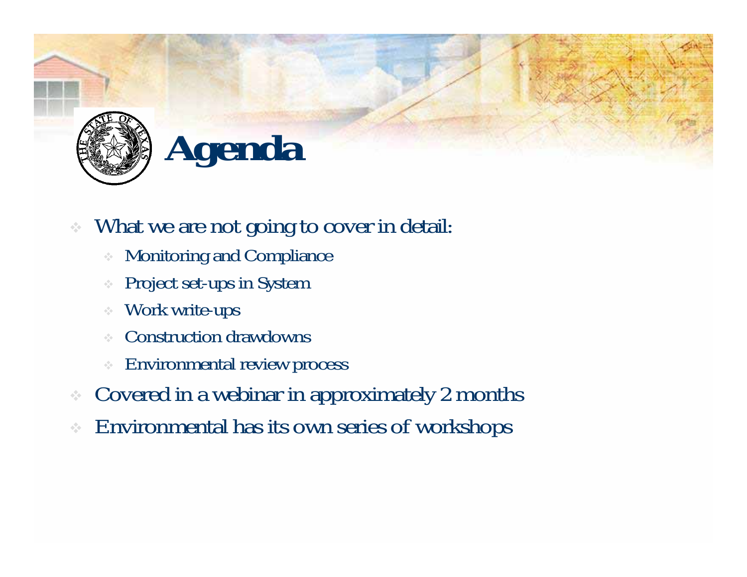# Agenda

- What we are not going to cover in detail:
  - Monitoring and Compliance
  - Project set-ups in System
  - Work write-ups
  - Construction drawdowns
  - Environmental review process
- Covered in a webinar in approximately 2 months
- Environmental has its own series of workshops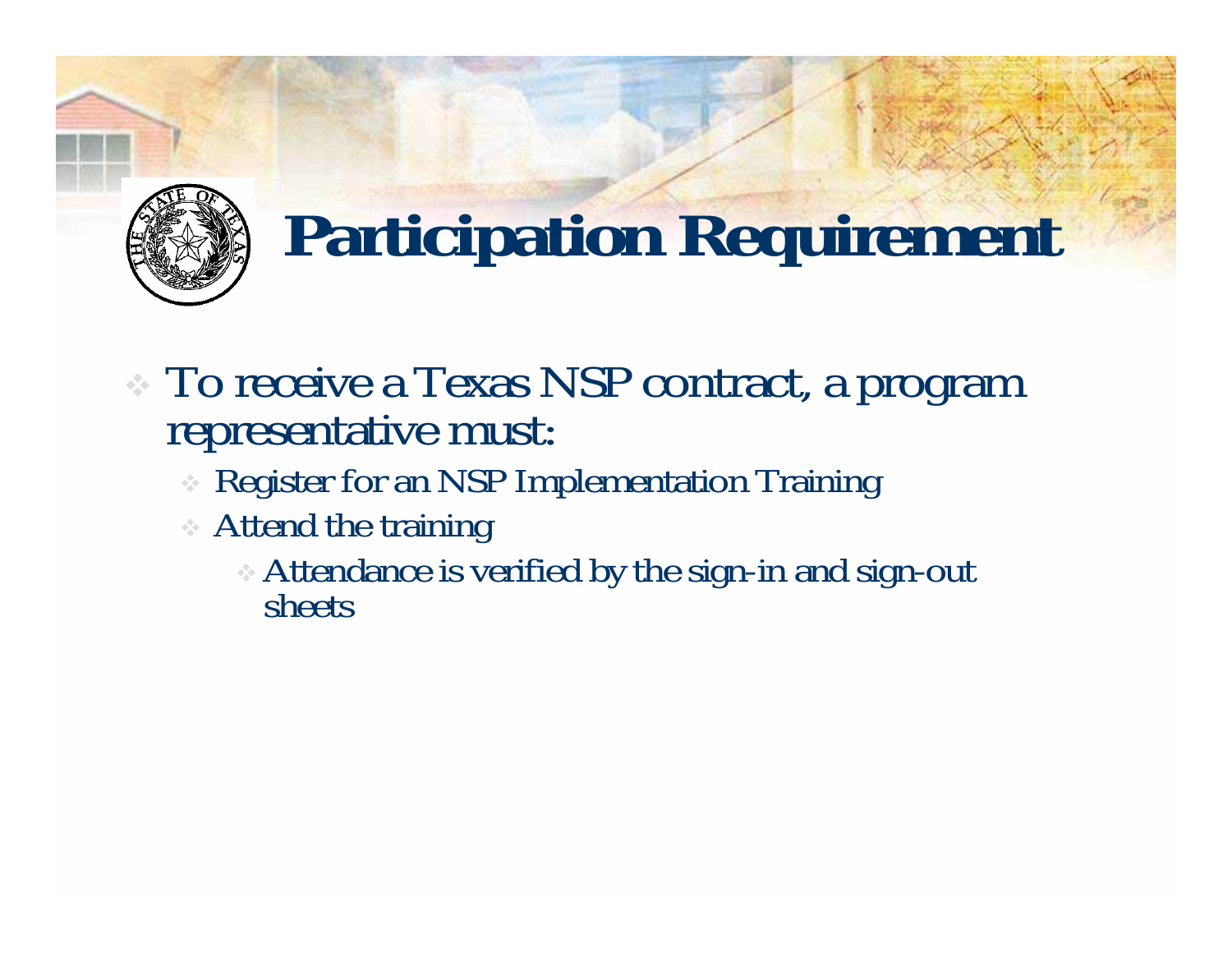# Participation Requirement

- To receive a Texas NSP contract, a program representative must:
  - Register for an NSP Implementation Training
  - Attend the training
    - Attendance is verified by the sign-in and sign-out sheets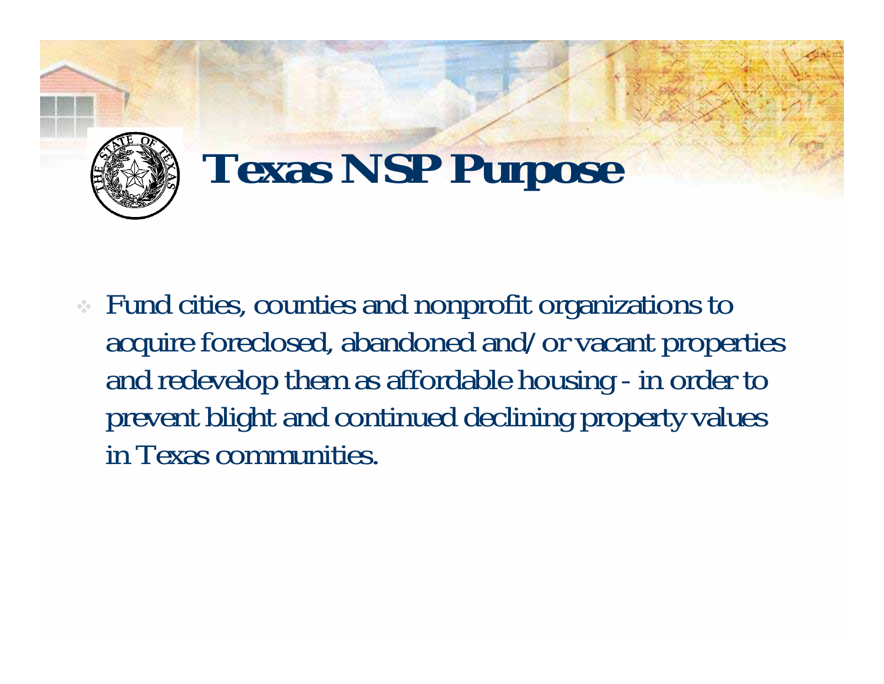# Texas NSP Purpose

- Fund cities, counties and nonprofit organizations to acquire foreclosed, abandoned and/or vacant properties and redevelop them as affordable housing - in order to prevent blight and continued declining property values in Texas communities.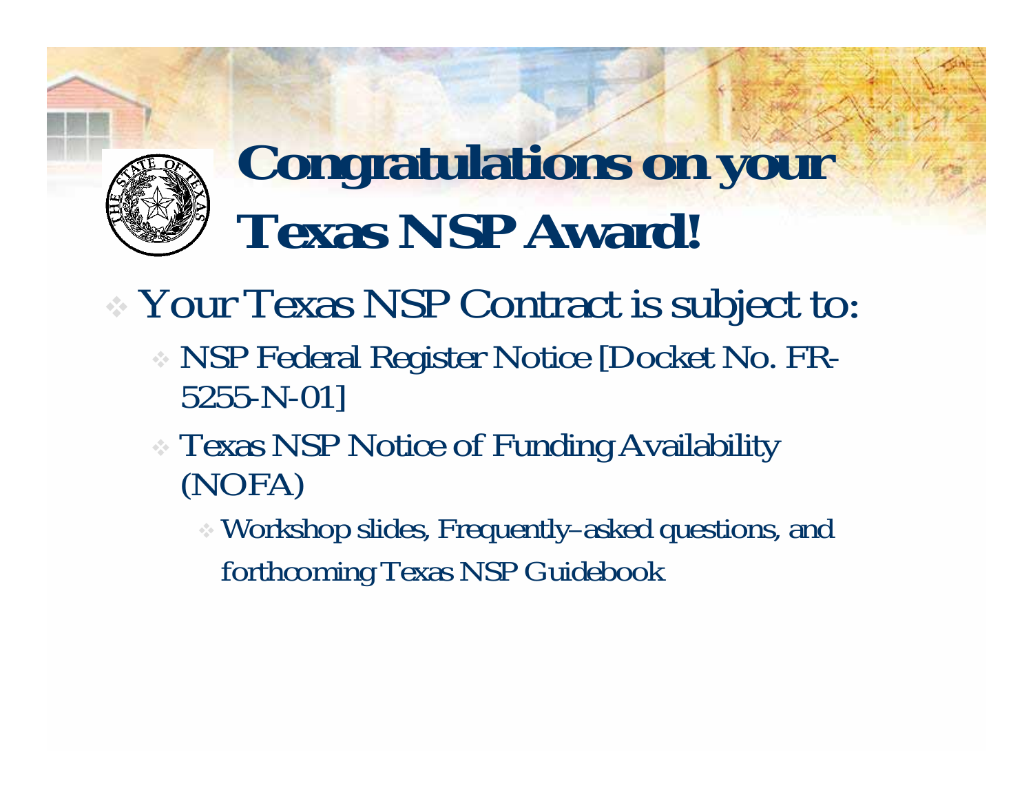# Congratulations on your Texas NSP Award!

- Your Texas NSP Contract is subject to:
  - NSP Federal Register Notice [Docket No. FR-5255-N-01]
  - Texas NSP Notice of Funding Availability (NOFA)
    - Workshop slides, Frequently–asked questions, and forthcoming Texas NSP Guidebook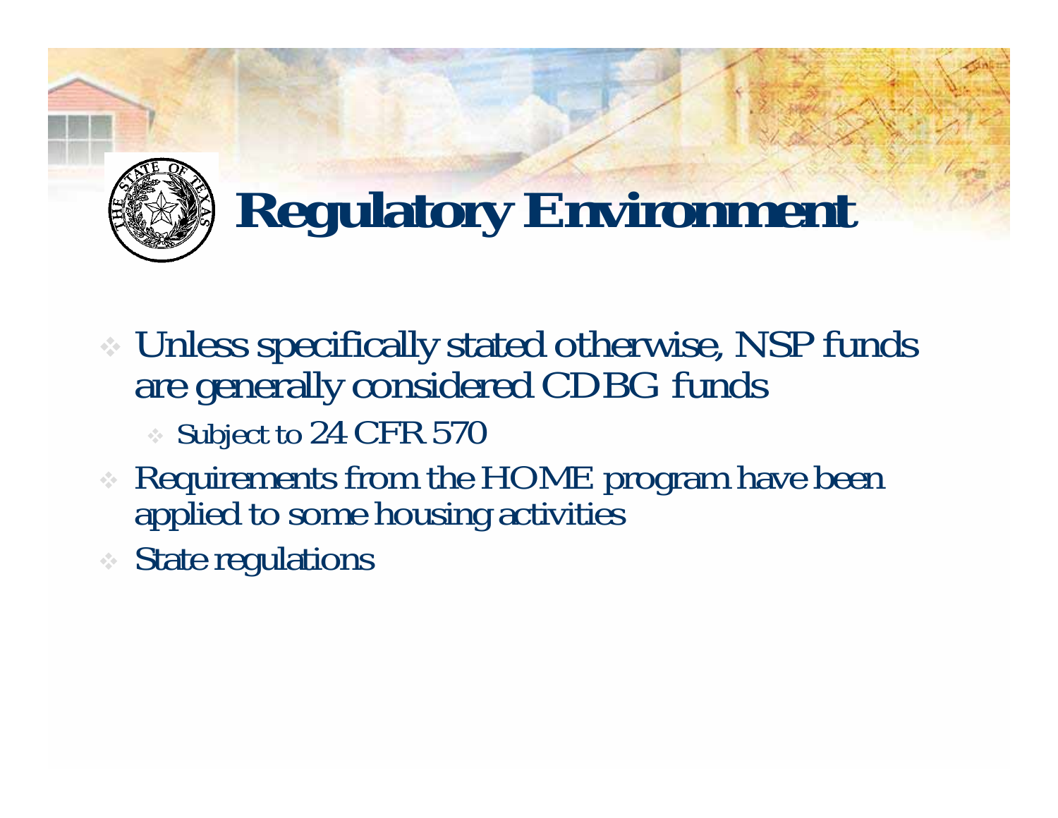# Regulatory Environment

- Unless specifically stated otherwise, NSP funds are generally considered CDBG funds
  - Subject to 24 CFR 570
- Requirements from the HOME program have been applied to some housing activities
- State regulations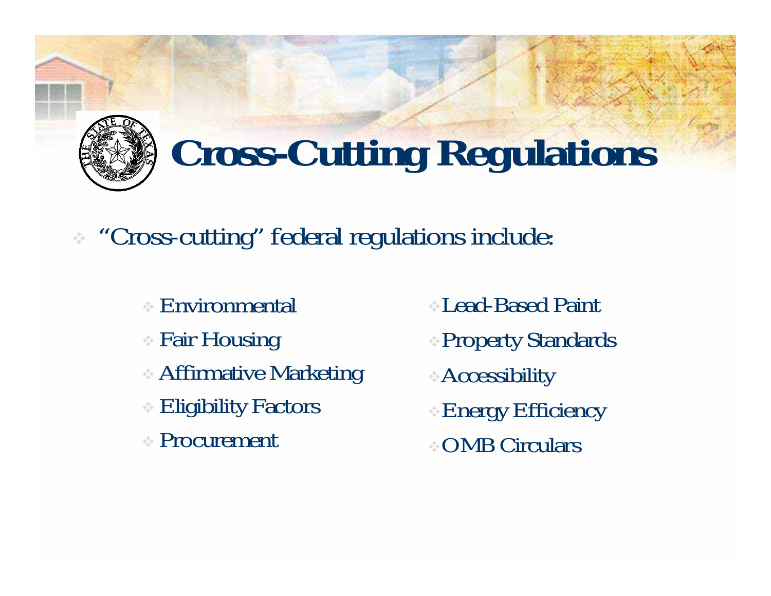# Cross-Cutting Regulations

- "Cross-cutting" federal regulations include:
  - Environmental
  - Fair Housing
  - Affirmative Marketing
  - Eligibility Factors
  - Procurement
  - Lead-Based Paint
  - Property Standards
  - Accessibility
  - Energy Efficiency
  - OMB Circulars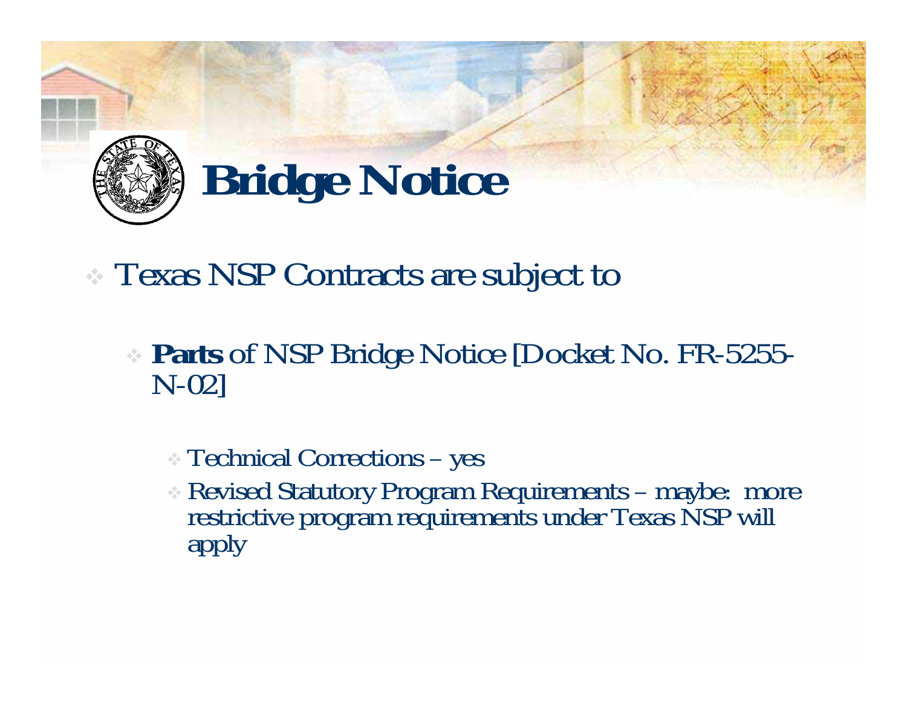# Bridge Notice

- Texas NSP Contracts are subject to
  - **Parts** of NSP Bridge Notice [Docket No. FR-5255-N-02]
    - Technical Corrections – yes
    - Revised Statutory Program Requirements – maybe: more restrictive program requirements under Texas NSP will apply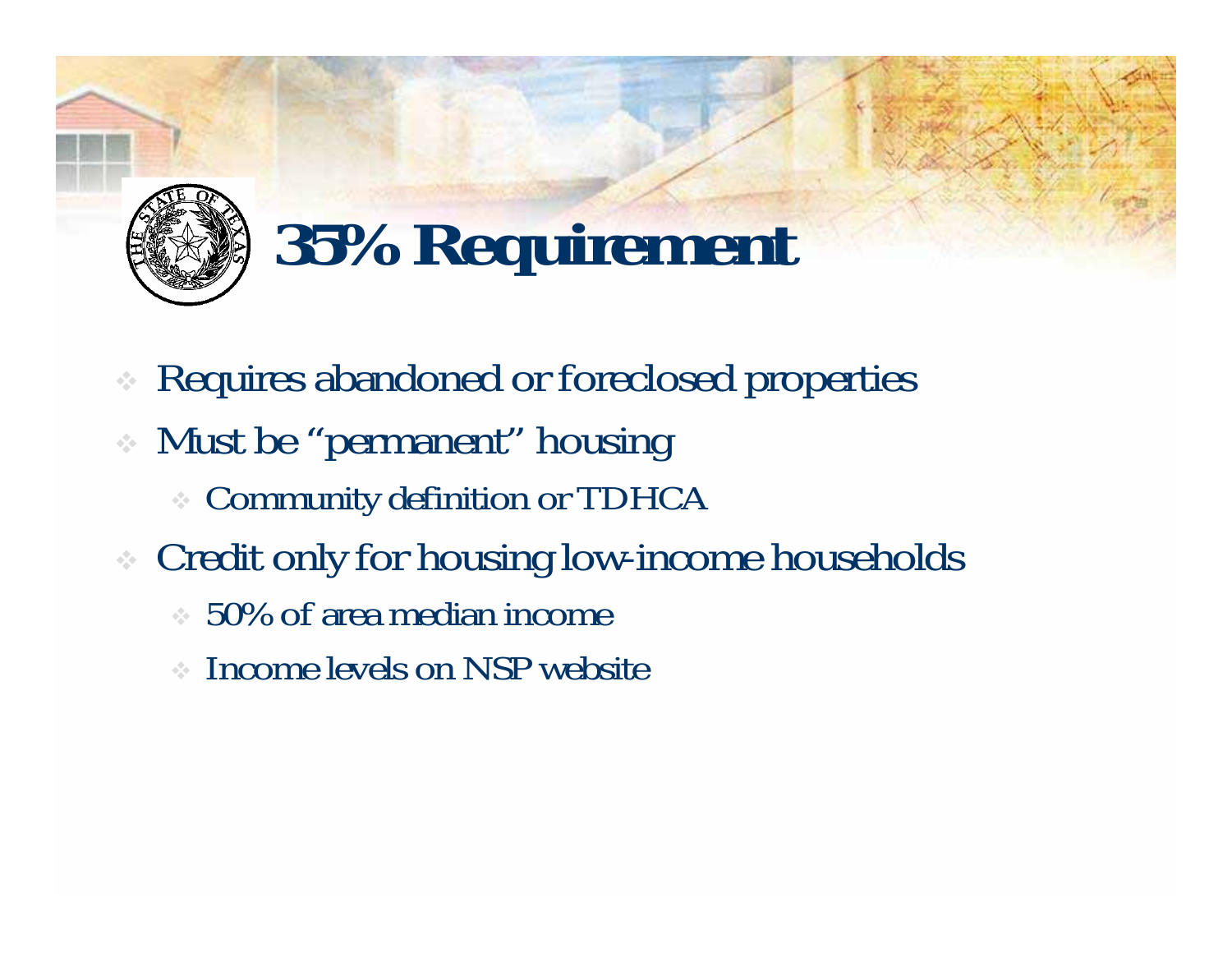# 35% Requirement

- Requires abandoned or foreclosed properties
- Must be "permanent" housing
  - Community definition or TDHCA
- Credit only for housing low-income households
  - 50% of area median income
  - Income levels on NSP website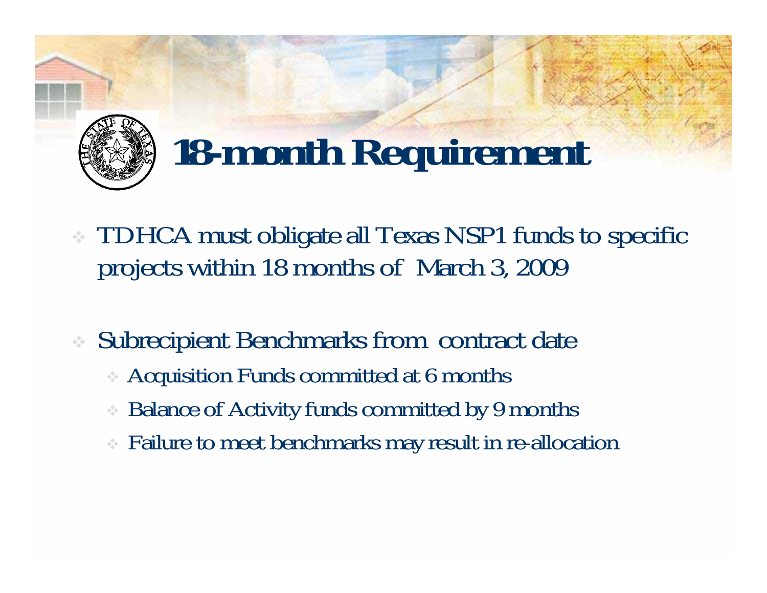# 18-month Requirement

- TDHCA must obligate all Texas NSP1 funds to specific projects within 18 months of March 3, 2009

- Subrecipient Benchmarks from contract date
  - Acquisition Funds committed at 6 months
  - Balance of Activity funds committed by 9 months
  - Failure to meet benchmarks may result in re-allocation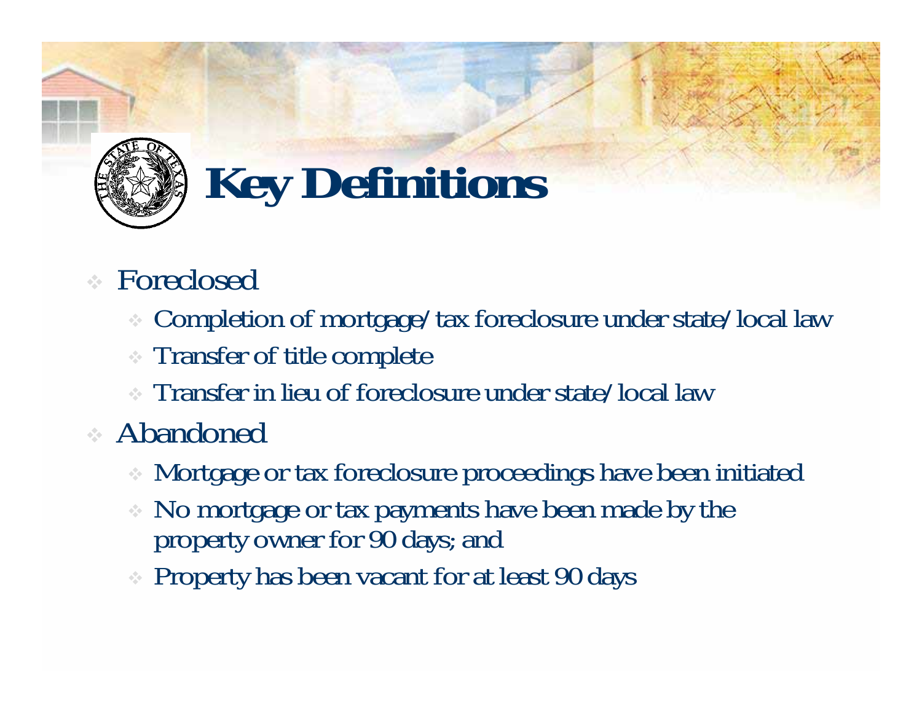# Key Definitions

- Foreclosed
  - Completion of mortgage/tax foreclosure under state/local law
  - Transfer of title complete
  - Transfer in lieu of foreclosure under state/local law
- Abandoned
  - Mortgage or tax foreclosure proceedings have been initiated
  - No mortgage or tax payments have been made by the property owner for 90 days; and
  - Property has been vacant for at least 90 days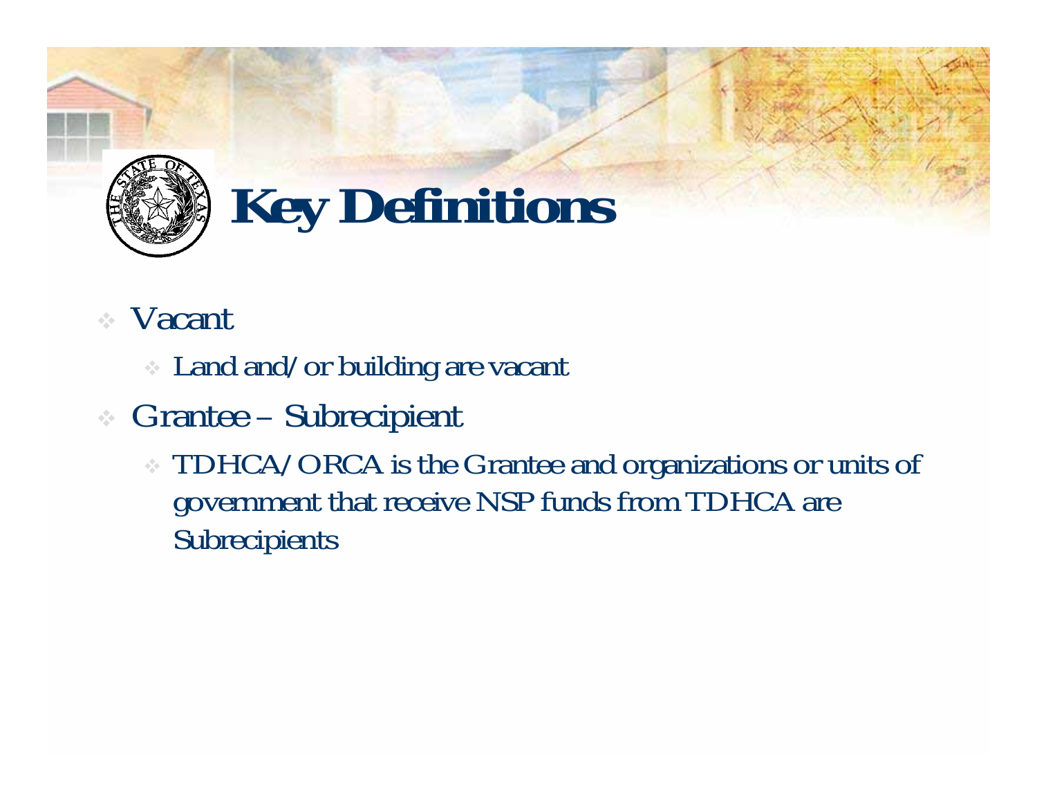# Key Definitions

- Vacant
  - Land and/or building are vacant
- Grantee – Subrecipient
  - TDHCA/ORCA is the Grantee and organizations or units of government that receive NSP funds from TDHCA are Subrecipients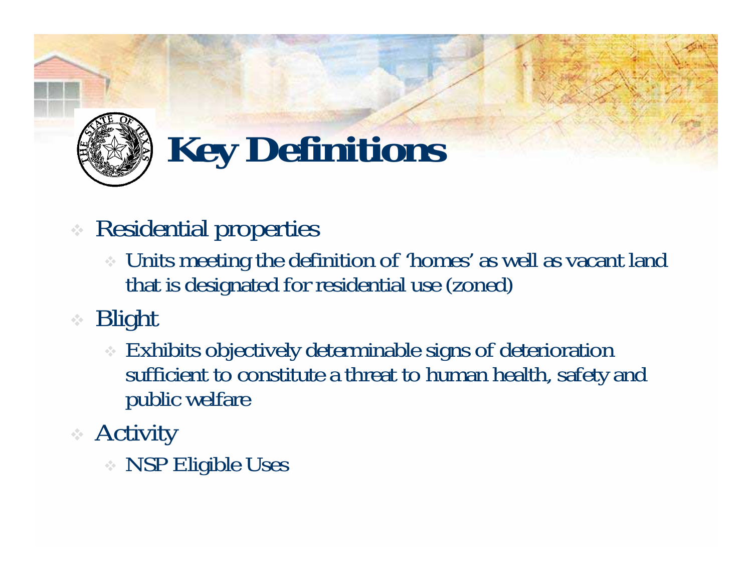# Key Definitions

- Residential properties
  - Units meeting the definition of 'homes' as well as vacant land that is designated for residential use (zoned)
- Blight
  - Exhibits objectively determinable signs of deterioration sufficient to constitute a threat to human health, safety and public welfare
- Activity
  - NSP Eligible Uses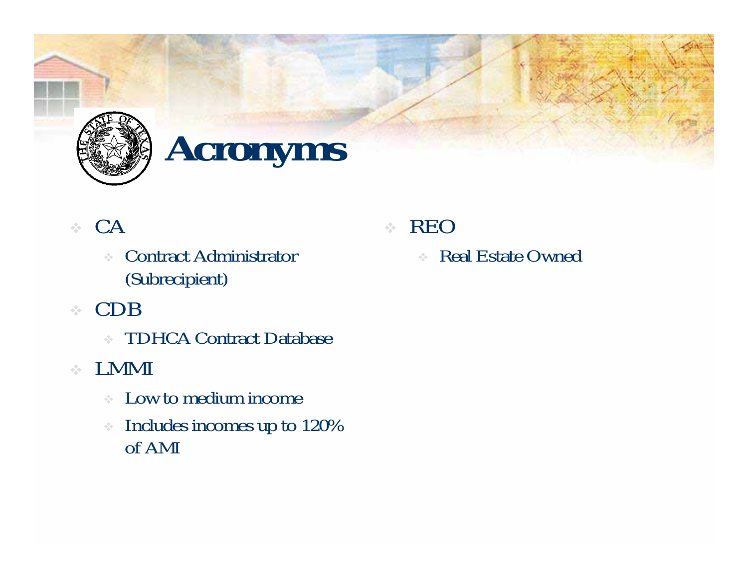# Acronyms

- CA
  - Contract Administrator (Subrecipient)
- CDB
  - TDHCA Contract Database
- LMMI
  - Low to medium income
  - Includes incomes up to 120% of AMI
- REO
  - Real Estate Owned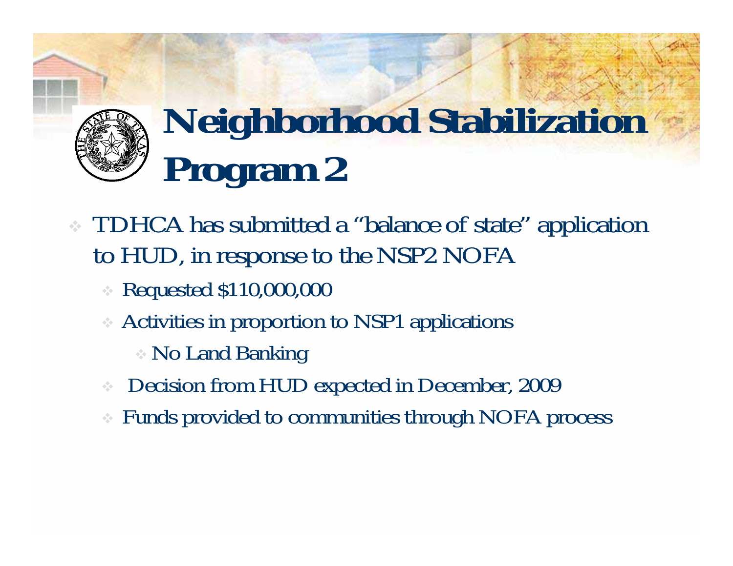# Neighborhood Stabilization Program 2

- TDHCA has submitted a "balance of state" application to HUD, in response to the NSP2 NOFA
  - Requested $110,000,000
  - Activities in proportion to NSP1 applications
    - No Land Banking
  - Decision from HUD expected in December, 2009
  - Funds provided to communities through NOFA process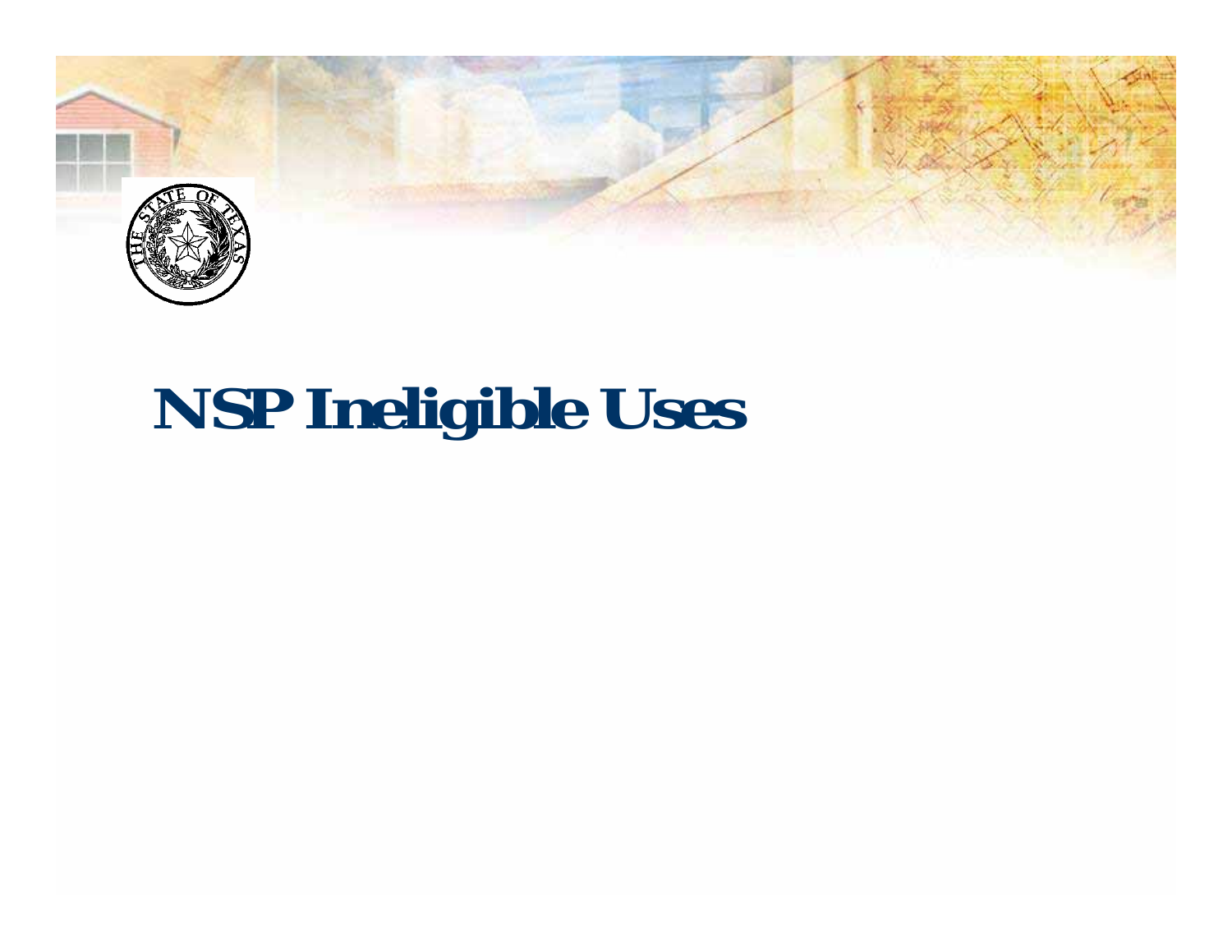# NSP Ineligible Uses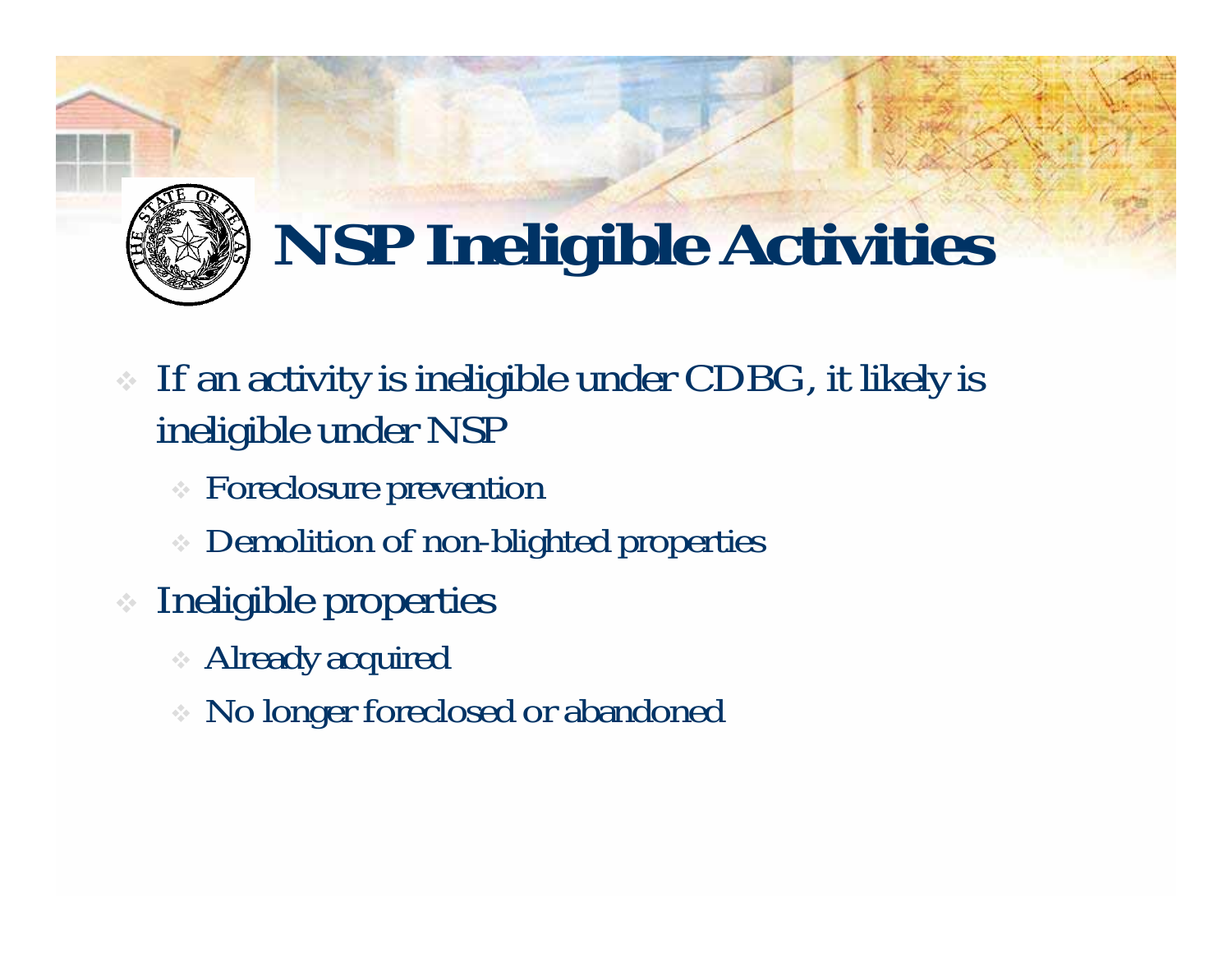# NSP Ineligible Activities

- If an activity is ineligible under CDBG, it likely is ineligible under NSP
  - Foreclosure prevention
  - Demolition of non-blighted properties
- Ineligible properties
  - Already acquired
  - No longer foreclosed or abandoned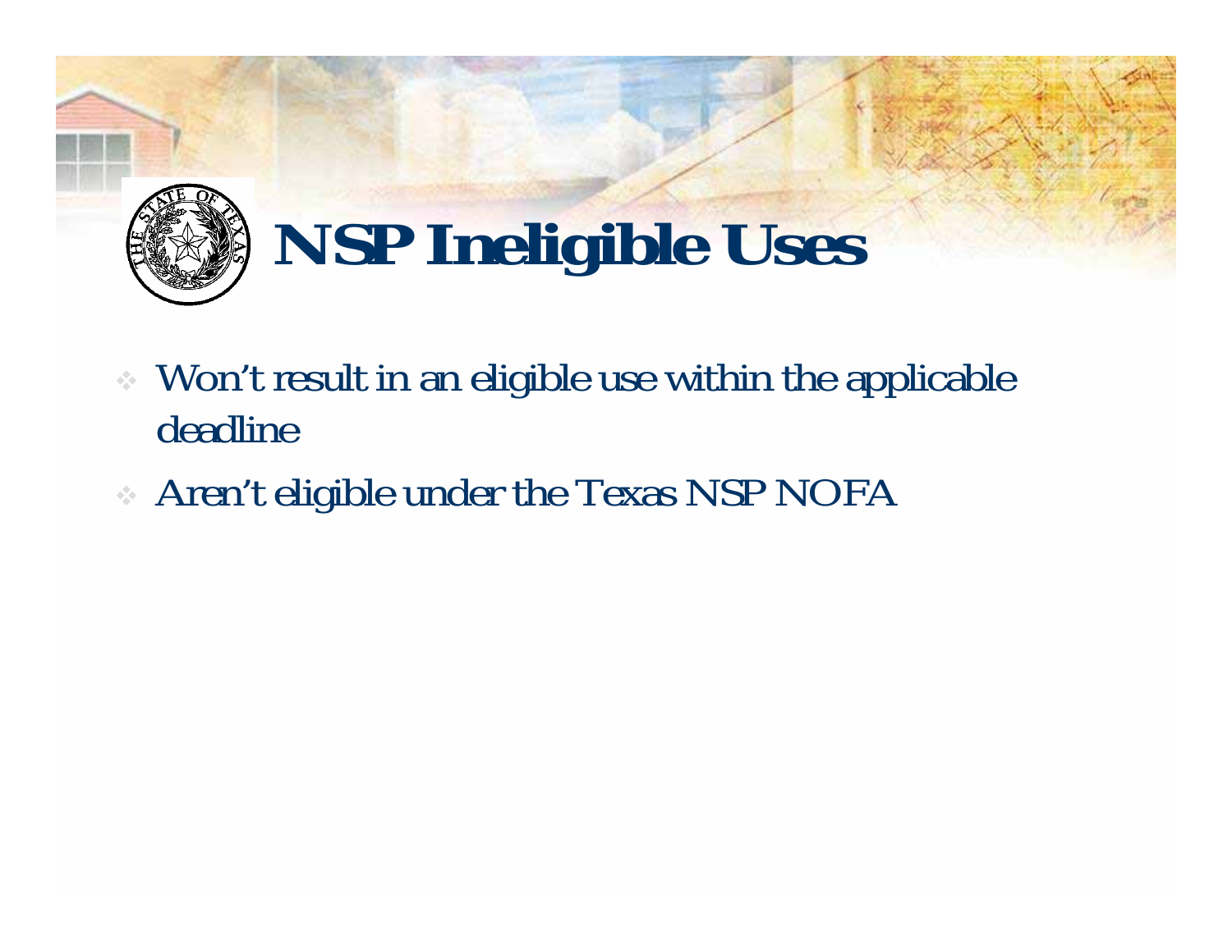# NSP Ineligible Uses

- Won't result in an eligible use within the applicable deadline
- Aren't eligible under the Texas NSP NOFA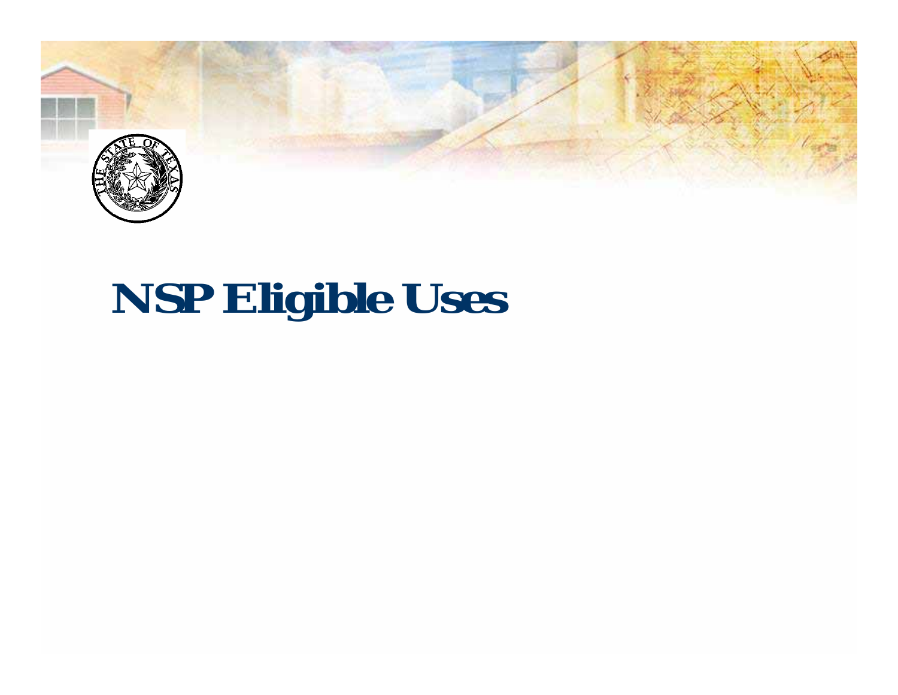# NSP Eligible Uses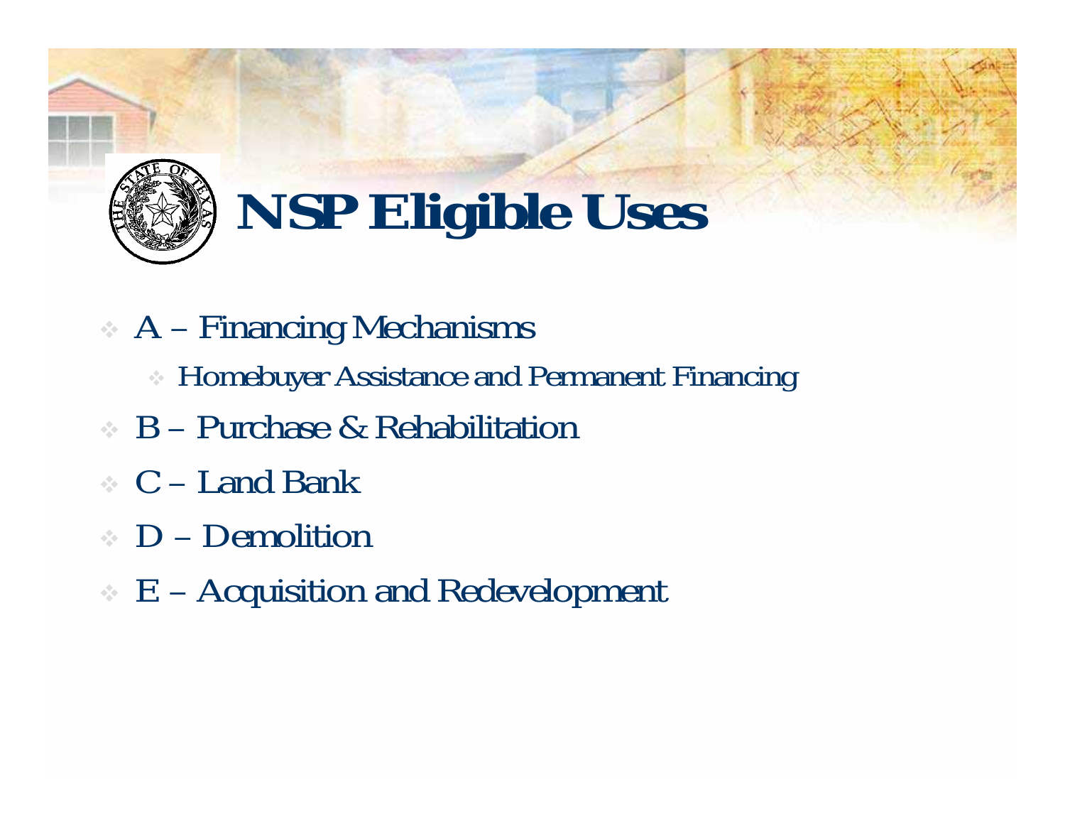# NSP Eligible Uses

- A – Financing Mechanisms
  - Homebuyer Assistance and Permanent Financing
- B – Purchase & Rehabilitation
- C – Land Bank
- D – Demolition
- E – Acquisition and Redevelopment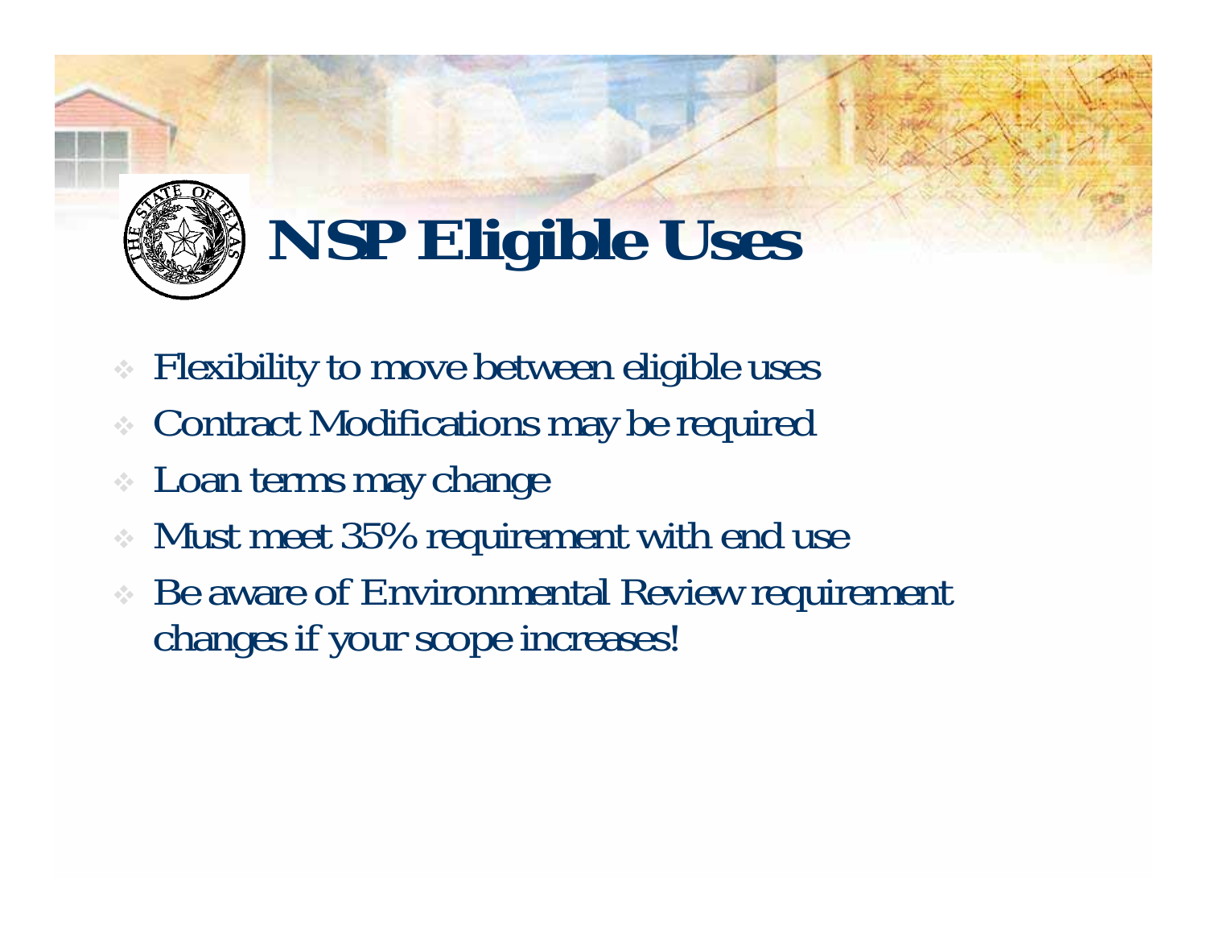# NSP Eligible Uses

- Flexibility to move between eligible uses
- Contract Modifications may be required
- Loan terms may change
- Must meet 35% requirement with end use
- Be aware of Environmental Review requirement changes if your scope increases!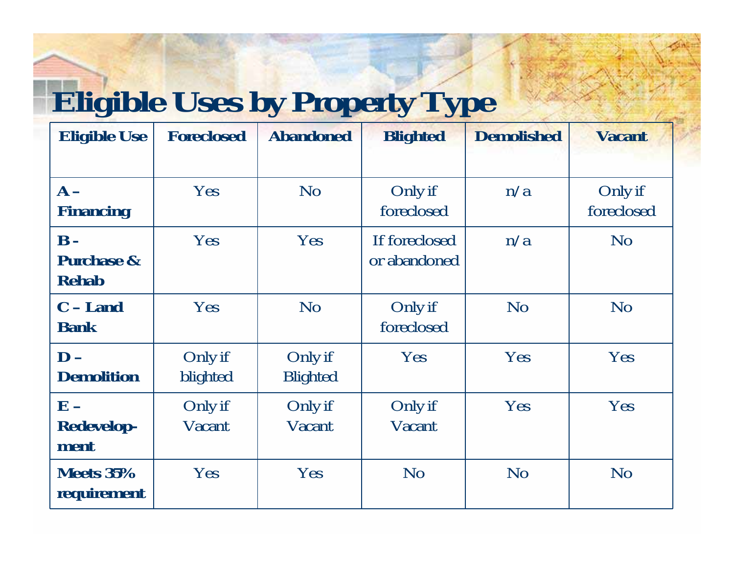# Eligible Uses by Property Type

| Eligible Use | Foreclosed | Abandoned | Blighted | Demolished | Vacant |
|---|---|---|---|---|---|
| **A – Financing** | Yes | No | Only if foreclosed | n/a | Only if foreclosed |
| **B - Purchase & Rehab** | Yes | Yes | If foreclosed or abandoned | n/a | No |
| **C – Land Bank** | Yes | No | Only if foreclosed | No | No |
| **D – Demolition** | Only if blighted | Only if Blighted | Yes | Yes | Yes |
| **E – Redevelop-ment** | Only if Vacant | Only if Vacant | Only if Vacant | Yes | Yes |
| **Meets 35% requirement** | Yes | Yes | No | No | No |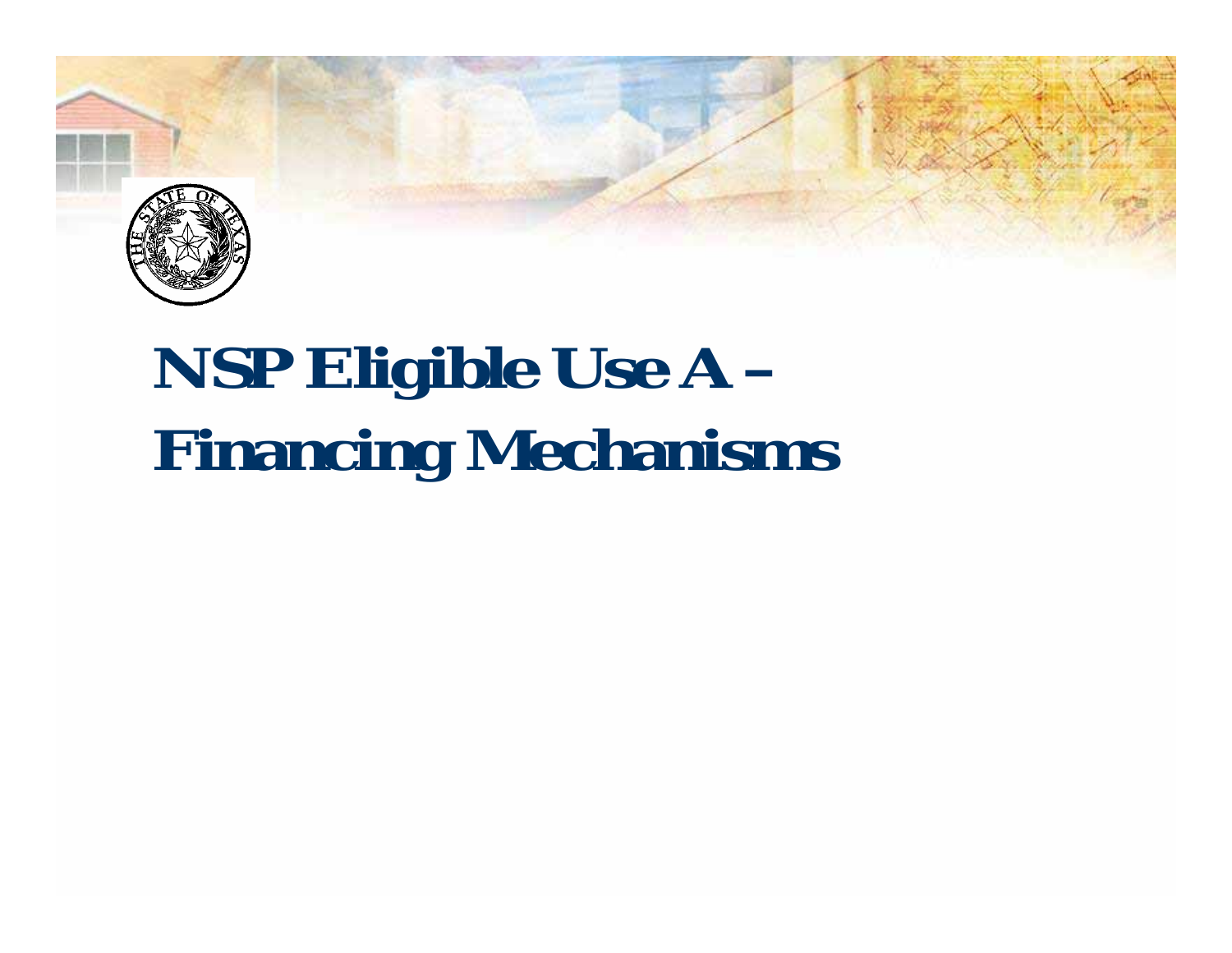# NSP Eligible Use A – Financing Mechanisms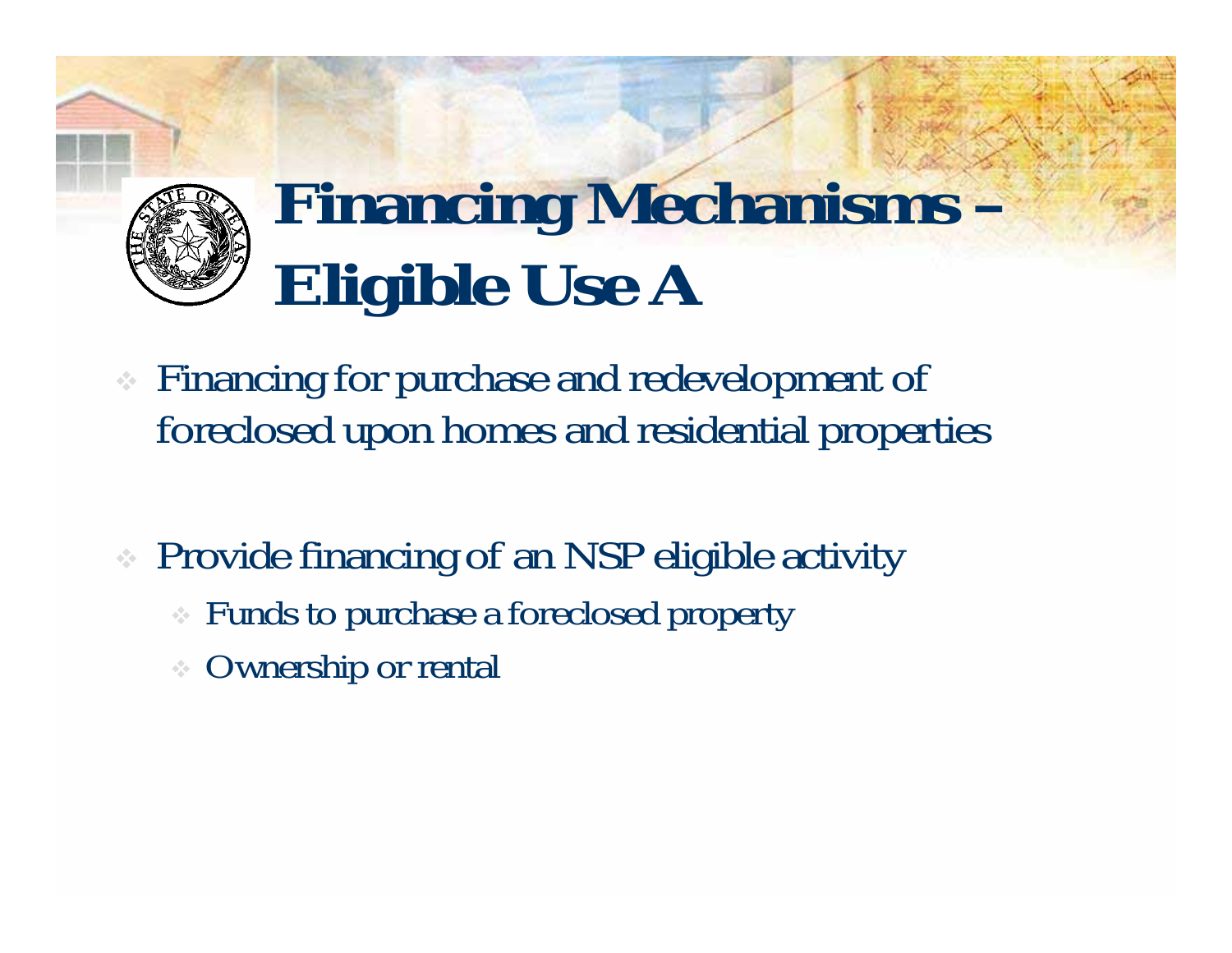# Financing Mechanisms – Eligible Use A

- Financing for purchase and redevelopment of foreclosed upon homes and residential properties

- Provide financing of an NSP eligible activity
  - Funds to purchase a foreclosed property
  - Ownership or rental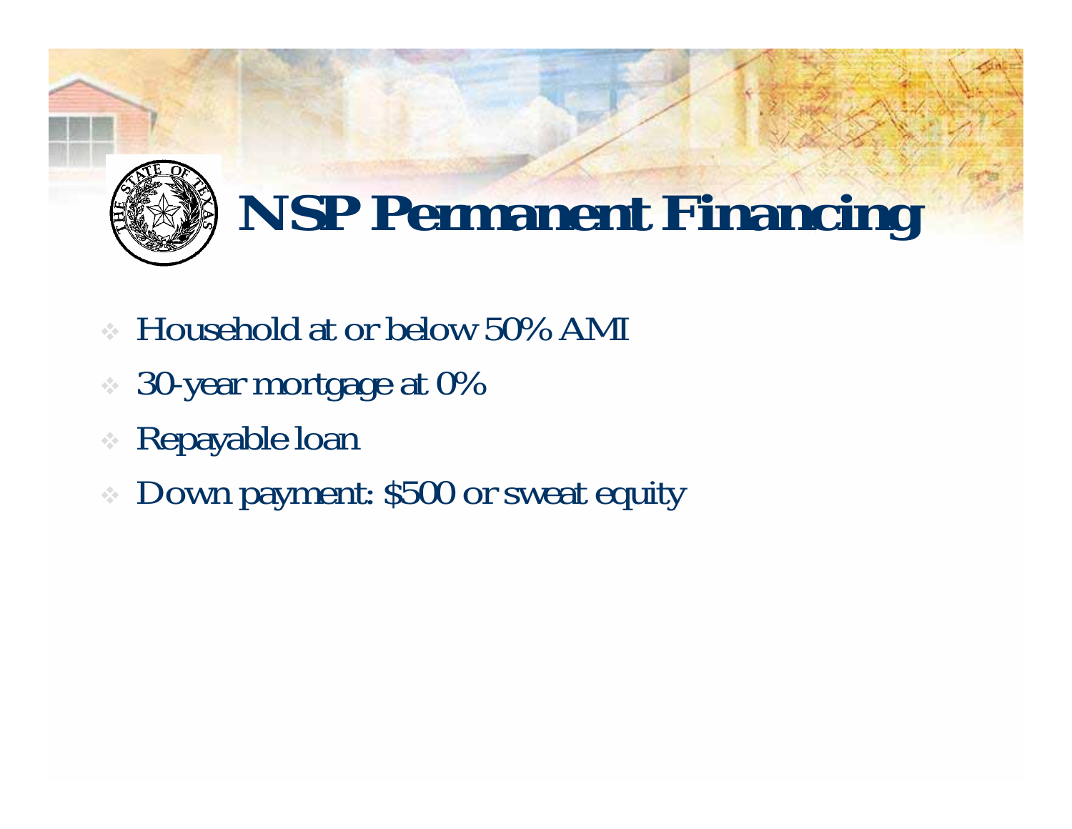# NSP Permanent Financing

- Household at or below 50% AMI
- 30-year mortgage at 0%
- Repayable loan
- Down payment: $500 or sweat equity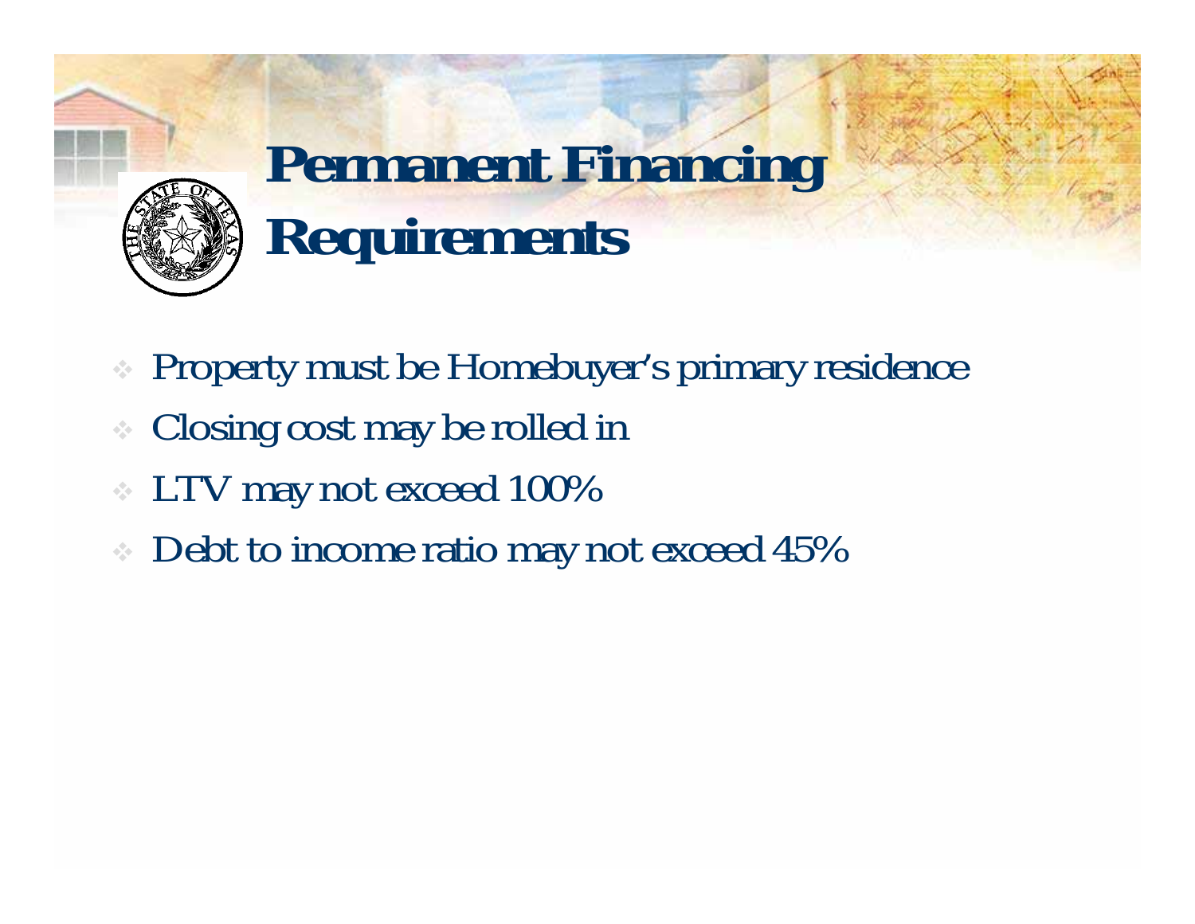# Permanent Financing Requirements

- Property must be Homebuyer's primary residence
- Closing cost may be rolled in
- LTV may not exceed 100%
- Debt to income ratio may not exceed 45%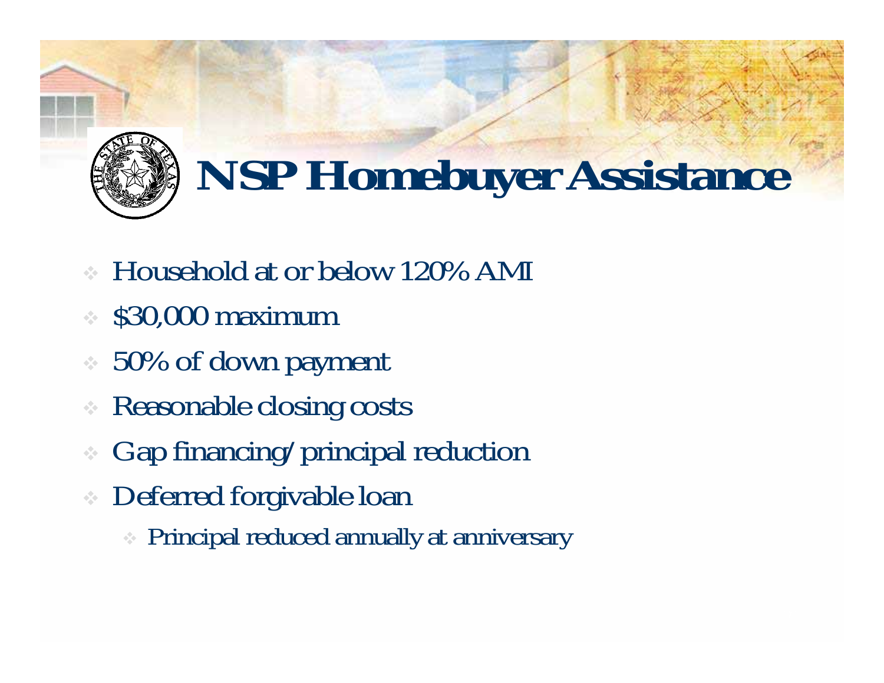# NSP Homebuyer Assistance

- Household at or below 120% AMI
- $30,000 maximum
- 50% of down payment
- Reasonable closing costs
- Gap financing/principal reduction
- Deferred forgivable loan
  - Principal reduced annually at anniversary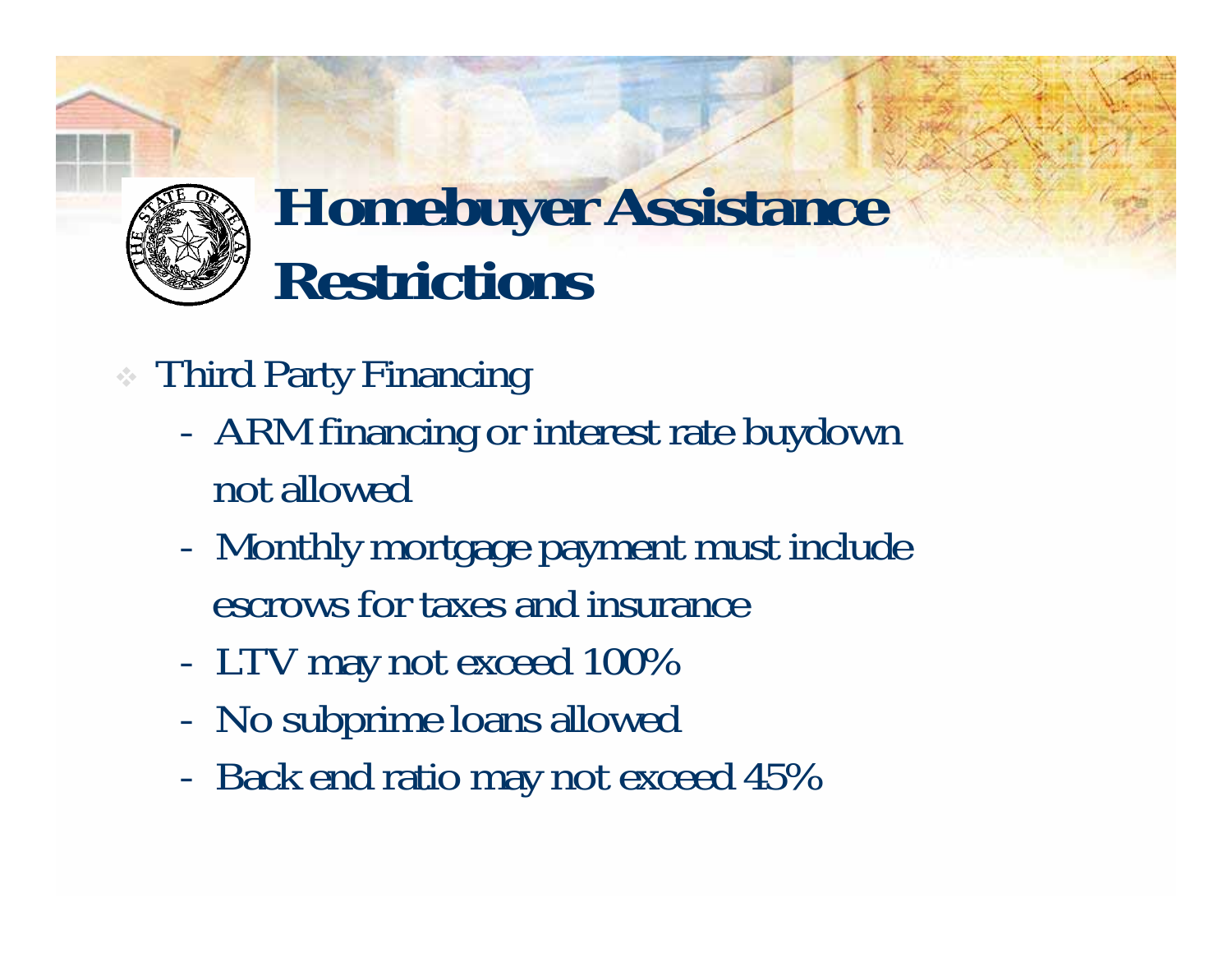# Homebuyer Assistance Restrictions

- Third Party Financing
  - ARM financing or interest rate buydown not allowed
  - Monthly mortgage payment must include escrows for taxes and insurance
  - LTV may not exceed 100%
  - No subprime loans allowed
  - Back end ratio may not exceed 45%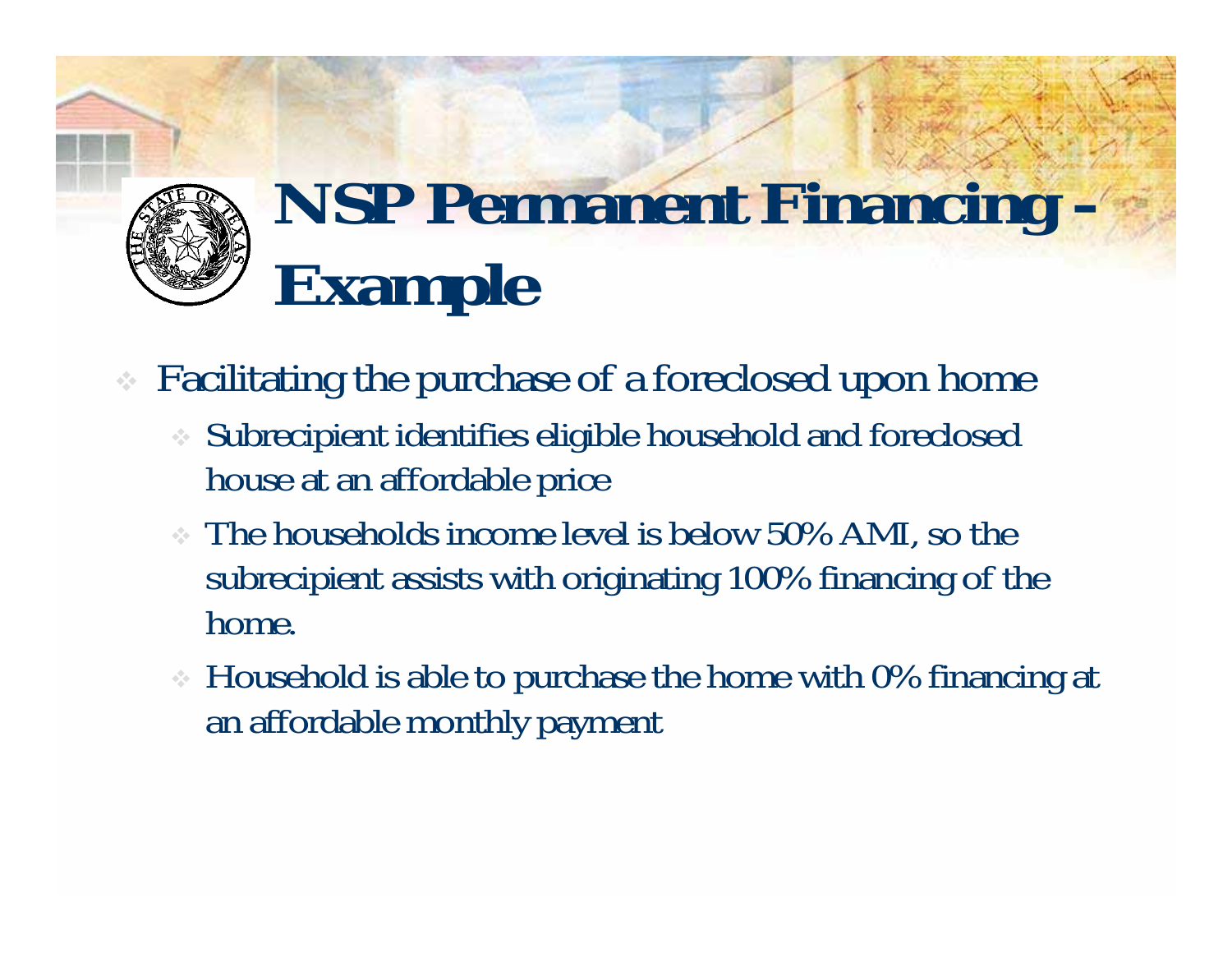# NSP Permanent Financing - Example

- Facilitating the purchase of a foreclosed upon home
  - Subrecipient identifies eligible household and foreclosed house at an affordable price
  - The households income level is below 50% AMI, so the subrecipient assists with originating 100% financing of the home.
  - Household is able to purchase the home with 0% financing at an affordable monthly payment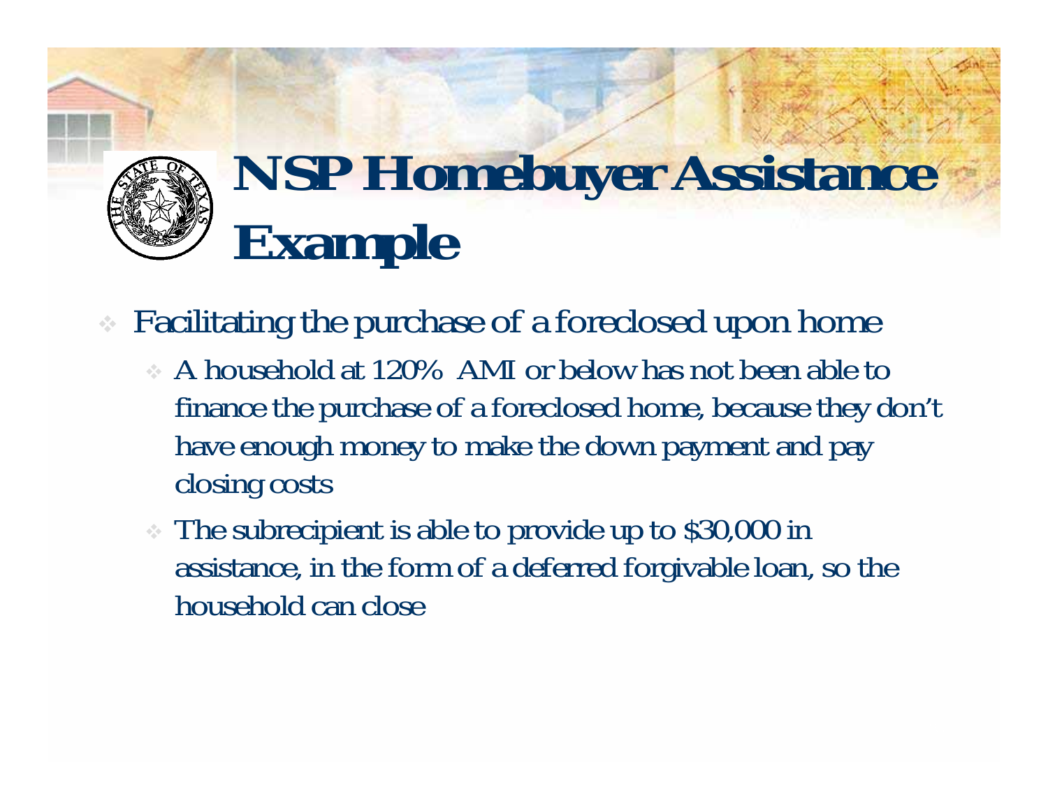# NSP Homebuyer Assistance Example

- Facilitating the purchase of a foreclosed upon home
  - A household at 120% AMI or below has not been able to finance the purchase of a foreclosed home, because they don't have enough money to make the down payment and pay closing costs
  - The subrecipient is able to provide up to $30,000 in assistance, in the form of a deferred forgivable loan, so the household can close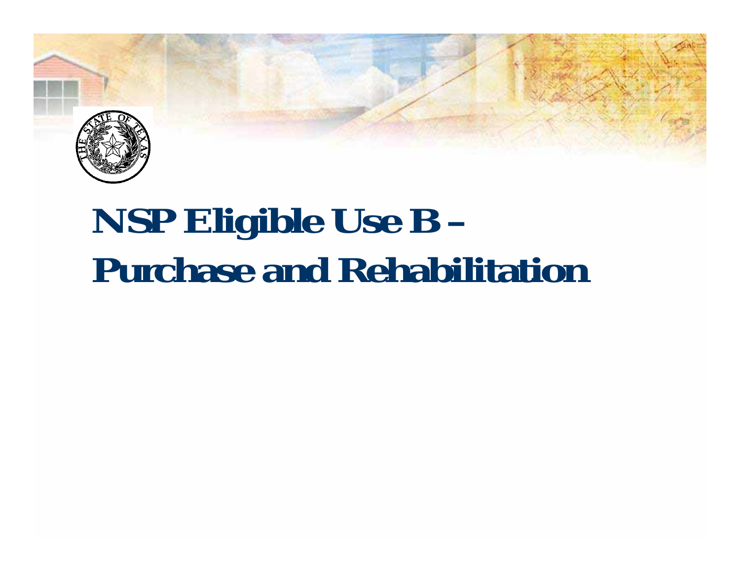# NSP Eligible Use B – Purchase and Rehabilitation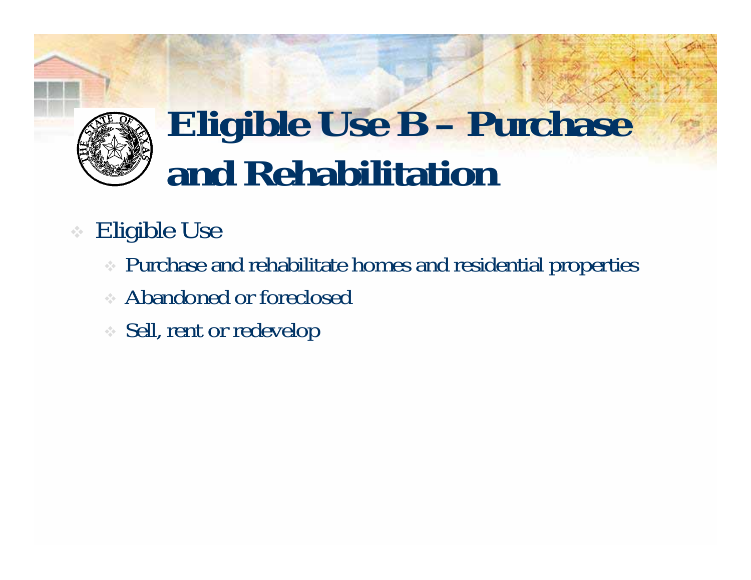# Eligible Use B – Purchase and Rehabilitation

- Eligible Use
  - Purchase and rehabilitate homes and residential properties
  - Abandoned or foreclosed
  - Sell, rent or redevelop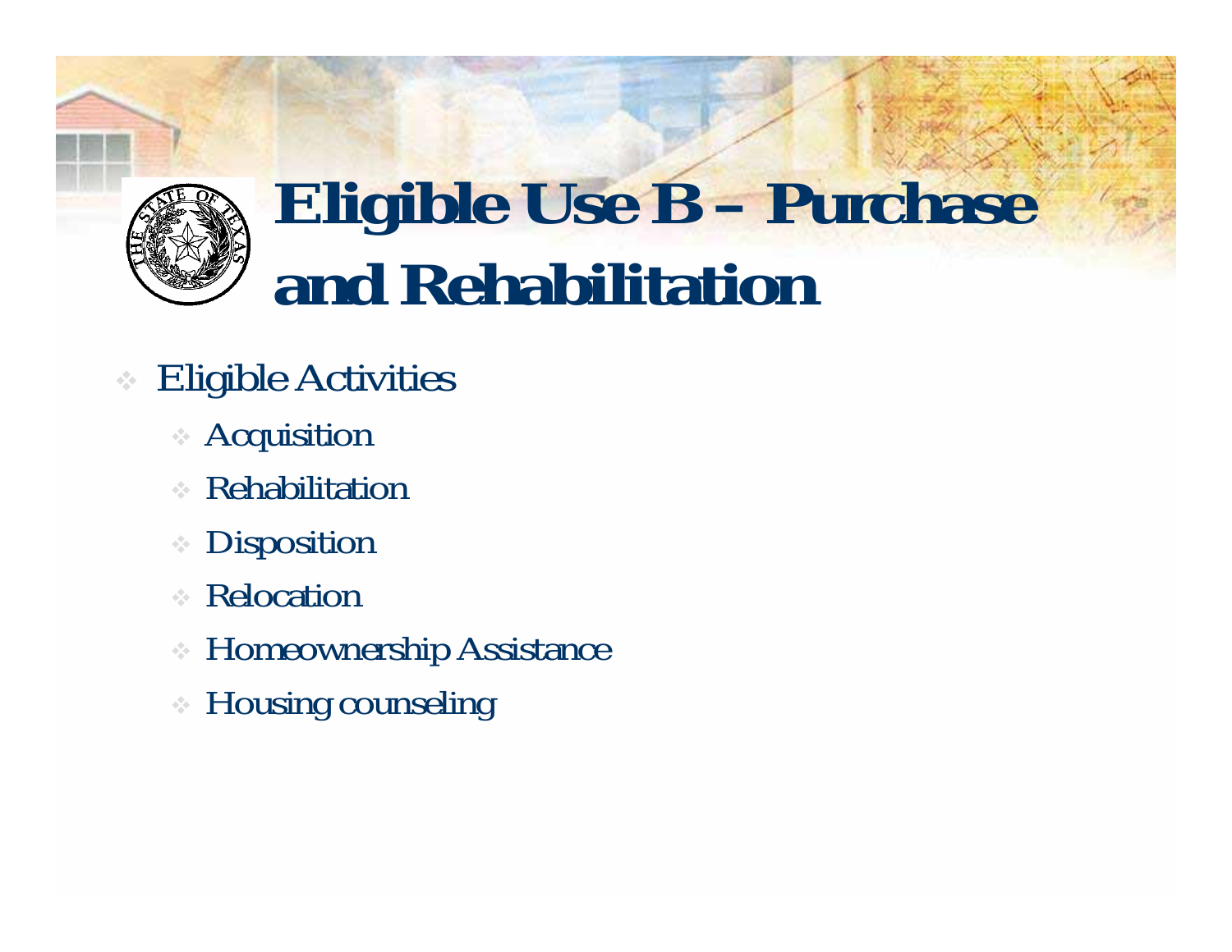# Eligible Use B – Purchase and Rehabilitation

- Eligible Activities
  - Acquisition
  - Rehabilitation
  - Disposition
  - Relocation
  - Homeownership Assistance
  - Housing counseling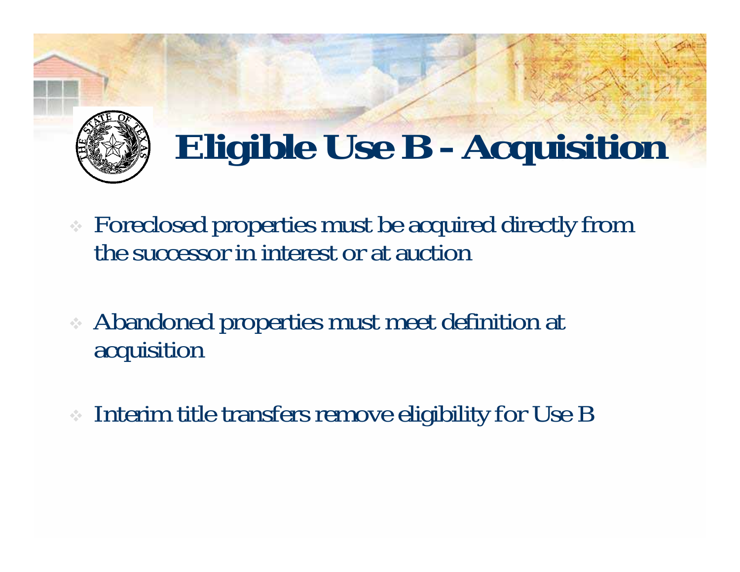# Eligible Use B - Acquisition

- Foreclosed properties must be acquired directly from the successor in interest or at auction
- Abandoned properties must meet definition at acquisition
- Interim title transfers remove eligibility for Use B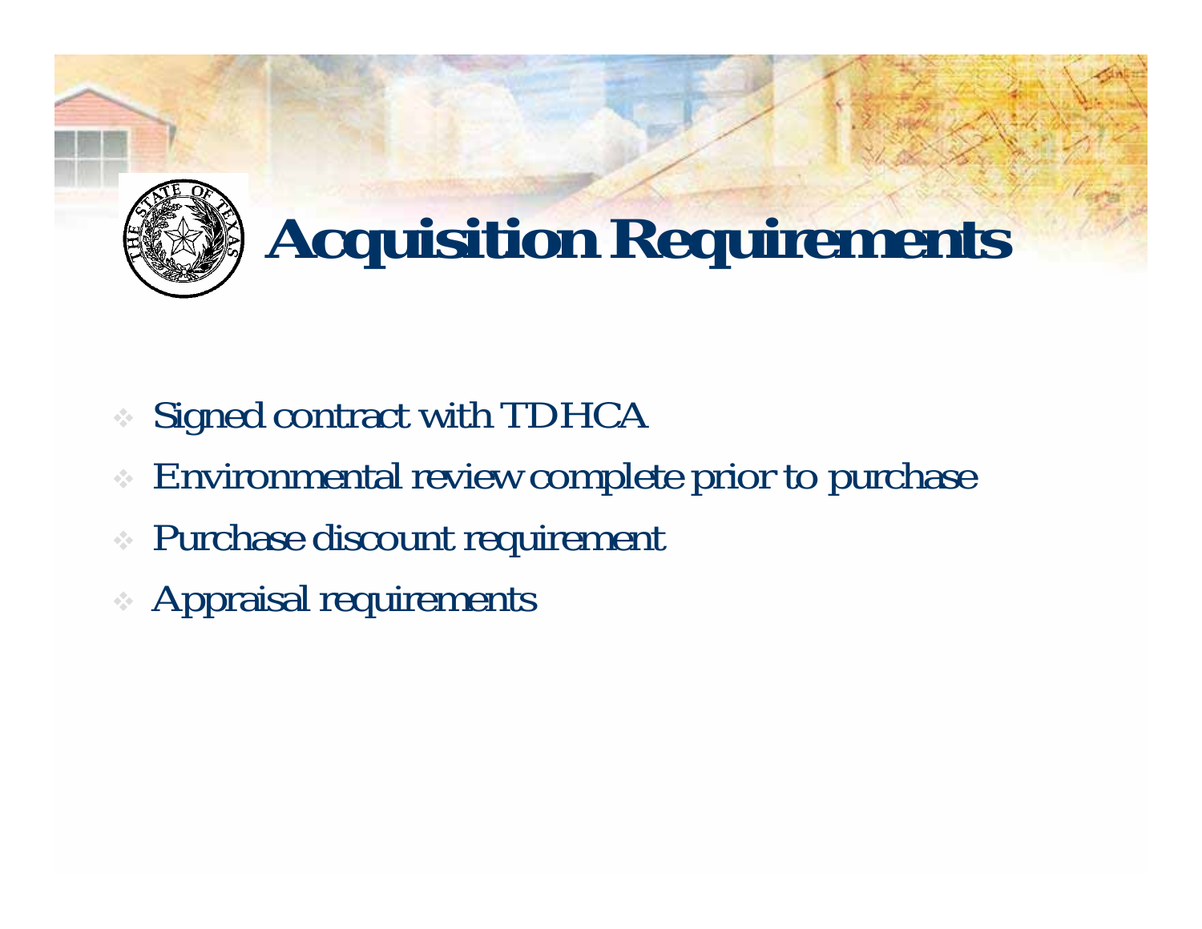# Acquisition Requirements

- Signed contract with TDHCA
- Environmental review complete prior to purchase
- Purchase discount requirement
- Appraisal requirements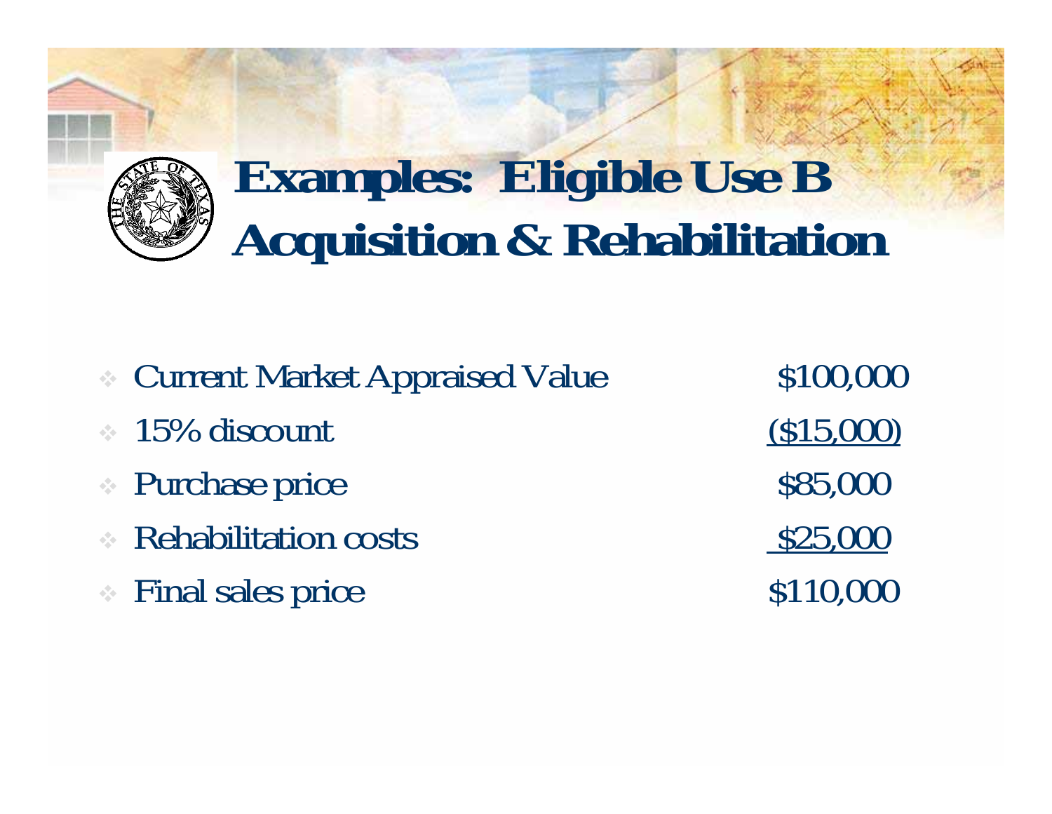# Examples: Eligible Use B Acquisition & Rehabilitation

| | |
|---|---|
| Current Market Appraised Value | $100,000 |
| 15% discount | ($15,000) |
| Purchase price | $85,000 |
| Rehabilitation costs | $25,000 |
| Final sales price | $110,000 |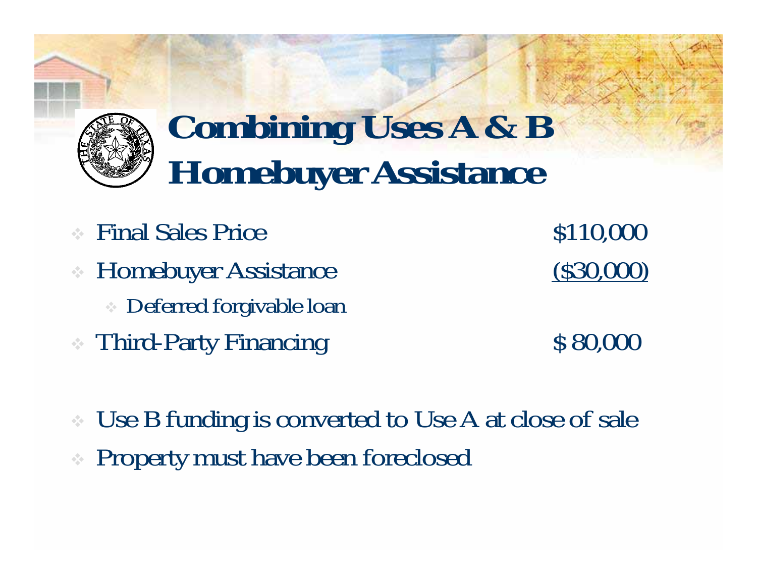# Combining Uses A & B Homebuyer Assistance

- Final Sales Price $110,000
- Homebuyer Assistance ($30,000)
  - Deferred forgivable loan
- Third-Party Financing $ 80,000

- Use B funding is converted to Use A at close of sale
- Property must have been foreclosed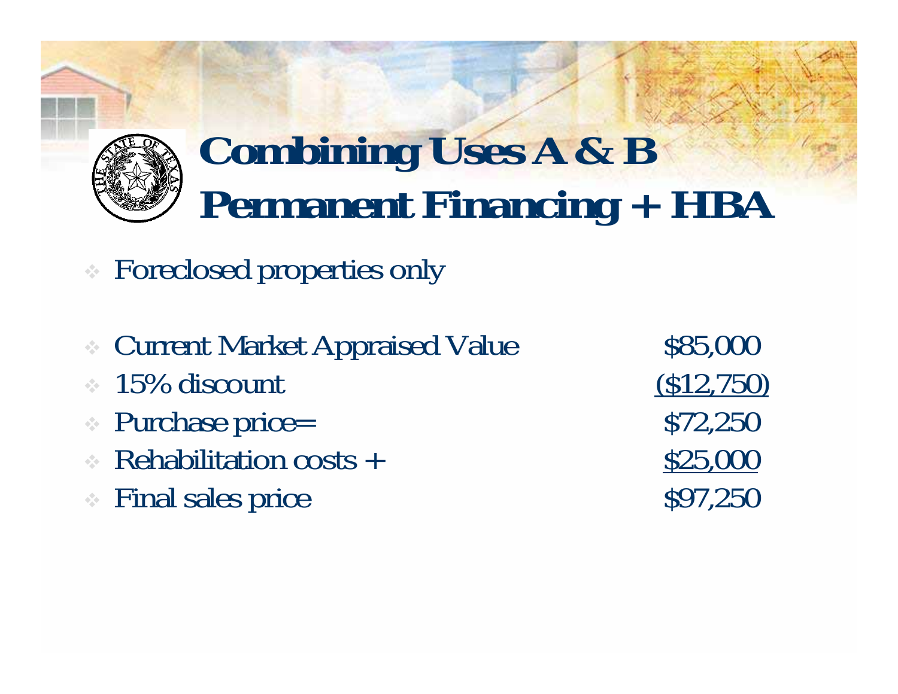# Combining Uses A & B
# Permanent Financing + HBA

- Foreclosed properties only

| | |
|---|---|
| Current Market Appraised Value | $85,000 |
| 15% discount | ($12,750) |
| Purchase price= | $72,250 |
| Rehabilitation costs + | $25,000 |
| Final sales price | $97,250 |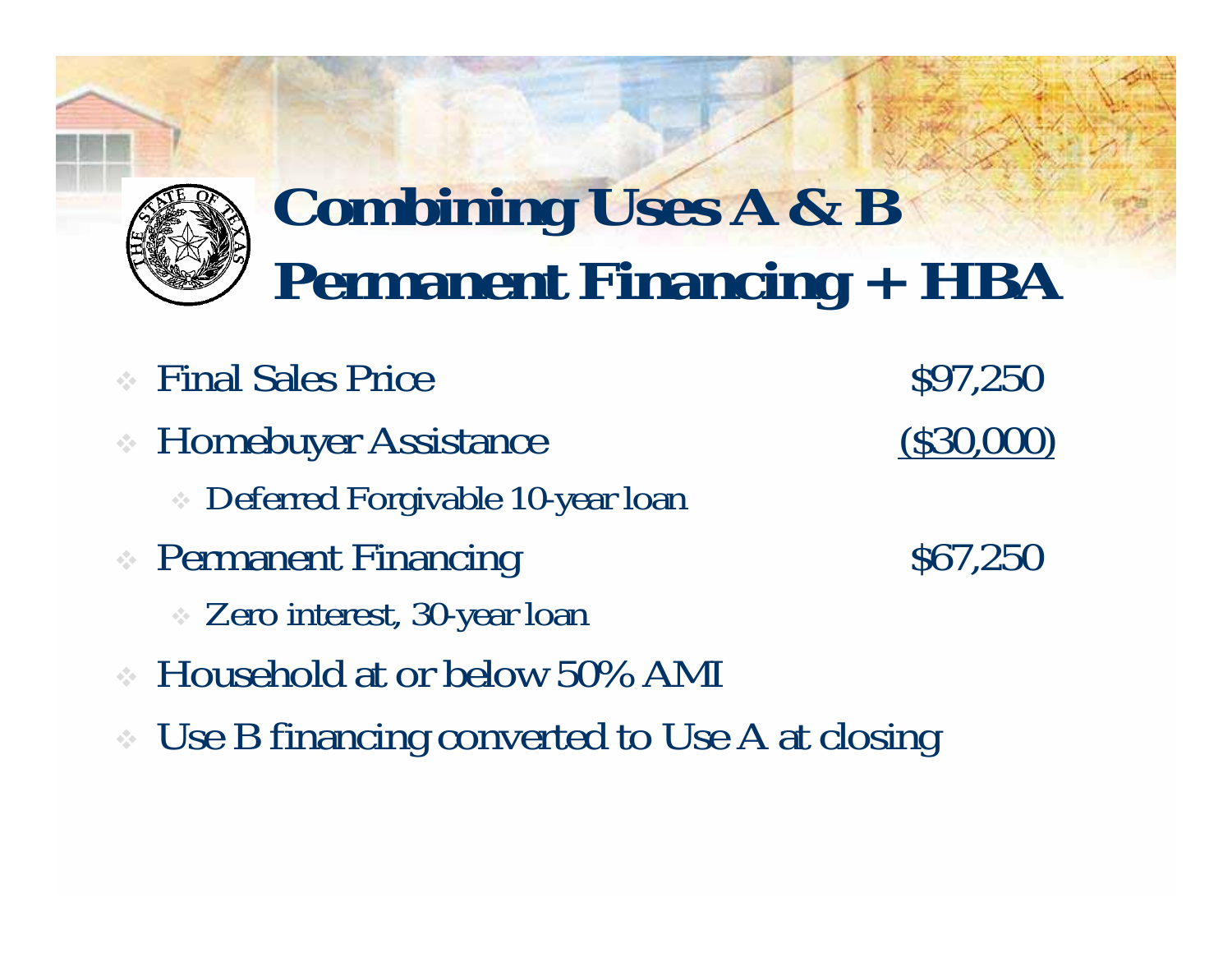# Combining Uses A & B
# Permanent Financing + HBA

- Final Sales Price — $97,250
- Homebuyer Assistance — ($30,000)
  - Deferred Forgivable 10-year loan
- Permanent Financing — $67,250
  - Zero interest, 30-year loan
- Household at or below 50% AMI
- Use B financing converted to Use A at closing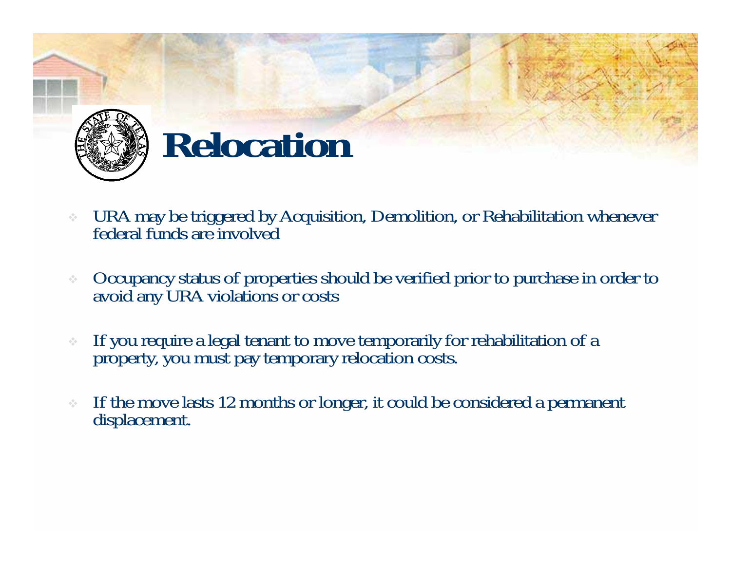# Relocation

- URA may be triggered by Acquisition, Demolition, or Rehabilitation whenever federal funds are involved
- Occupancy status of properties should be verified prior to purchase in order to avoid any URA violations or costs
- If you require a legal tenant to move temporarily for rehabilitation of a property, you must pay temporary relocation costs.
- If the move lasts 12 months or longer, it could be considered a permanent displacement.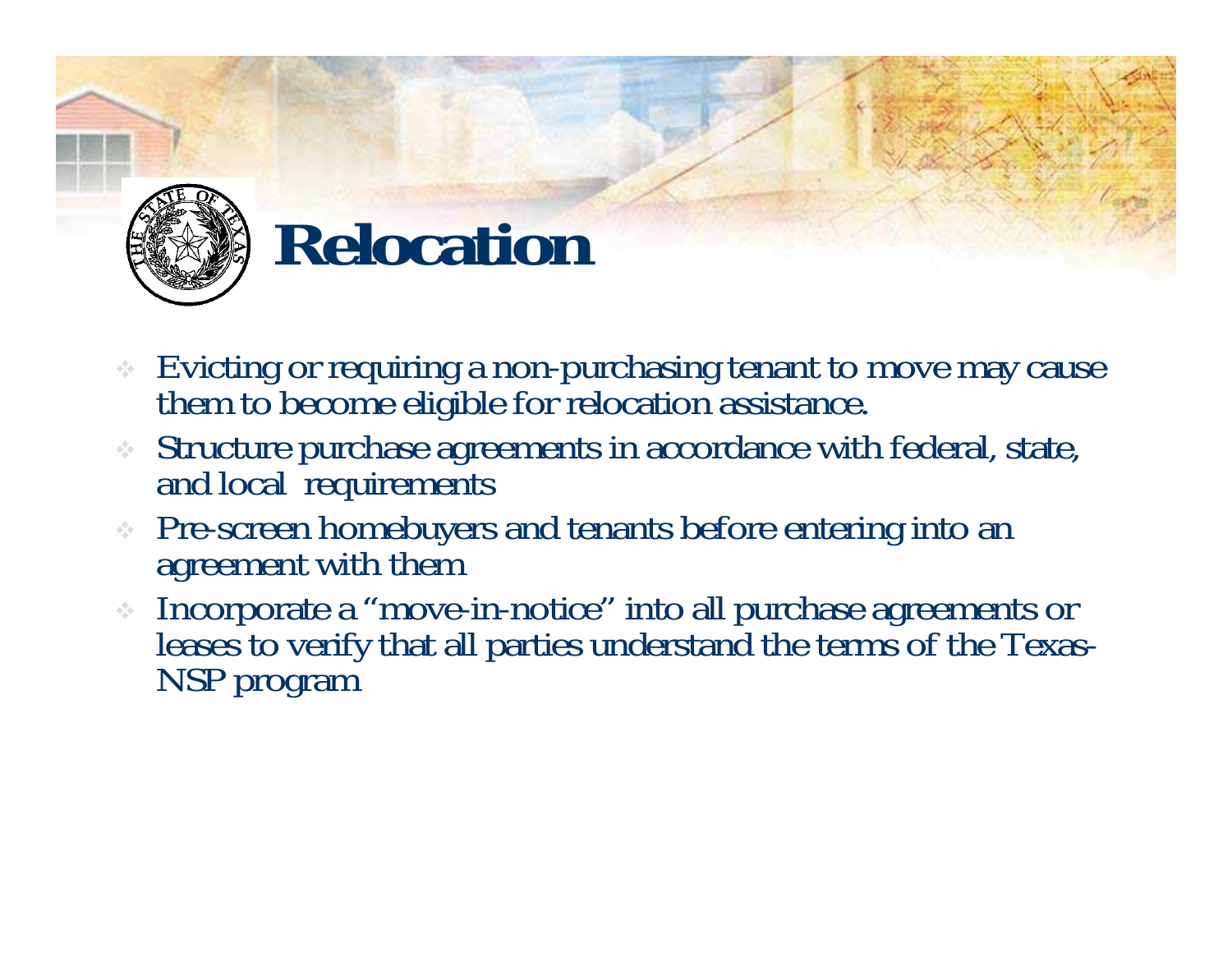# Relocation

- Evicting or requiring a non-purchasing tenant to move may cause them to become eligible for relocation assistance.
- Structure purchase agreements in accordance with federal, state, and local requirements
- Pre-screen homebuyers and tenants before entering into an agreement with them
- Incorporate a "move-in-notice" into all purchase agreements or leases to verify that all parties understand the terms of the Texas-NSP program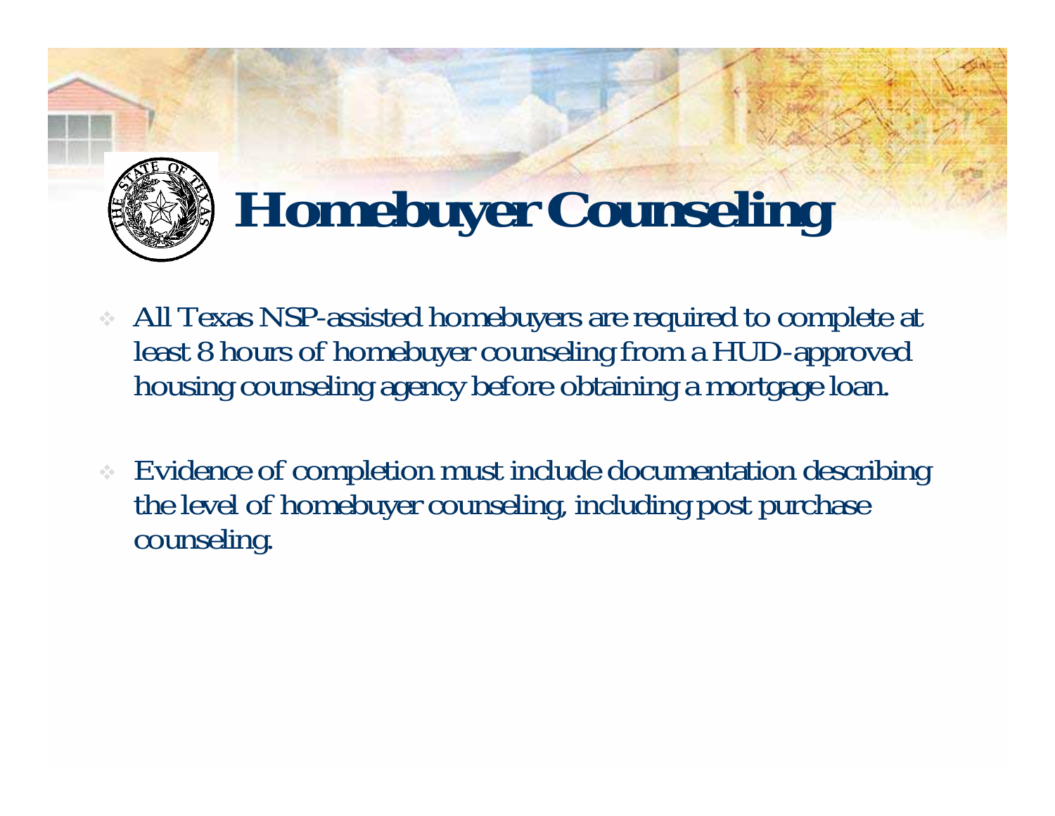# Homebuyer Counseling

- All Texas NSP-assisted homebuyers are required to complete at least 8 hours of homebuyer counseling from a HUD-approved housing counseling agency before obtaining a mortgage loan.
- Evidence of completion must include documentation describing the level of homebuyer counseling, including post purchase counseling.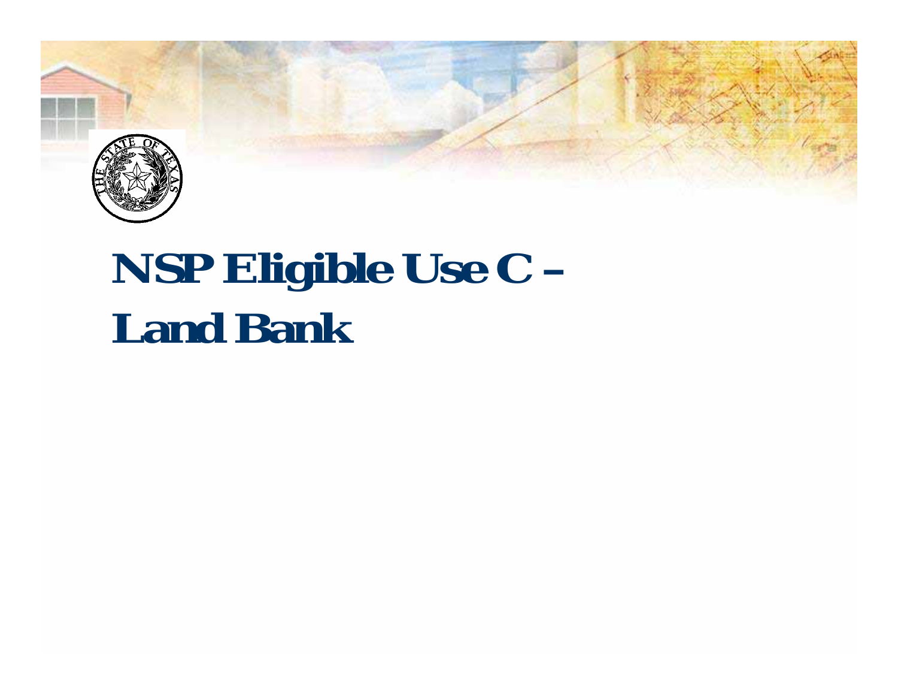# NSP Eligible Use C – Land Bank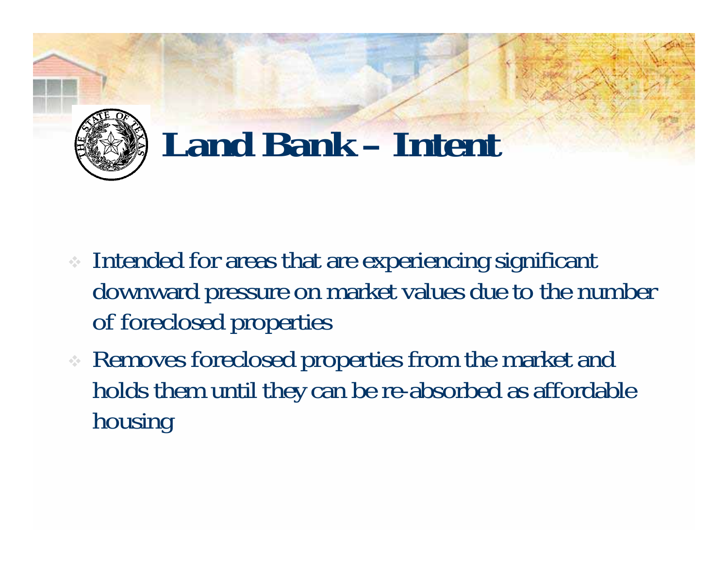# Land Bank – Intent

- Intended for areas that are experiencing significant downward pressure on market values due to the number of foreclosed properties
- Removes foreclosed properties from the market and holds them until they can be re-absorbed as affordable housing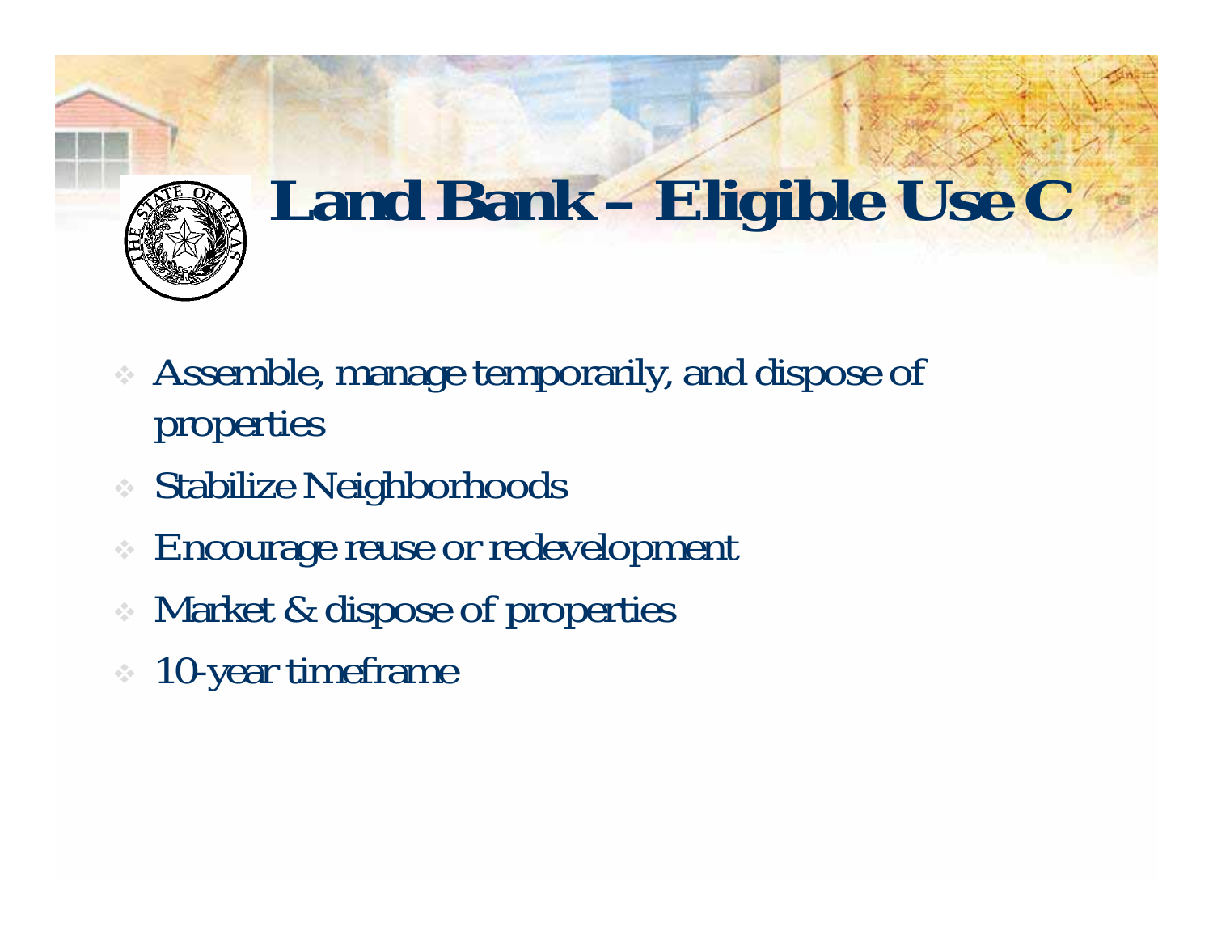# Land Bank – Eligible Use C

- Assemble, manage temporarily, and dispose of properties
- Stabilize Neighborhoods
- Encourage reuse or redevelopment
- Market & dispose of properties
- 10-year timeframe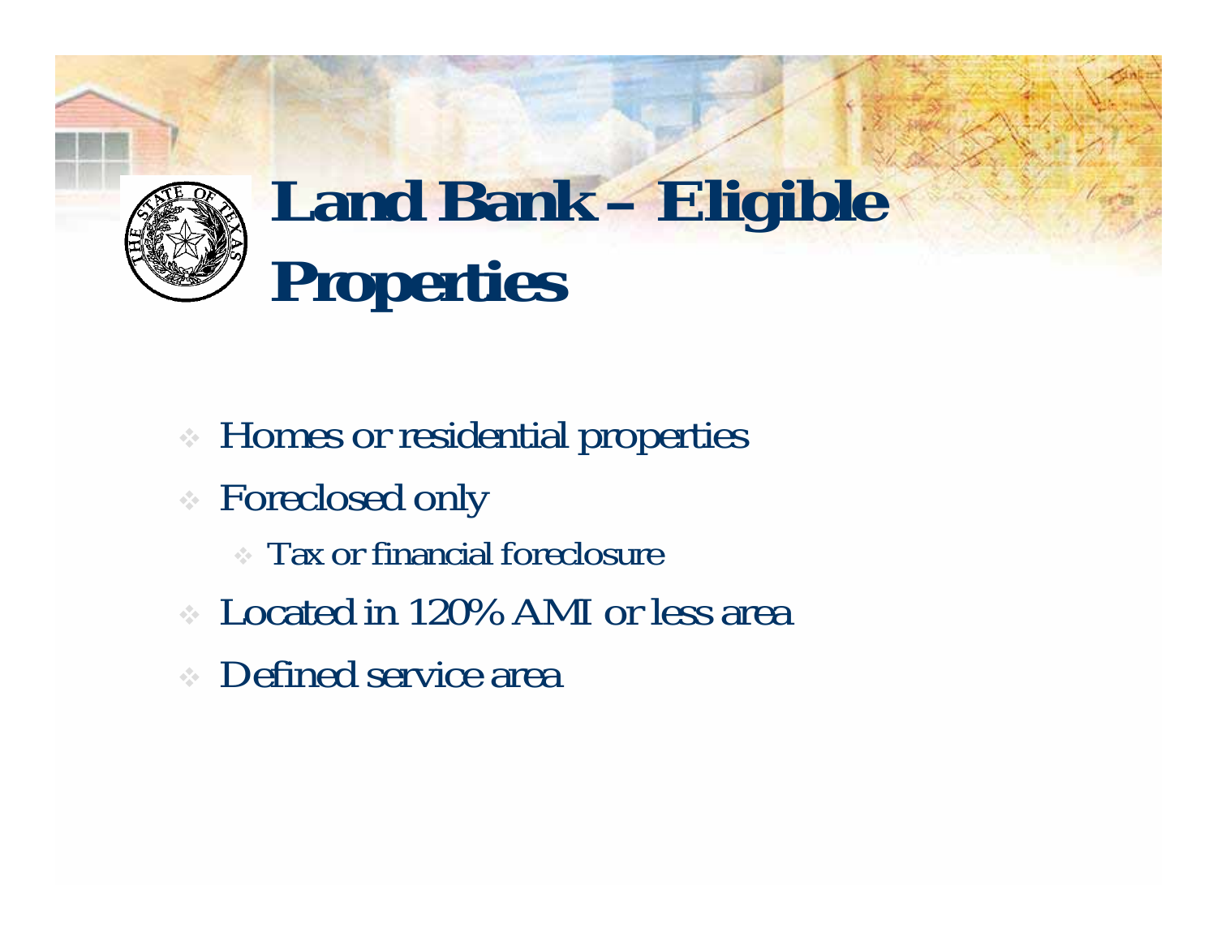# Land Bank – Eligible Properties

- Homes or residential properties
- Foreclosed only
  - Tax or financial foreclosure
- Located in 120% AMI or less area
- Defined service area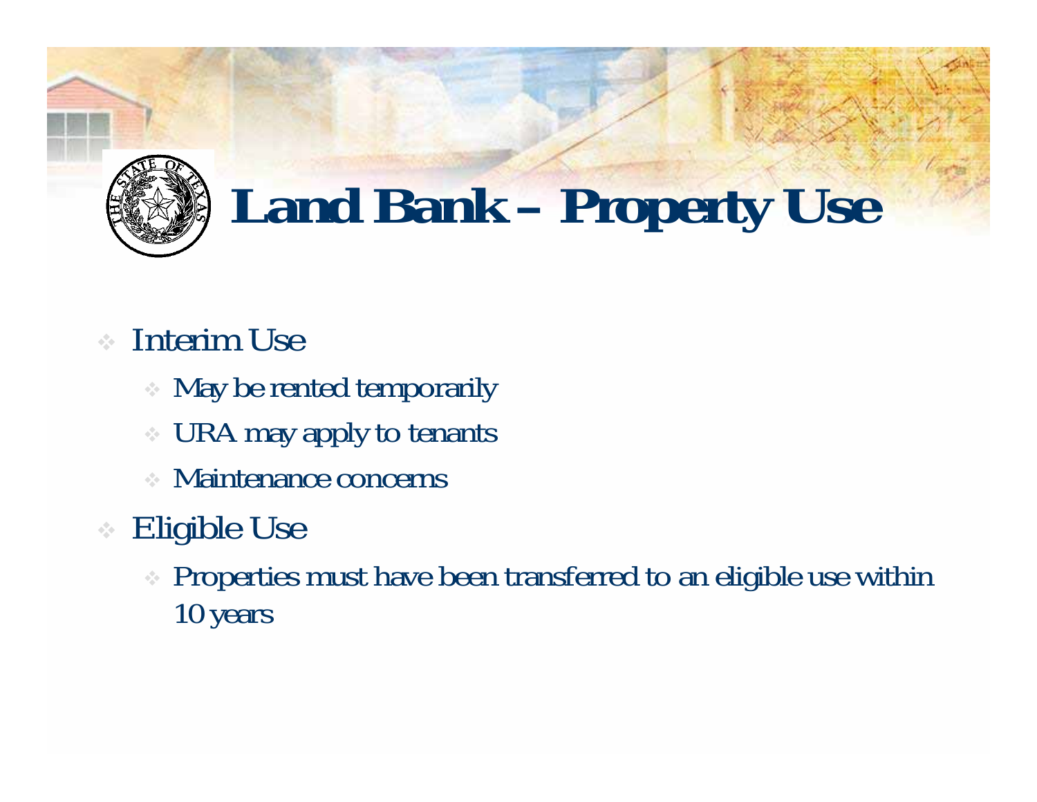# Land Bank – Property Use

- Interim Use
  - May be rented temporarily
  - URA may apply to tenants
  - Maintenance concerns
- Eligible Use
  - Properties must have been transferred to an eligible use within 10 years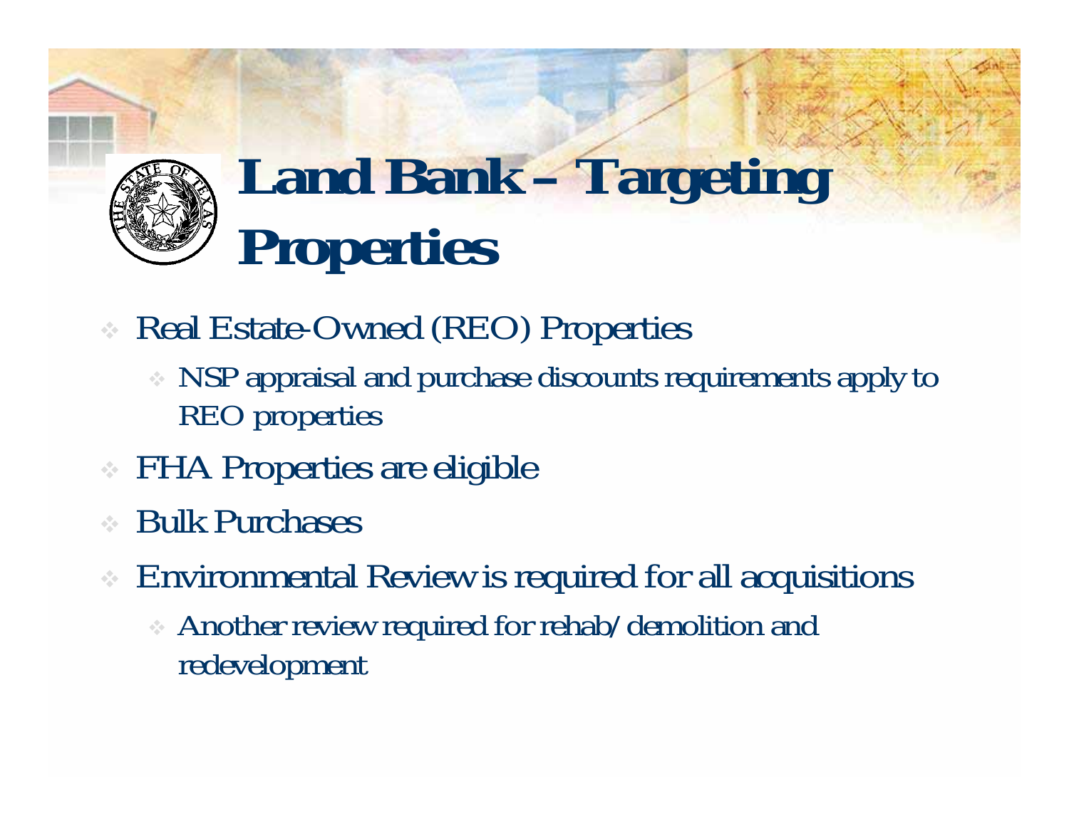# Land Bank – Targeting Properties

- Real Estate-Owned (REO) Properties
  - NSP appraisal and purchase discounts requirements apply to REO properties
- FHA Properties are eligible
- Bulk Purchases
- Environmental Review is required for all acquisitions
  - Another review required for rehab/demolition and redevelopment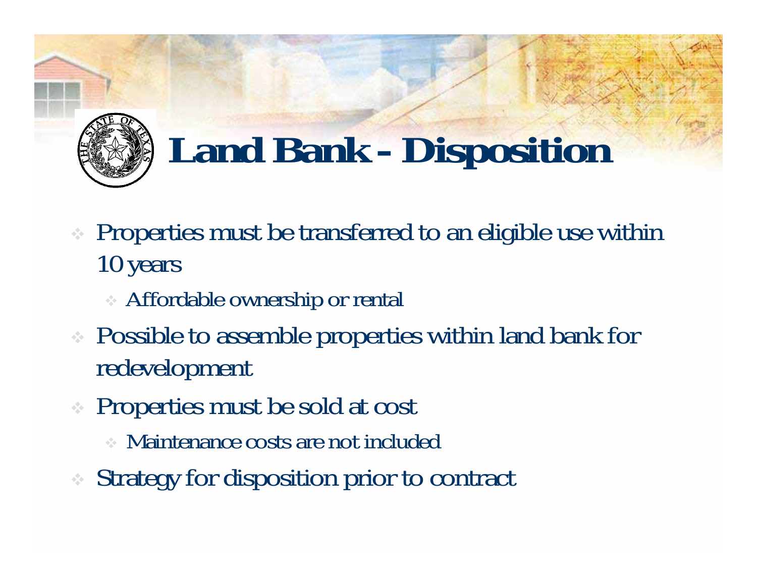# Land Bank - Disposition

- Properties must be transferred to an eligible use within 10 years
  - Affordable ownership or rental
- Possible to assemble properties within land bank for redevelopment
- Properties must be sold at cost
  - Maintenance costs are not included
- Strategy for disposition prior to contract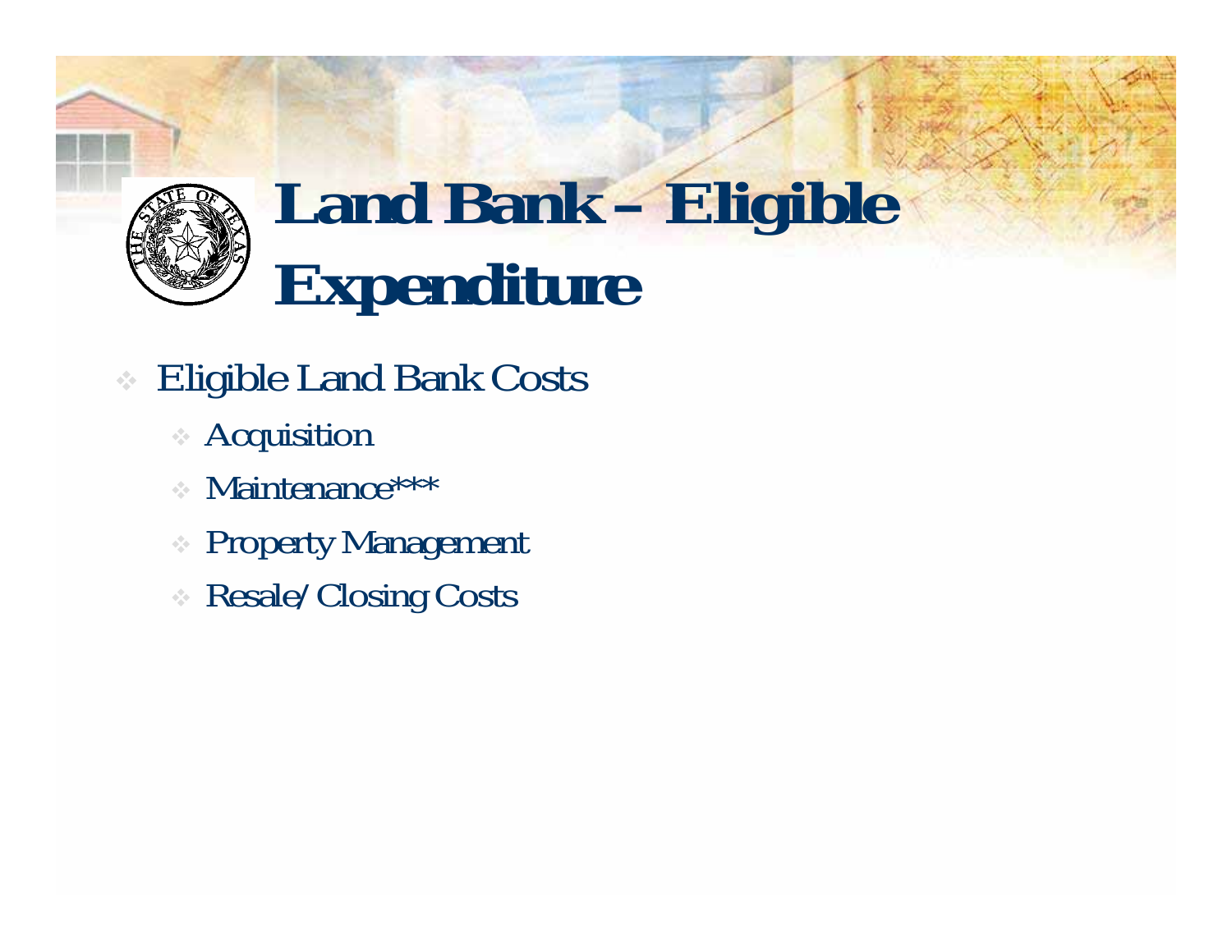# Land Bank – Eligible Expenditure

- Eligible Land Bank Costs
  - Acquisition
  - Maintenance***
  - Property Management
  - Resale/Closing Costs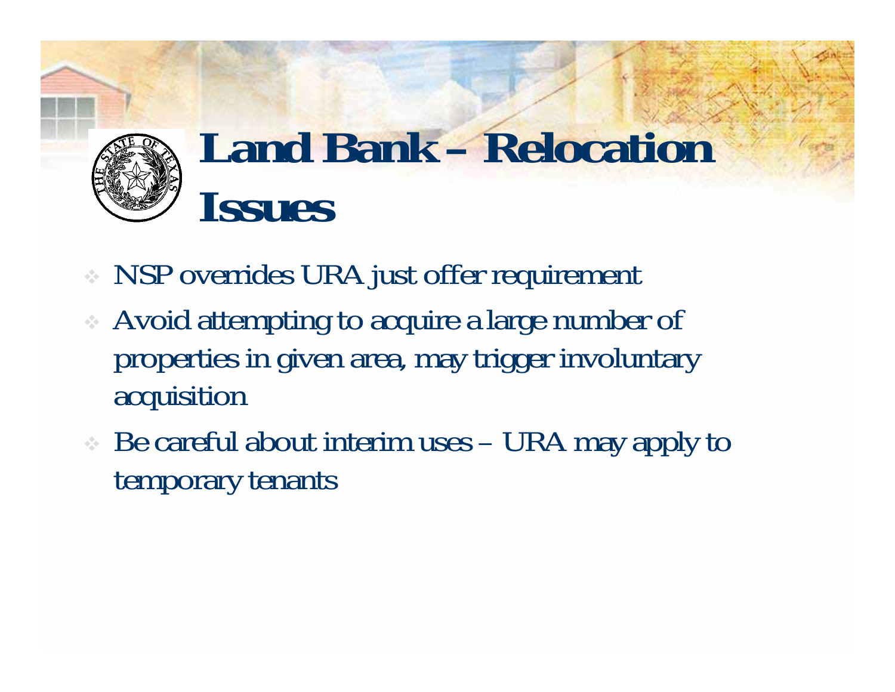# Land Bank – Relocation Issues

- NSP overrides URA just offer requirement
- Avoid attempting to acquire a large number of properties in given area, may trigger involuntary acquisition
- Be careful about interim uses – URA may apply to temporary tenants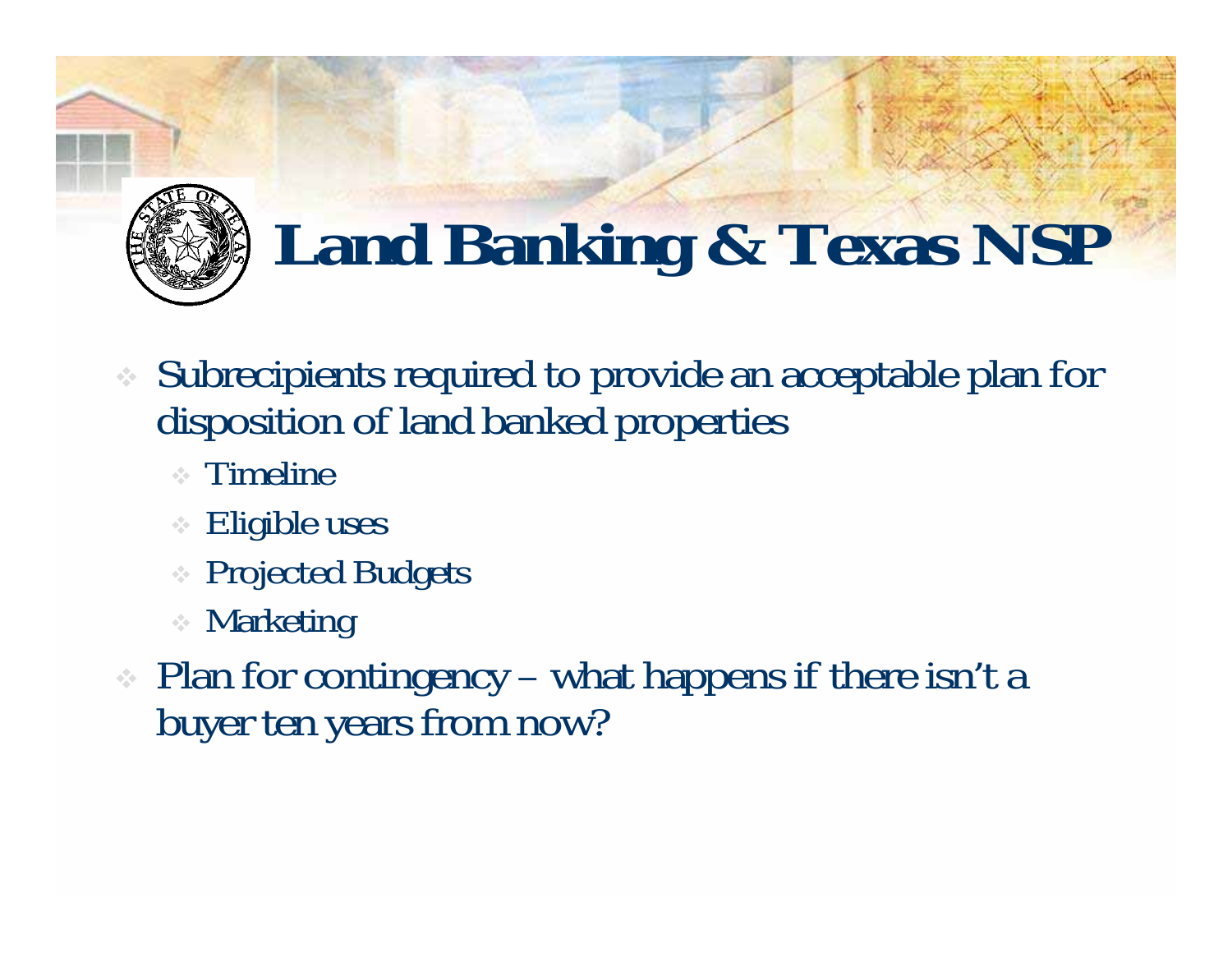# Land Banking & Texas NSP

- Subrecipients required to provide an acceptable plan for disposition of land banked properties
  - Timeline
  - Eligible uses
  - Projected Budgets
  - Marketing
- Plan for contingency – what happens if there isn't a buyer ten years from now?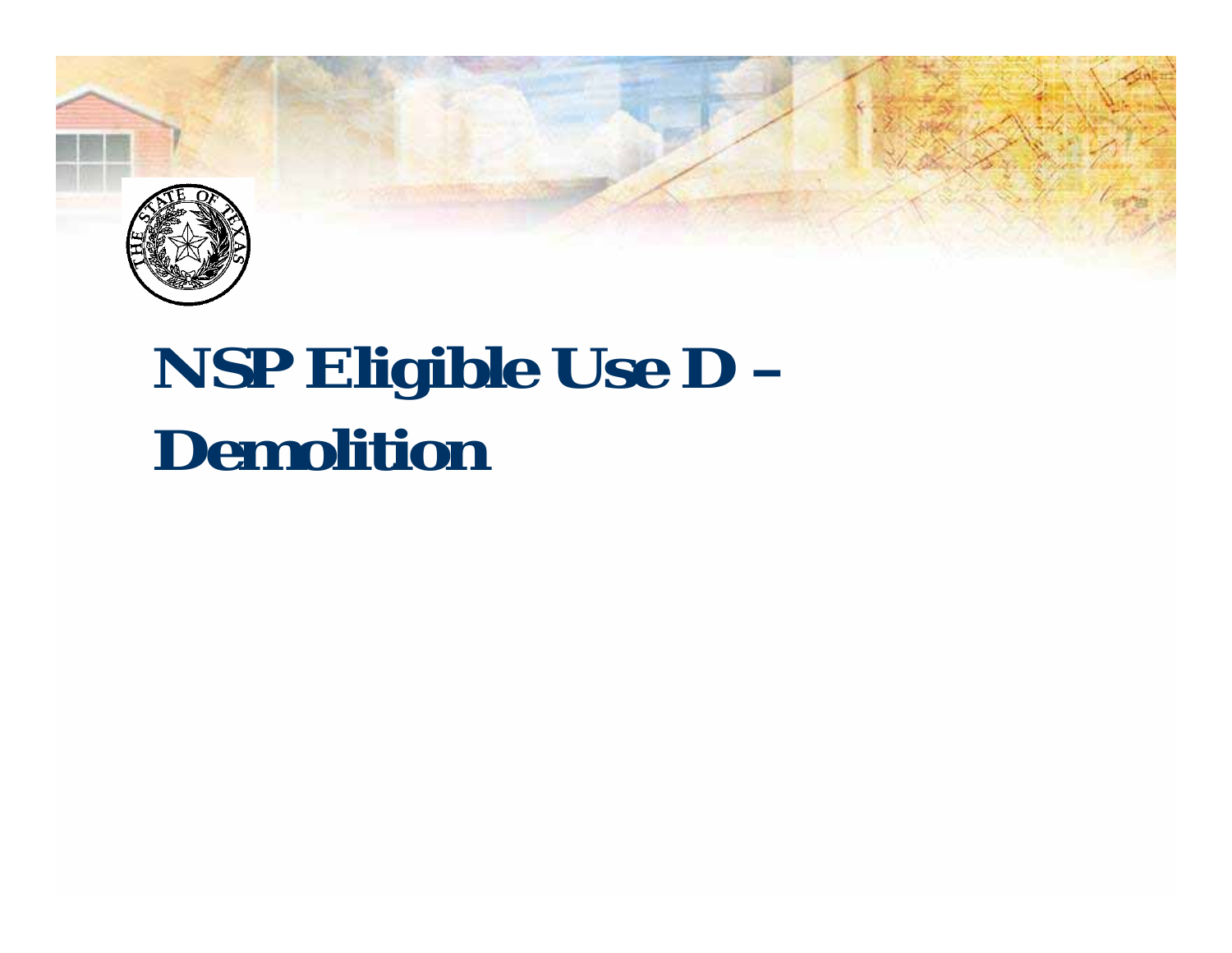# NSP Eligible Use D – Demolition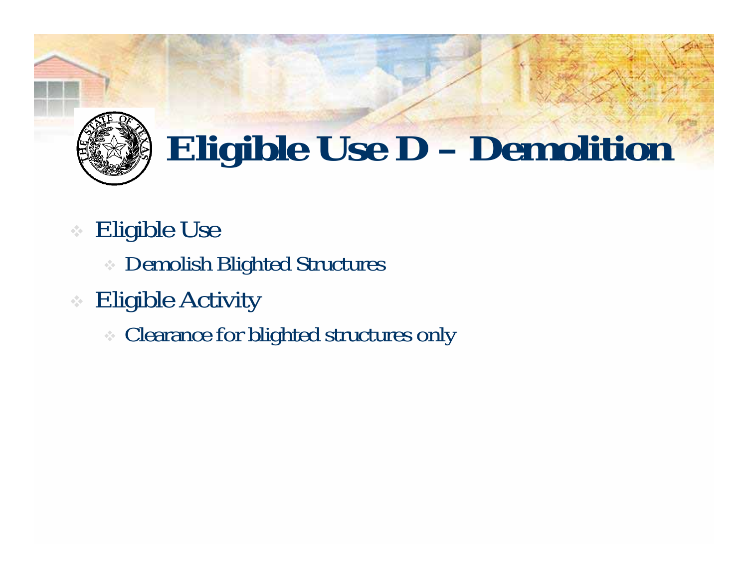# Eligible Use D – Demolition

- Eligible Use
  - Demolish Blighted Structures
- Eligible Activity
  - Clearance for blighted structures only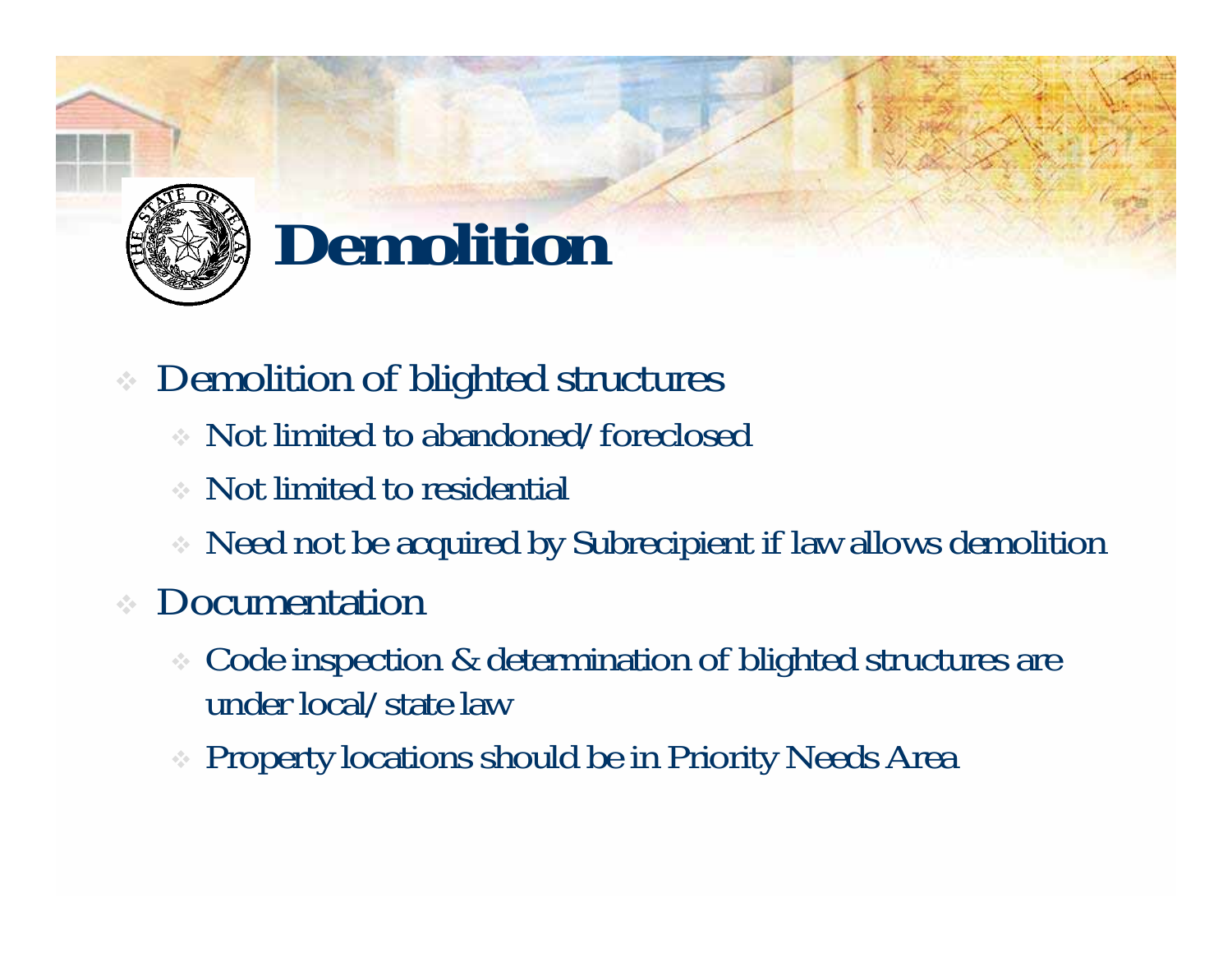# Demolition

- Demolition of blighted structures
  - Not limited to abandoned/foreclosed
  - Not limited to residential
  - Need not be acquired by Subrecipient if law allows demolition
- Documentation
  - Code inspection & determination of blighted structures are under local/state law
  - Property locations should be in Priority Needs Area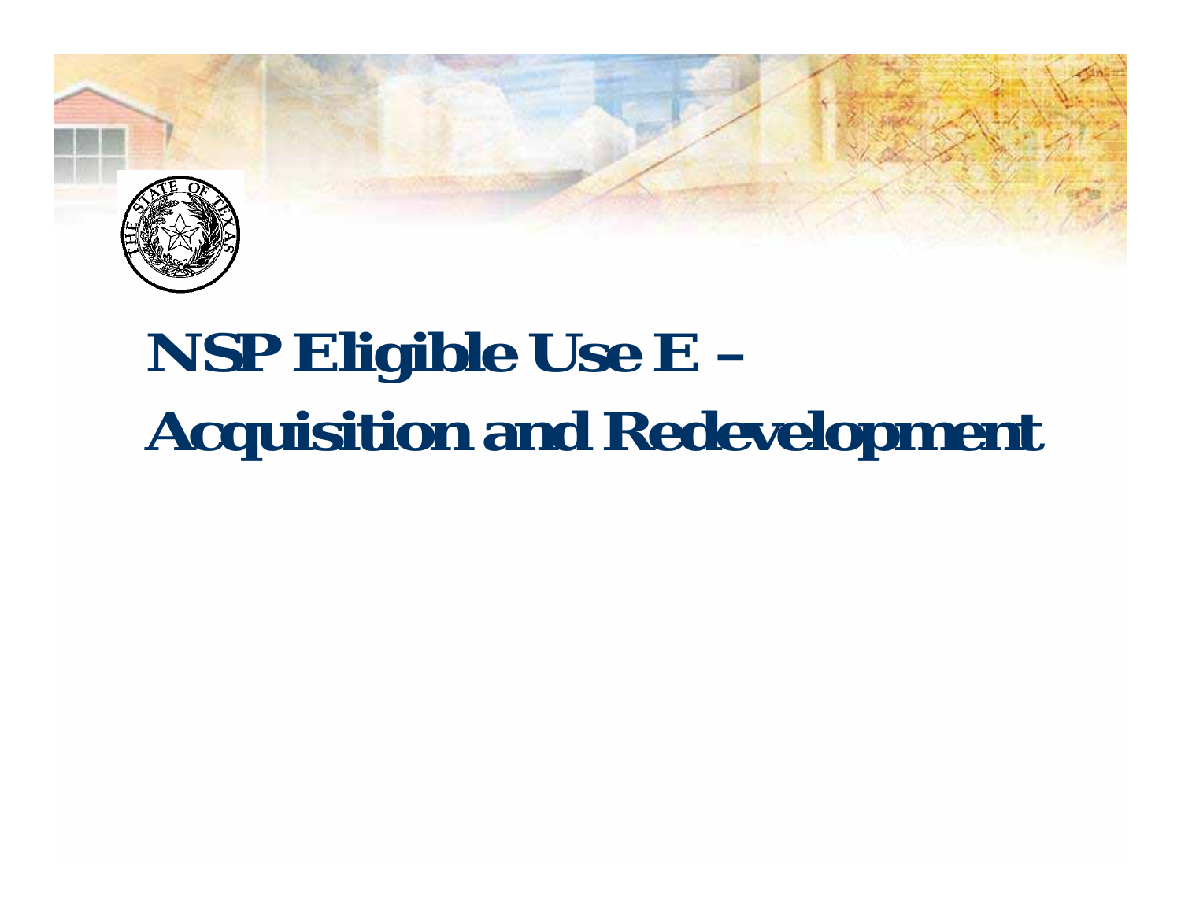# NSP Eligible Use E – Acquisition and Redevelopment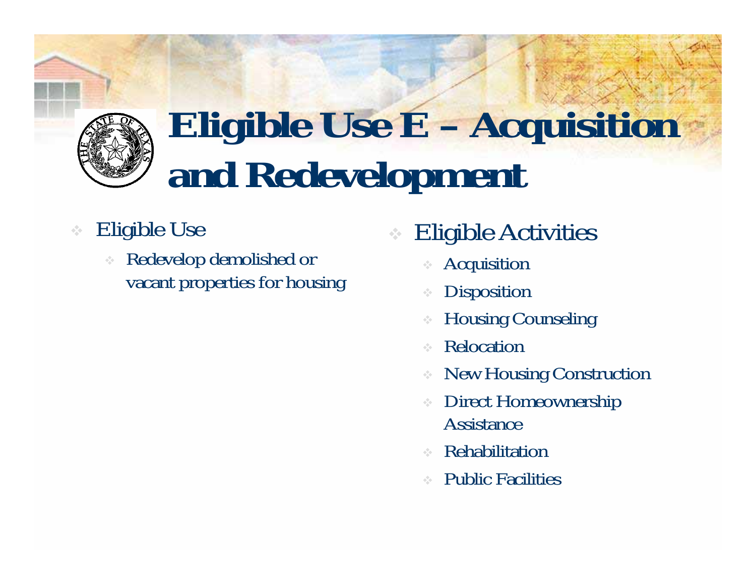# Eligible Use E – Acquisition and Redevelopment

- Eligible Use
  - Redevelop demolished or vacant properties for housing

- Eligible Activities
  - Acquisition
  - Disposition
  - Housing Counseling
  - Relocation
  - New Housing Construction
  - Direct Homeownership Assistance
  - Rehabilitation
  - Public Facilities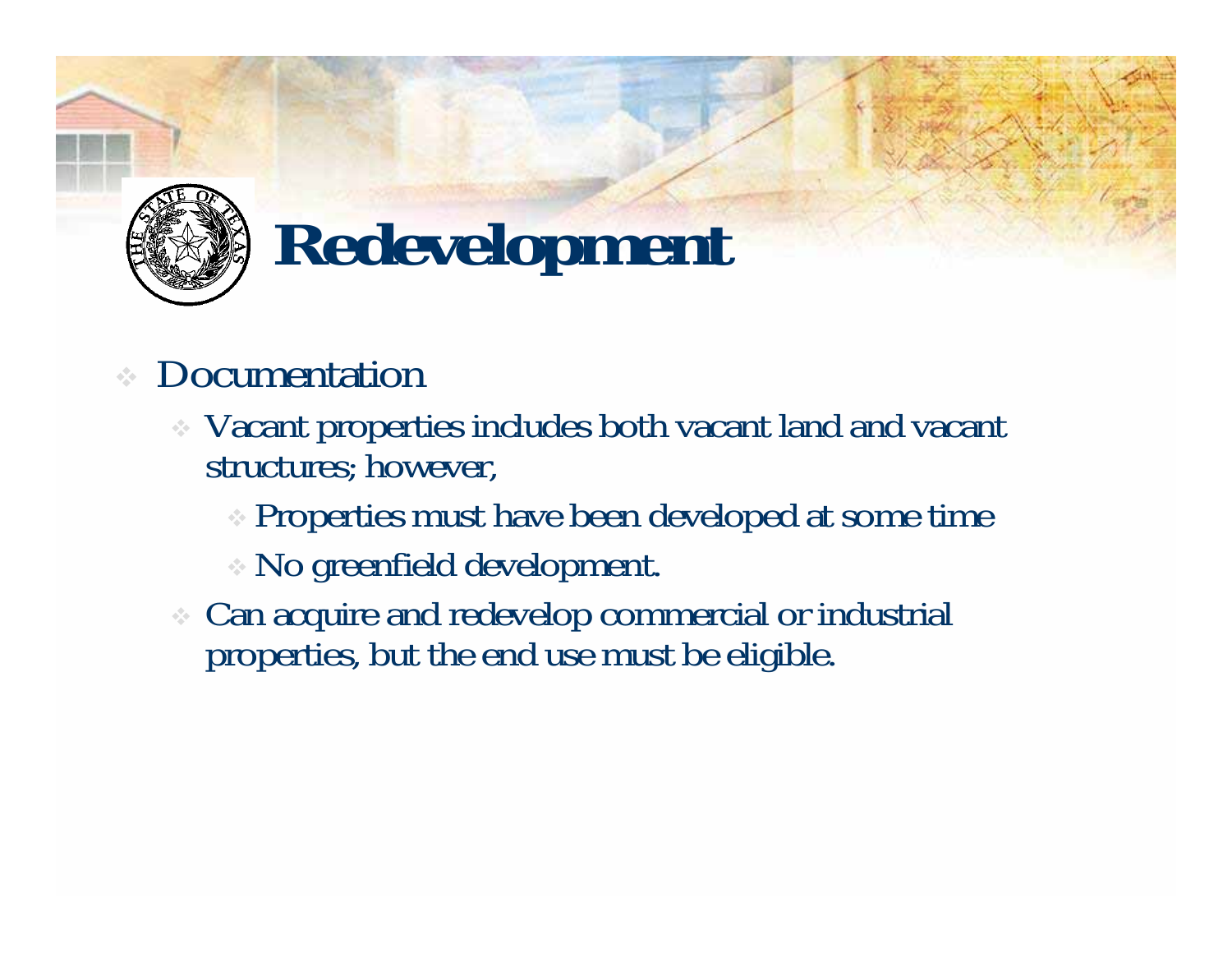# Redevelopment

- Documentation
  - Vacant properties includes both vacant land and vacant structures; however,
    - Properties must have been developed at some time
    - No greenfield development.
  - Can acquire and redevelop commercial or industrial properties, but the end use must be eligible.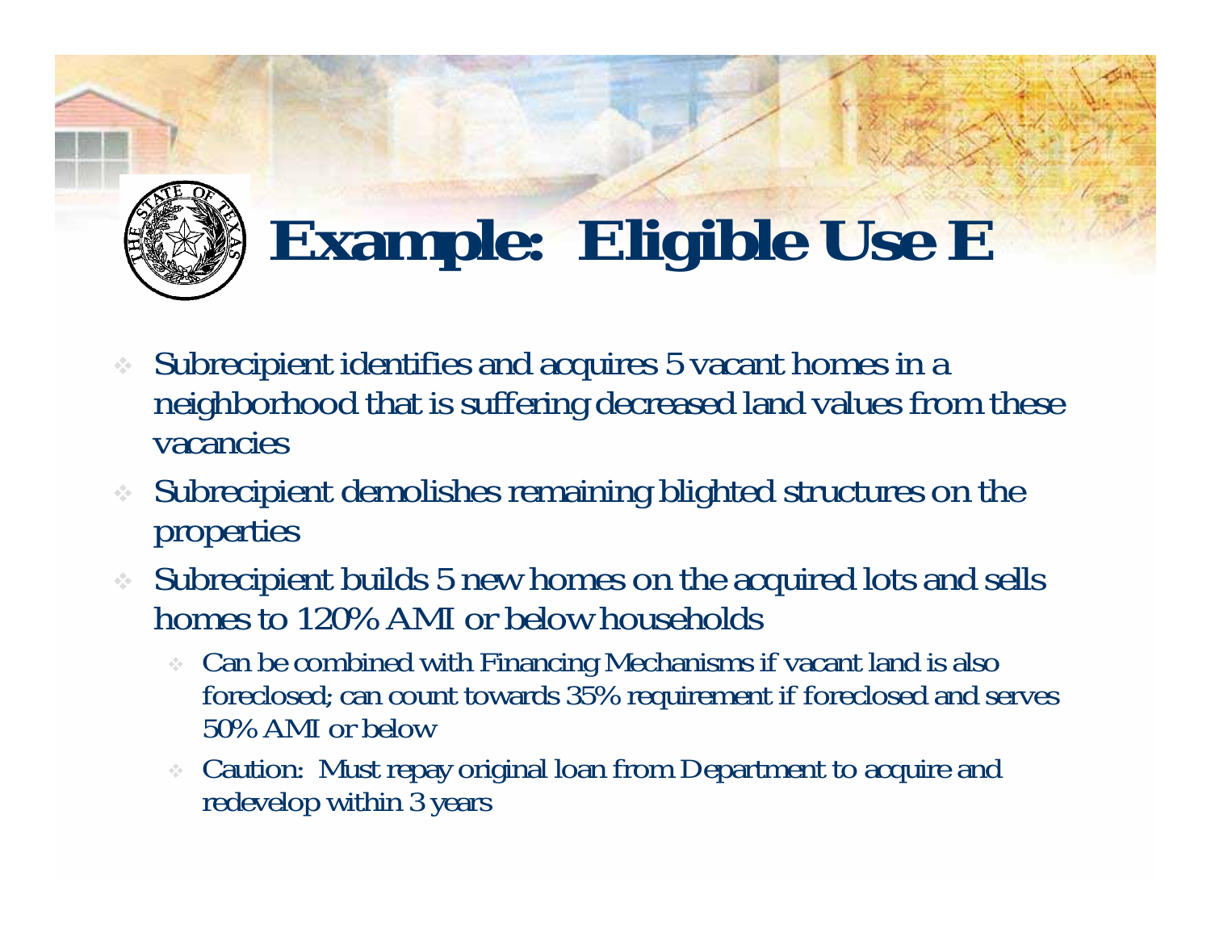# Example: Eligible Use E

- Subrecipient identifies and acquires 5 vacant homes in a neighborhood that is suffering decreased land values from these vacancies
- Subrecipient demolishes remaining blighted structures on the properties
- Subrecipient builds 5 new homes on the acquired lots and sells homes to 120% AMI or below households
  - Can be combined with Financing Mechanisms if vacant land is also foreclosed; can count towards 35% requirement if foreclosed and serves 50% AMI or below
  - Caution: Must repay original loan from Department to acquire and redevelop within 3 years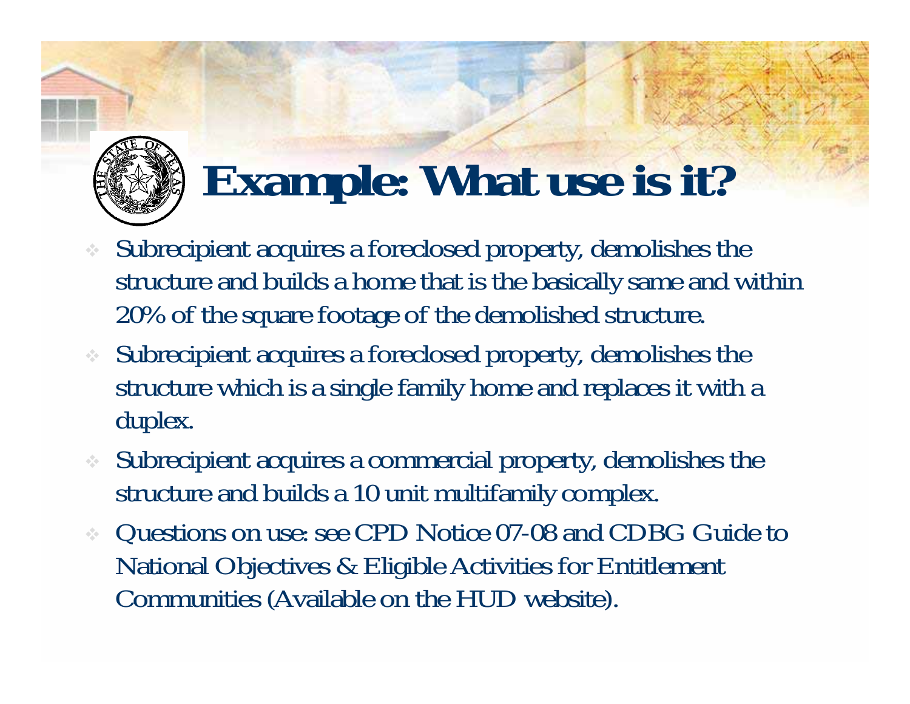# Example: What use is it?

- Subrecipient acquires a foreclosed property, demolishes the structure and builds a home that is the basically same and within 20% of the square footage of the demolished structure.
- Subrecipient acquires a foreclosed property, demolishes the structure which is a single family home and replaces it with a duplex.
- Subrecipient acquires a commercial property, demolishes the structure and builds a 10 unit multifamily complex.
- Questions on use: see CPD Notice 07-08 and CDBG Guide to National Objectives & Eligible Activities for Entitlement Communities (Available on the HUD website).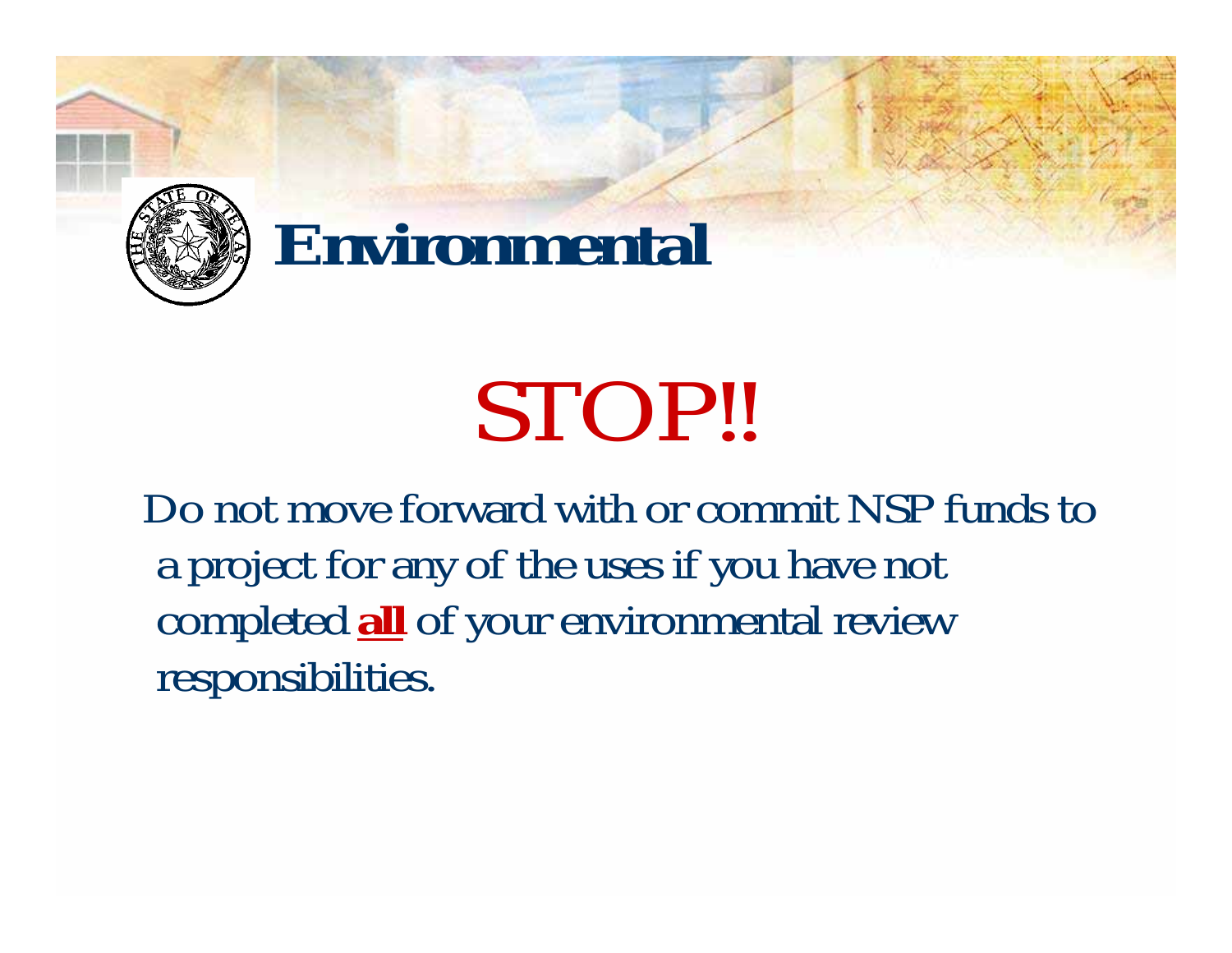# Environmental

## STOP!!

Do not move forward with or commit NSP funds to a project for any of the uses if you have not completed **all** of your environmental review responsibilities.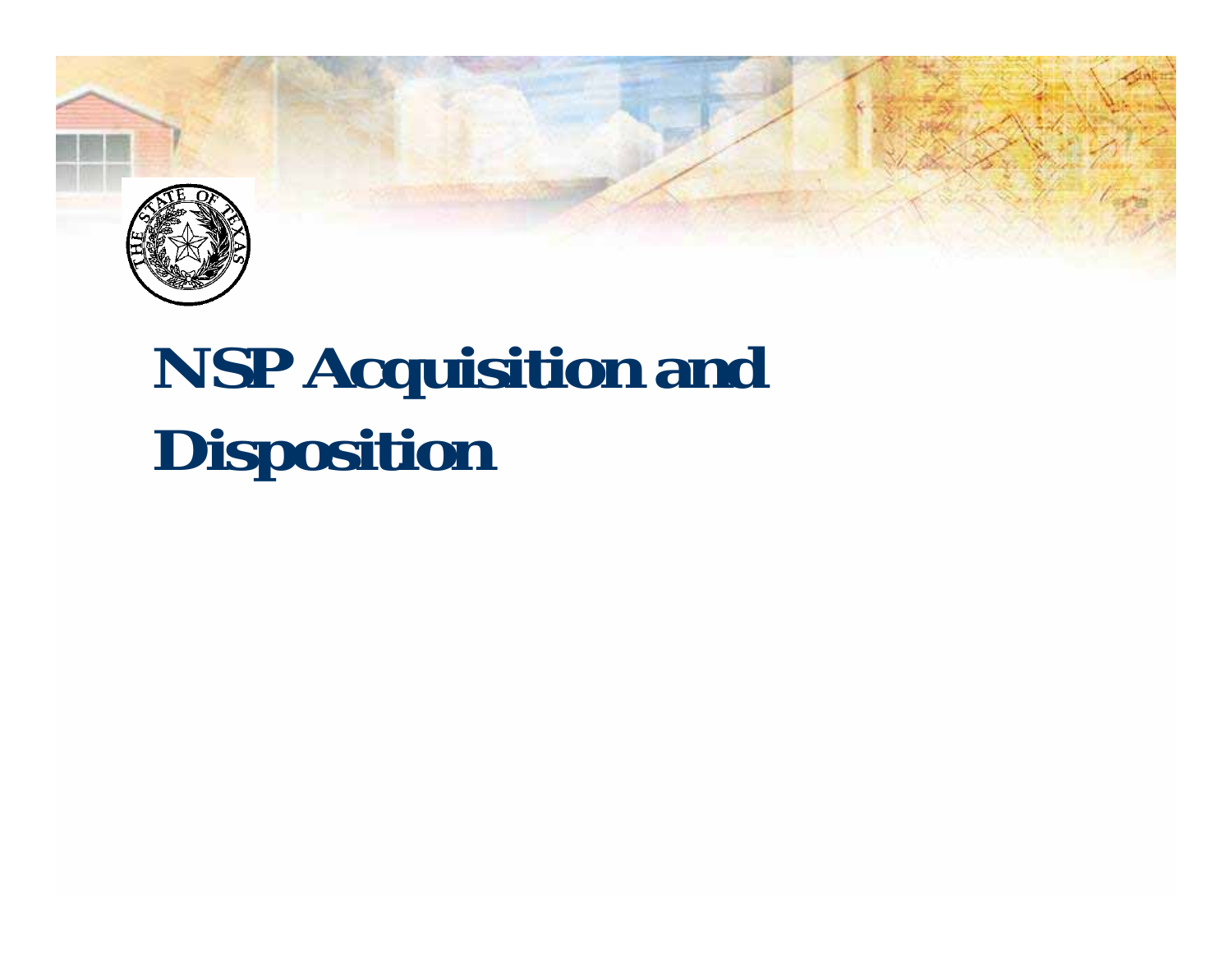# NSP Acquisition and Disposition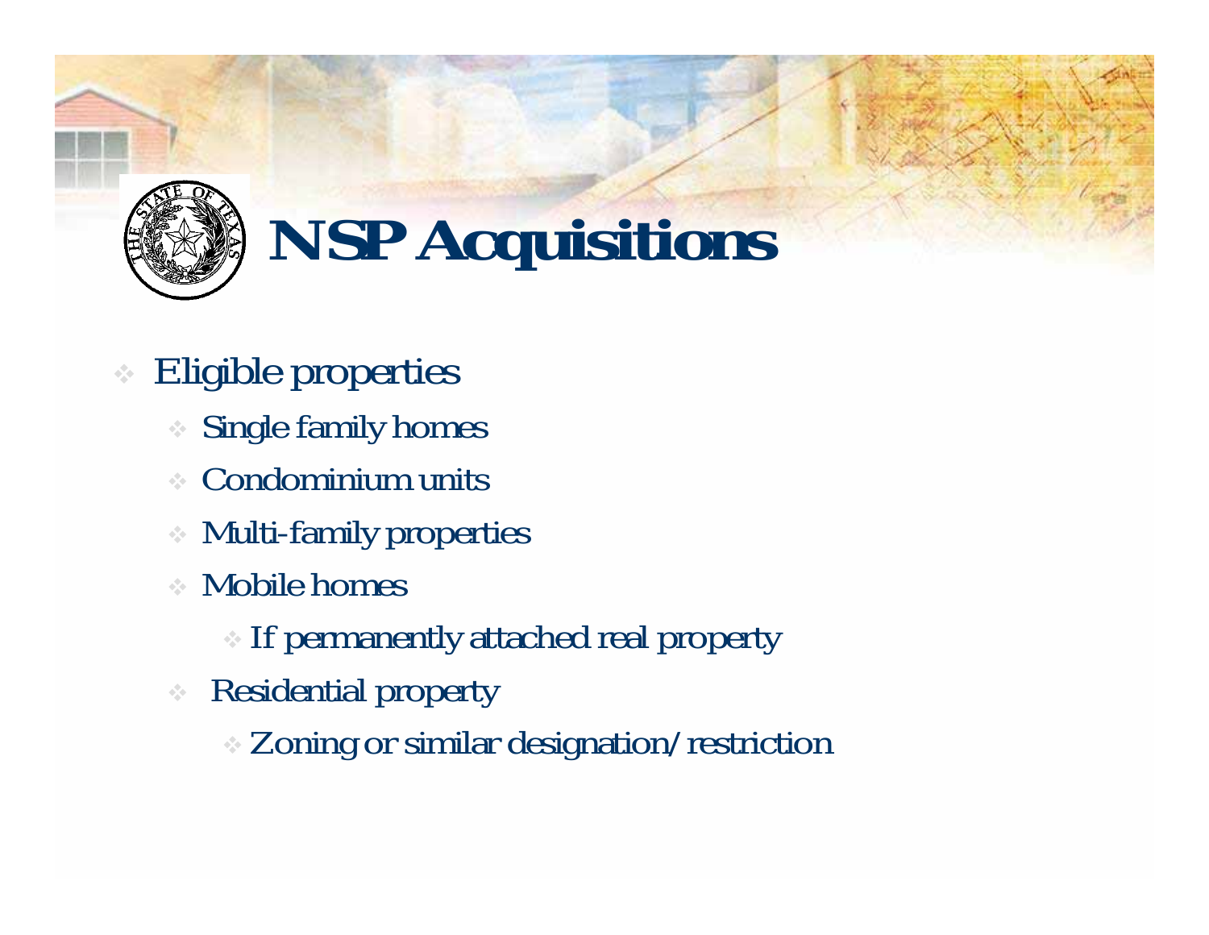# NSP Acquisitions

- Eligible properties
  - Single family homes
  - Condominium units
  - Multi-family properties
  - Mobile homes
    - If permanently attached real property
  - Residential property
    - Zoning or similar designation/restriction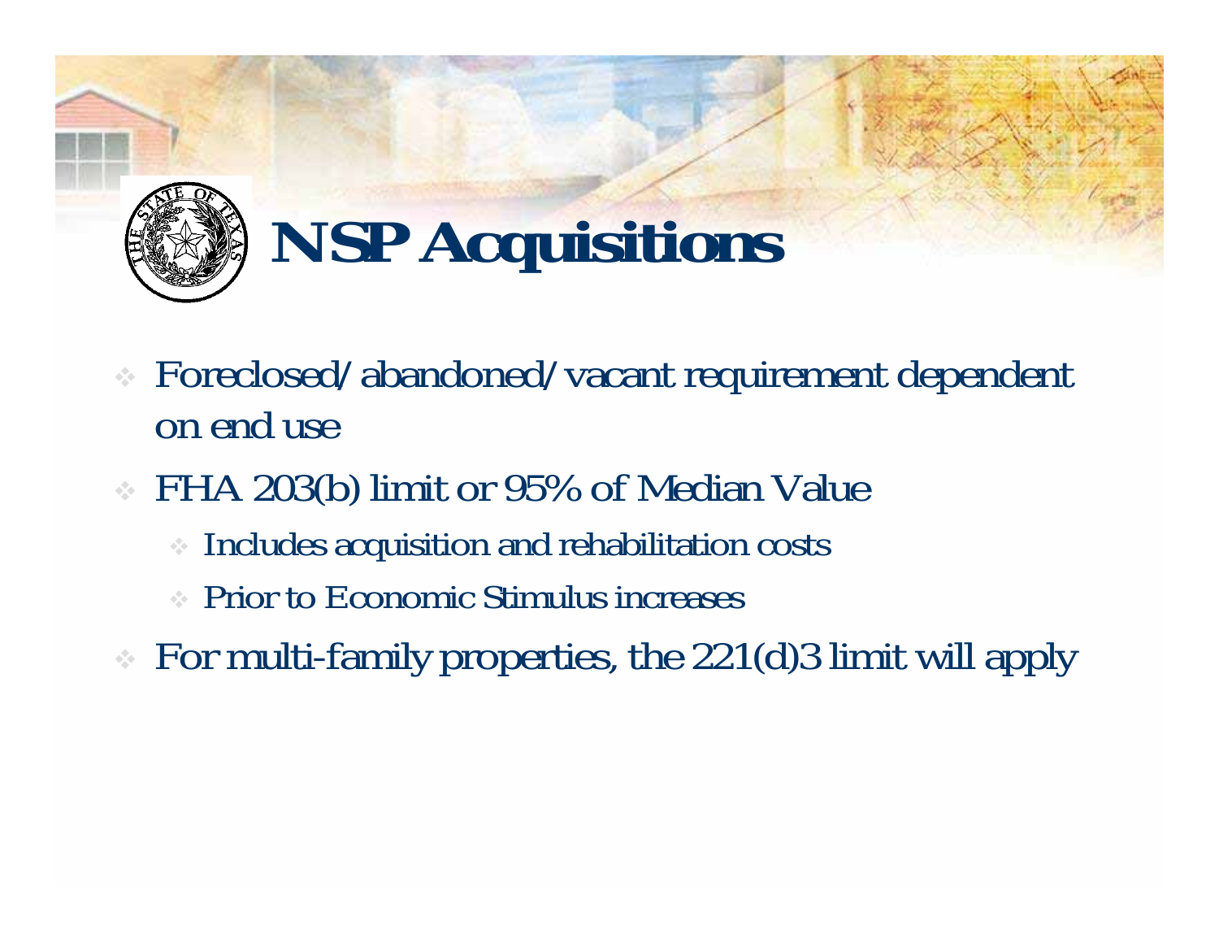# NSP Acquisitions

- Foreclosed/abandoned/vacant requirement dependent on end use
- FHA 203(b) limit or 95% of Median Value
  - Includes acquisition and rehabilitation costs
  - Prior to Economic Stimulus increases
- For multi-family properties, the 221(d)3 limit will apply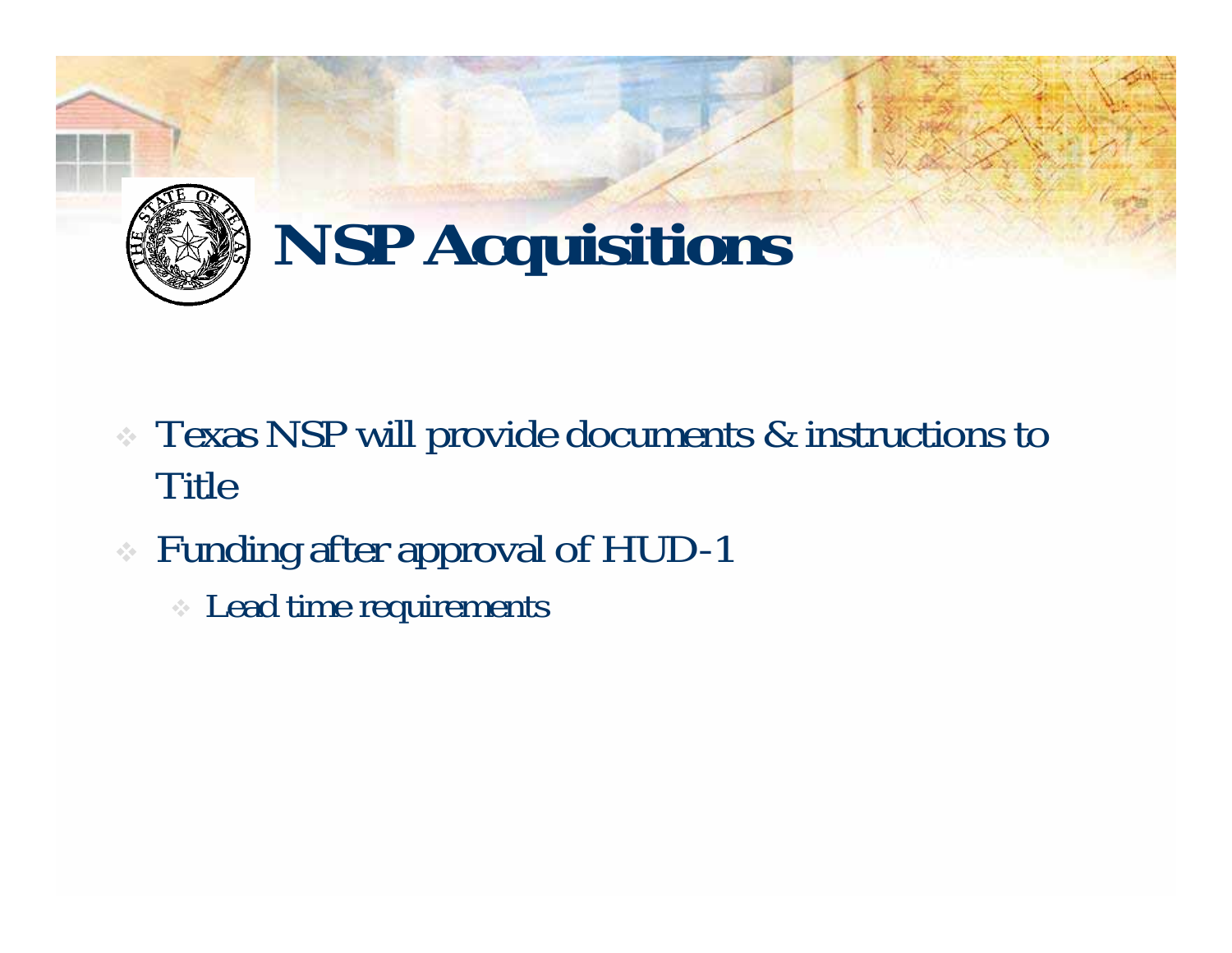# NSP Acquisitions

- Texas NSP will provide documents & instructions to Title
- Funding after approval of HUD-1
  - Lead time requirements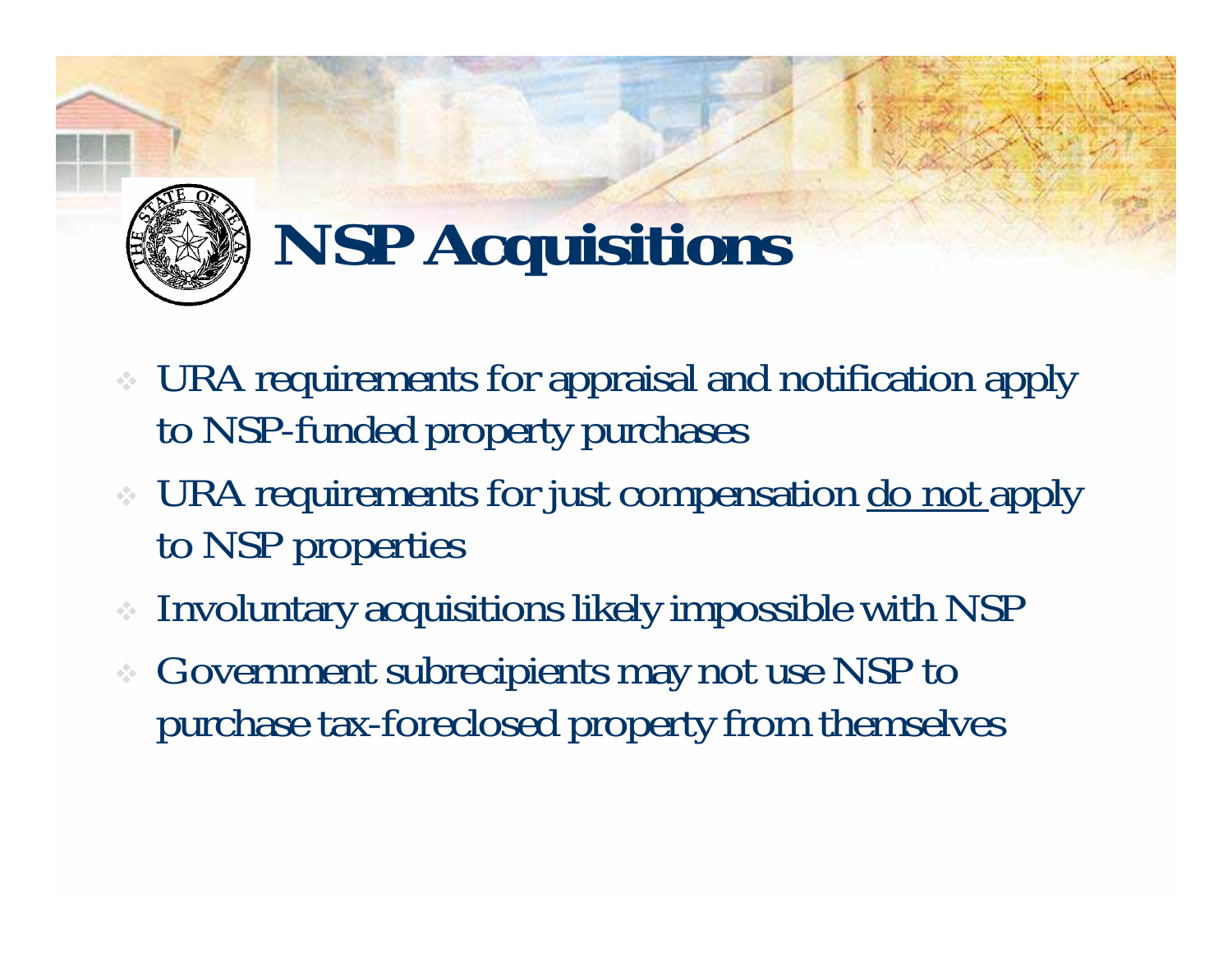# NSP Acquisitions

- URA requirements for appraisal and notification apply to NSP-funded property purchases
- URA requirements for just compensation <u>do not</u> apply to NSP properties
- Involuntary acquisitions likely impossible with NSP
- Government subrecipients may not use NSP to purchase tax-foreclosed property from themselves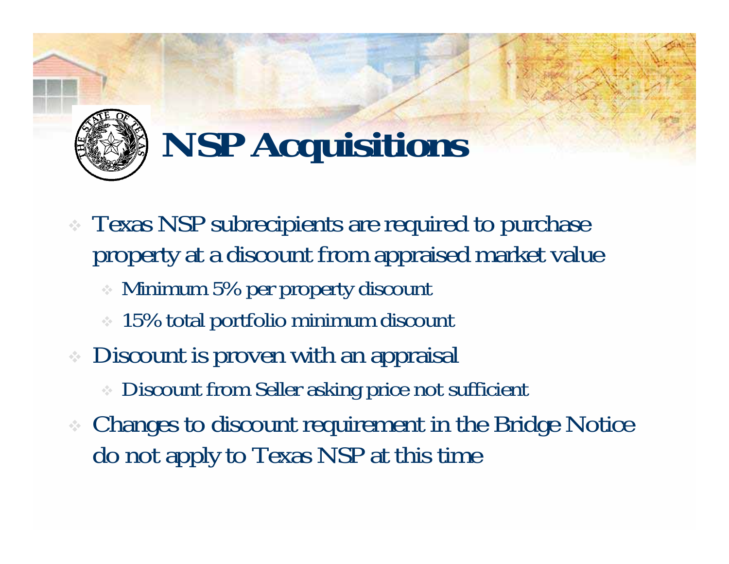# NSP Acquisitions

- Texas NSP subrecipients are required to purchase property at a discount from appraised market value
  - Minimum 5% per property discount
  - 15% total portfolio minimum discount
- Discount is proven with an appraisal
  - Discount from Seller asking price not sufficient
- Changes to discount requirement in the Bridge Notice do not apply to Texas NSP at this time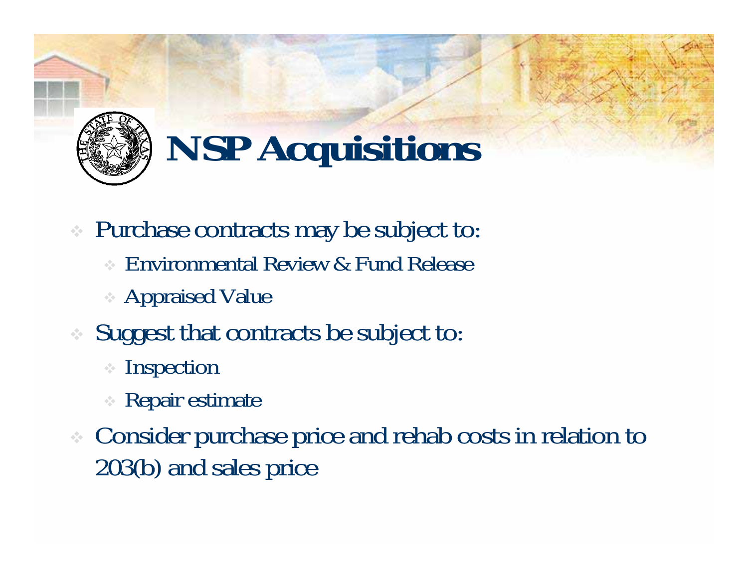# NSP Acquisitions

- Purchase contracts may be subject to:
  - Environmental Review & Fund Release
  - Appraised Value
- Suggest that contracts be subject to:
  - Inspection
  - Repair estimate
- Consider purchase price and rehab costs in relation to 203(b) and sales price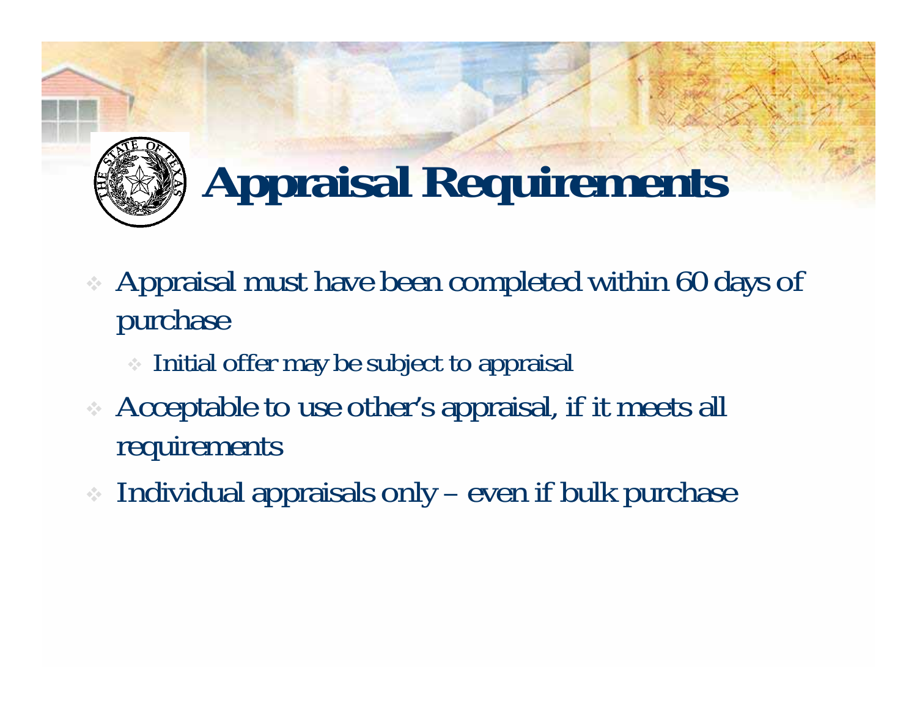# Appraisal Requirements

- Appraisal must have been completed within 60 days of purchase
  - Initial offer may be subject to appraisal
- Acceptable to use other's appraisal, if it meets all requirements
- Individual appraisals only – even if bulk purchase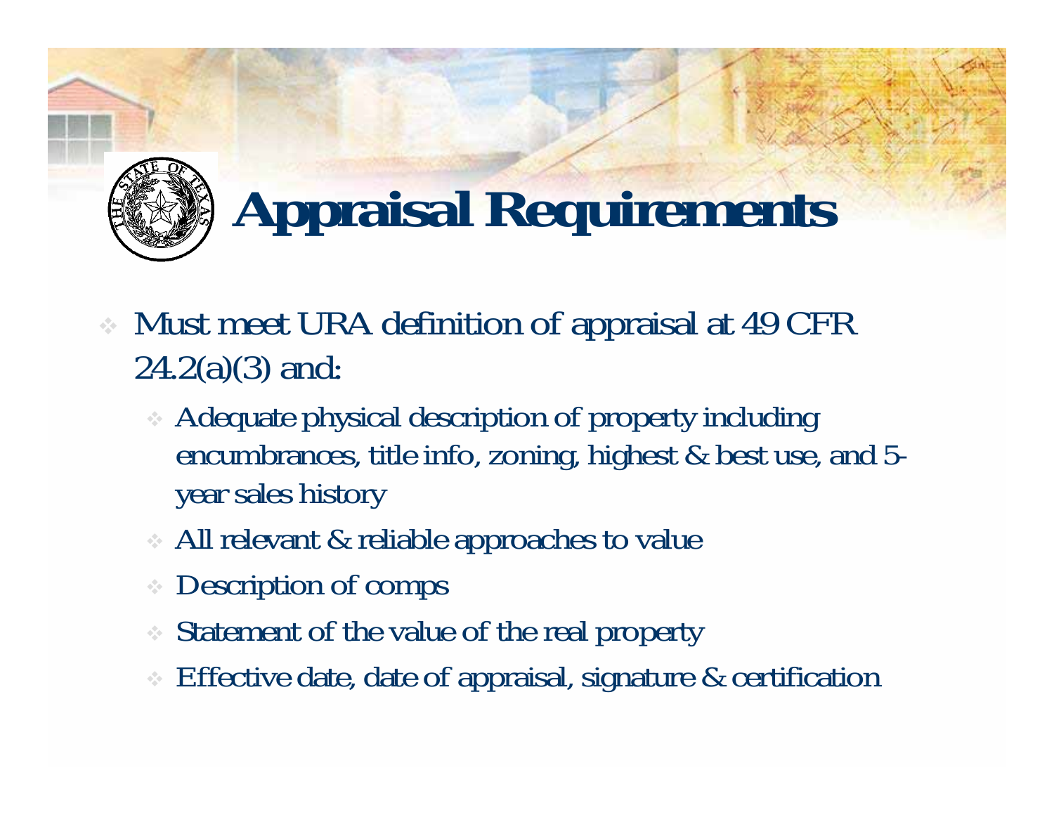# Appraisal Requirements

- Must meet URA definition of appraisal at 49 CFR 24.2(a)(3) and:
  - Adequate physical description of property including encumbrances, title info, zoning, highest & best use, and 5-year sales history
  - All relevant & reliable approaches to value
  - Description of comps
  - Statement of the value of the real property
  - Effective date, date of appraisal, signature & certification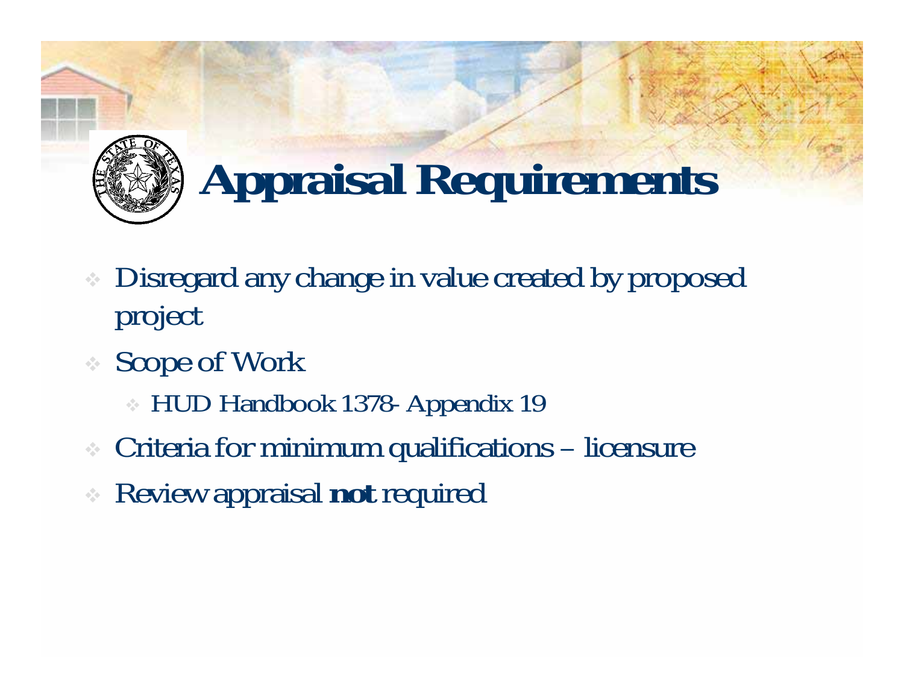# Appraisal Requirements

- Disregard any change in value created by proposed project
- Scope of Work
  - HUD Handbook 1378- Appendix 19
- Criteria for minimum qualifications – licensure
- Review appraisal **not** required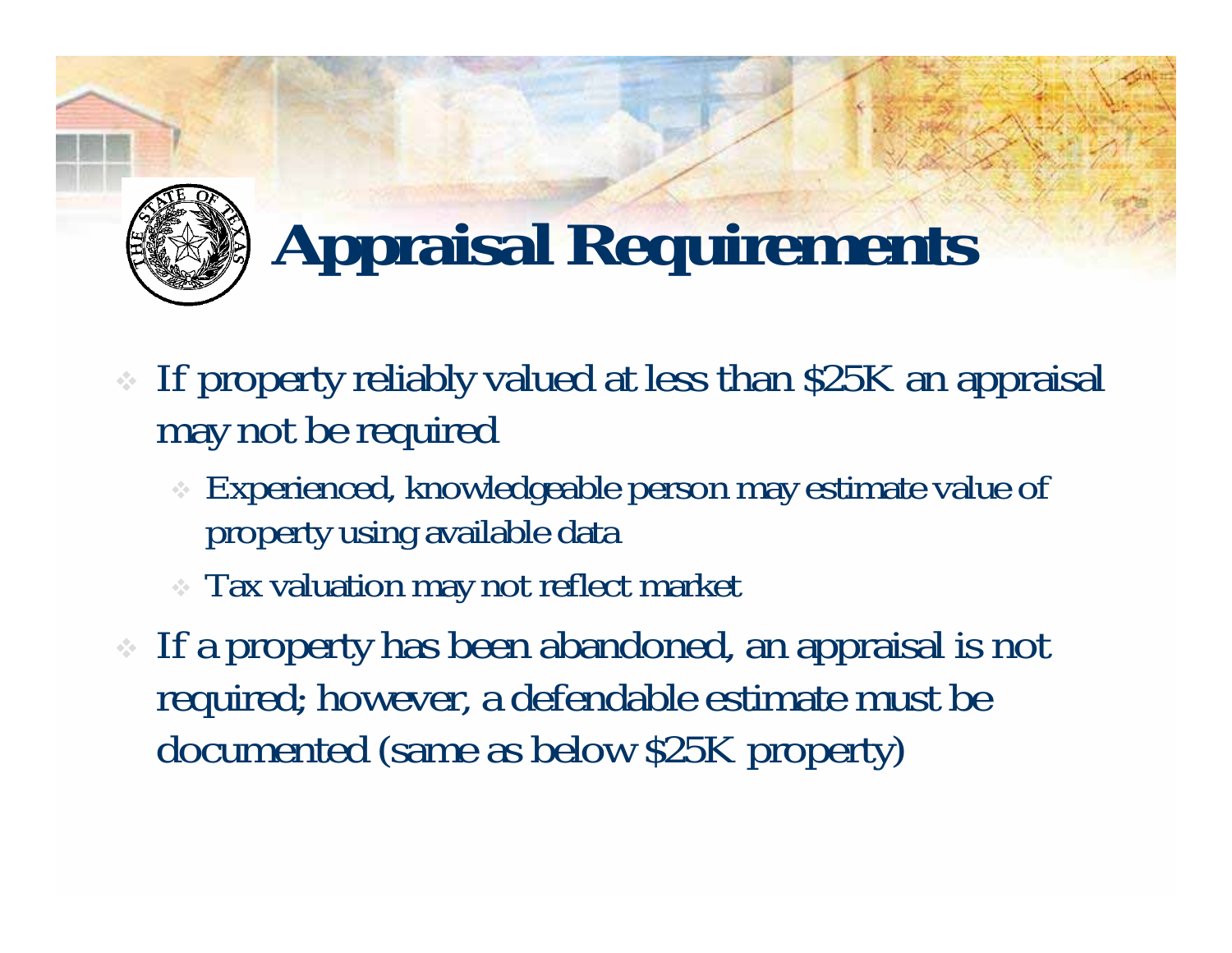# Appraisal Requirements

- If property reliably valued at less than $25K an appraisal may not be required
  - Experienced, knowledgeable person may estimate value of property using available data
  - Tax valuation may not reflect market
- If a property has been abandoned, an appraisal is not required; however, a defendable estimate must be documented (same as below $25K property)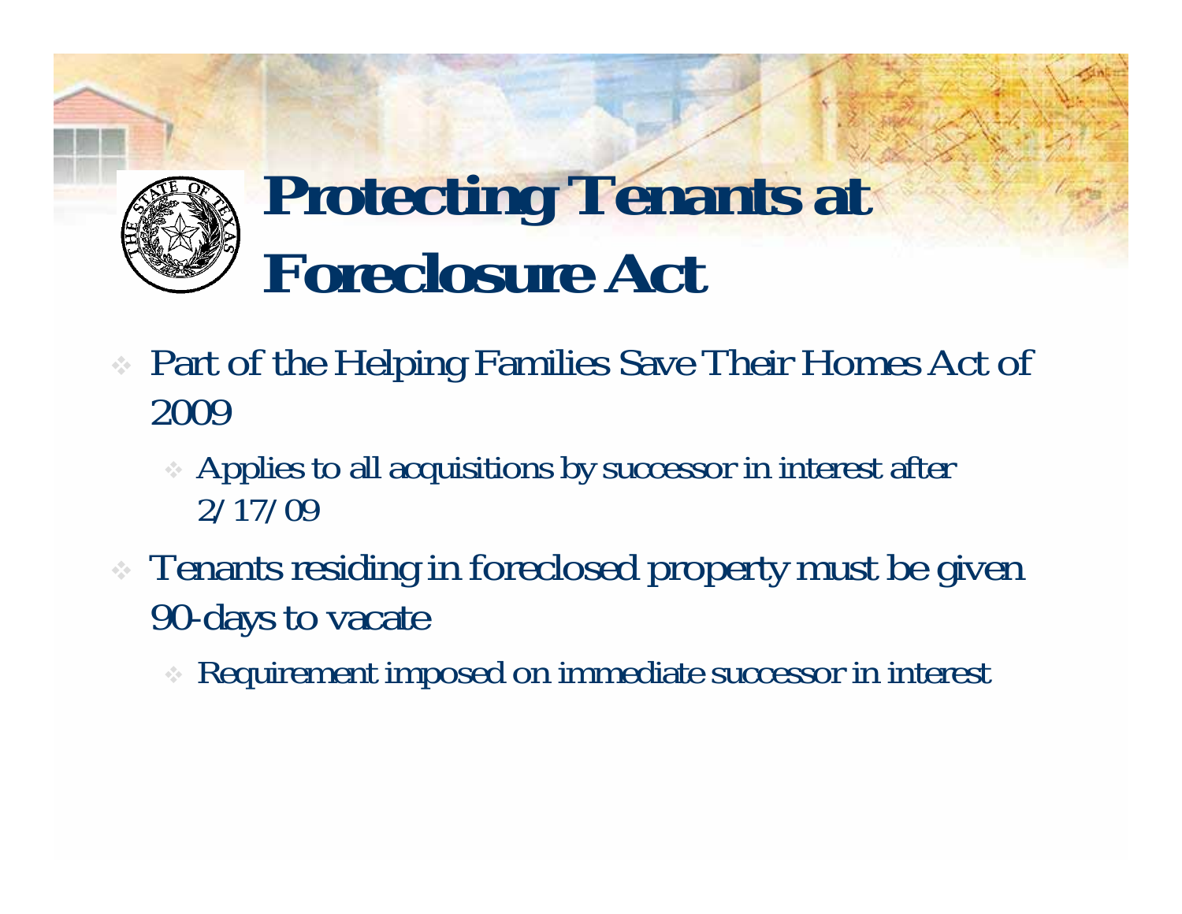# Protecting Tenants at Foreclosure Act

- Part of the Helping Families Save Their Homes Act of 2009
  - Applies to all acquisitions by successor in interest after 2/17/09
- Tenants residing in foreclosed property must be given 90-days to vacate
  - Requirement imposed on immediate successor in interest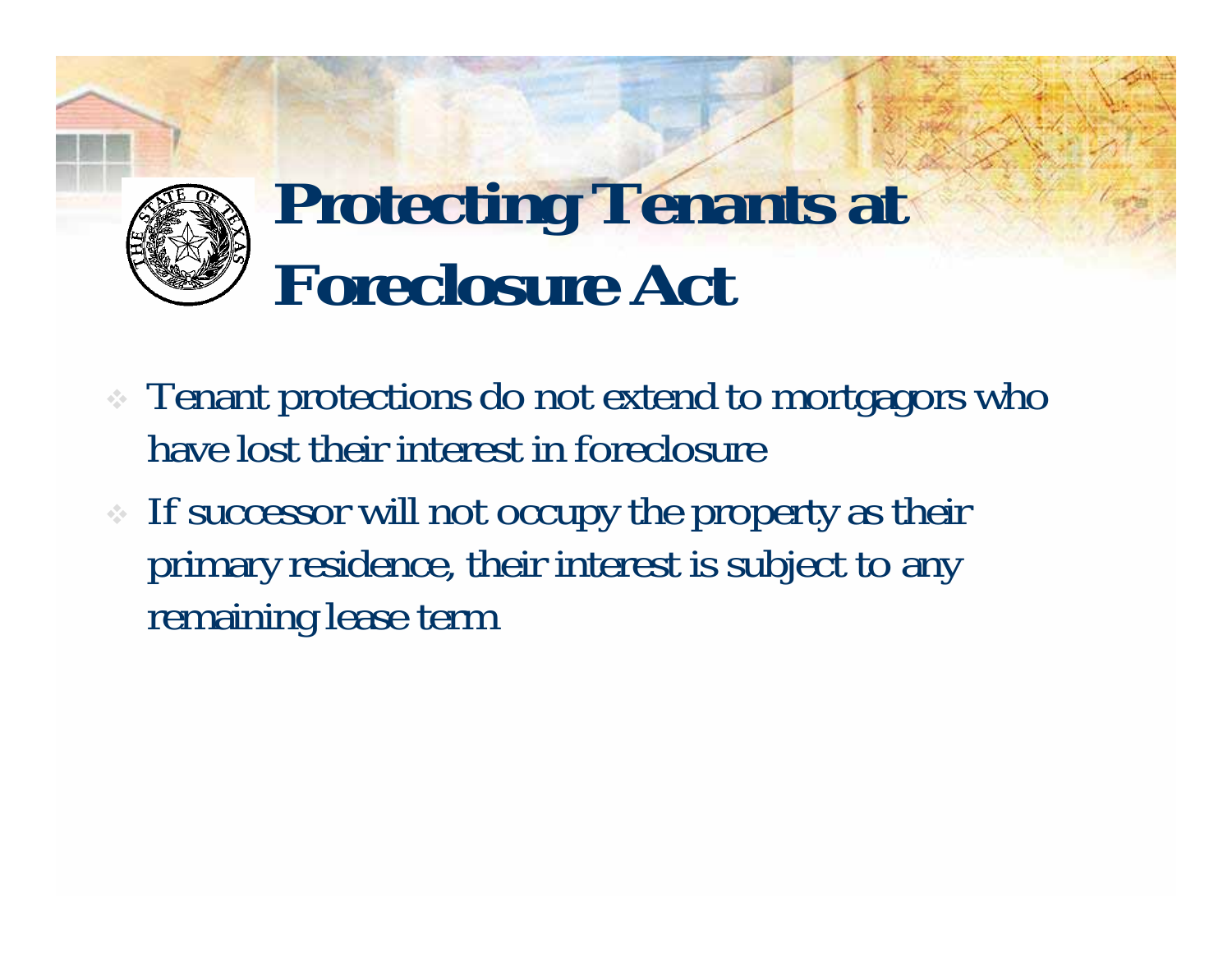# Protecting Tenants at Foreclosure Act

- Tenant protections do not extend to mortgagors who have lost their interest in foreclosure
- If successor will not occupy the property as their primary residence, their interest is subject to any remaining lease term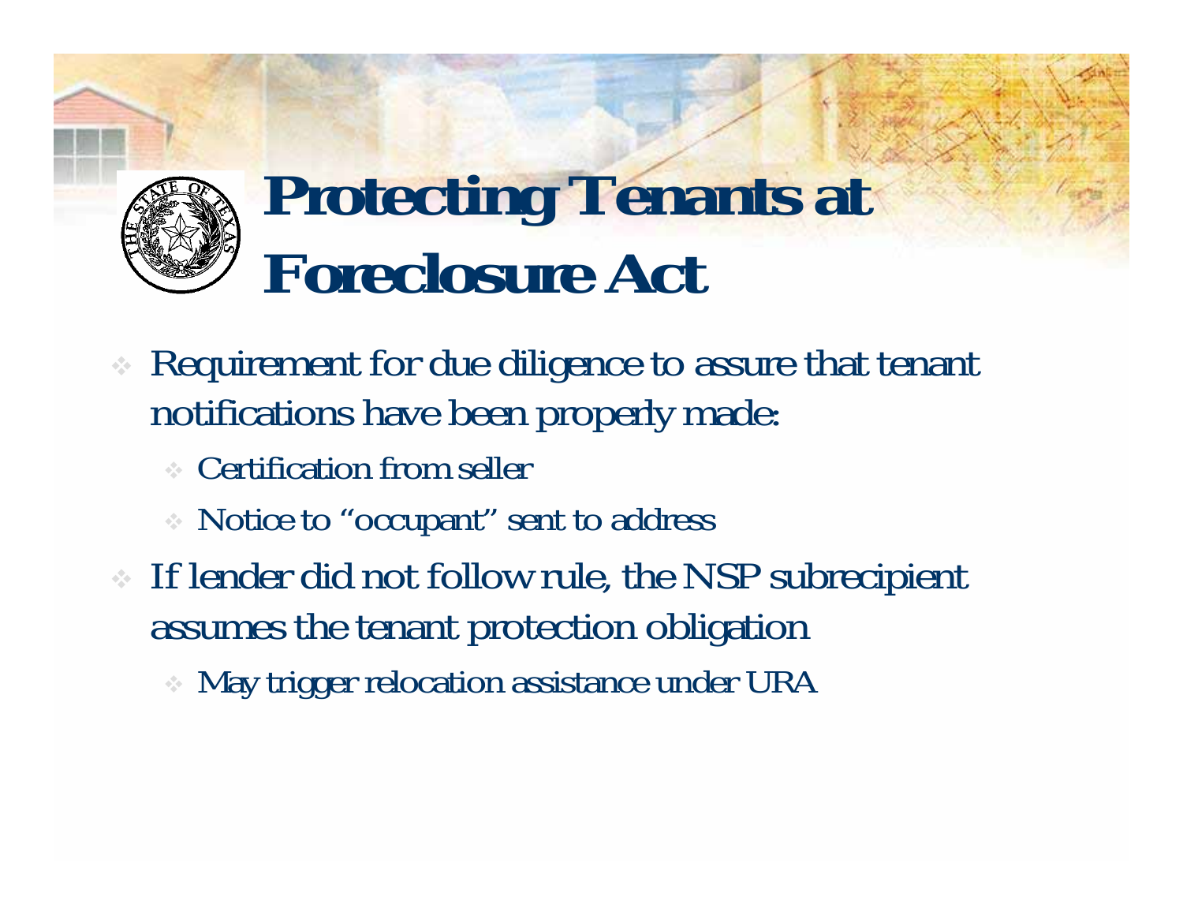# Protecting Tenants at Foreclosure Act

- Requirement for due diligence to assure that tenant notifications have been properly made:
  - Certification from seller
  - Notice to "occupant" sent to address
- If lender did not follow rule, the NSP subrecipient assumes the tenant protection obligation
  - May trigger relocation assistance under URA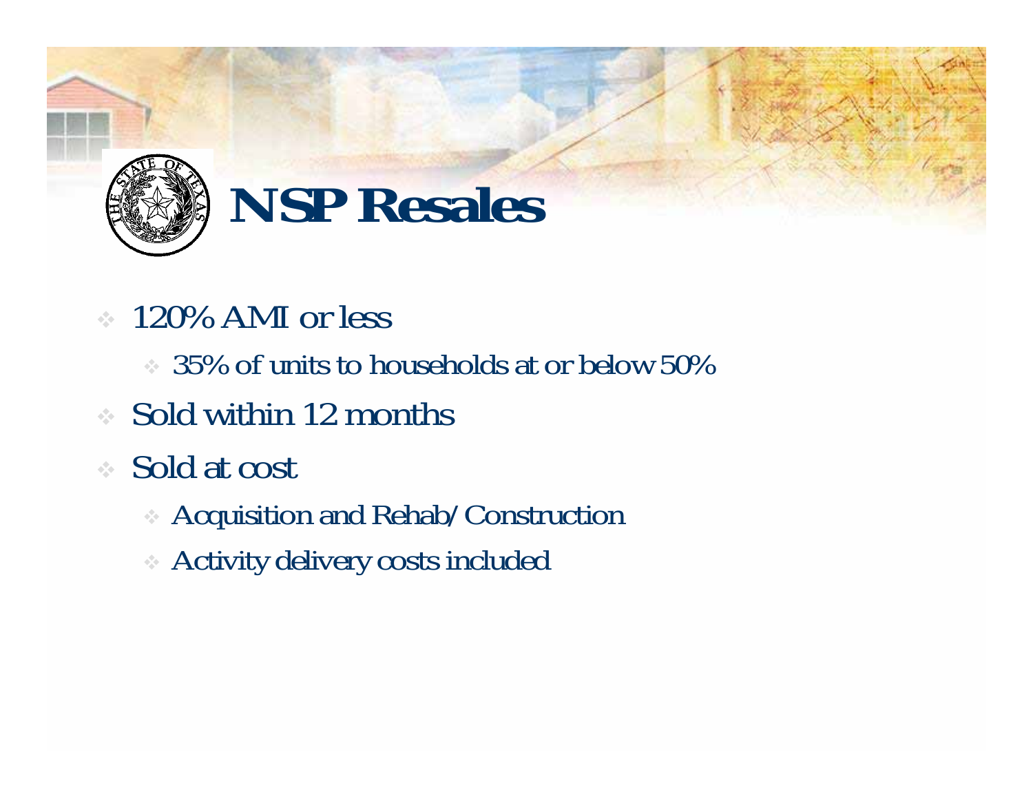# NSP Resales

- 120% AMI or less
  - 35% of units to households at or below 50%
- Sold within 12 months
- Sold at cost
  - Acquisition and Rehab/Construction
  - Activity delivery costs included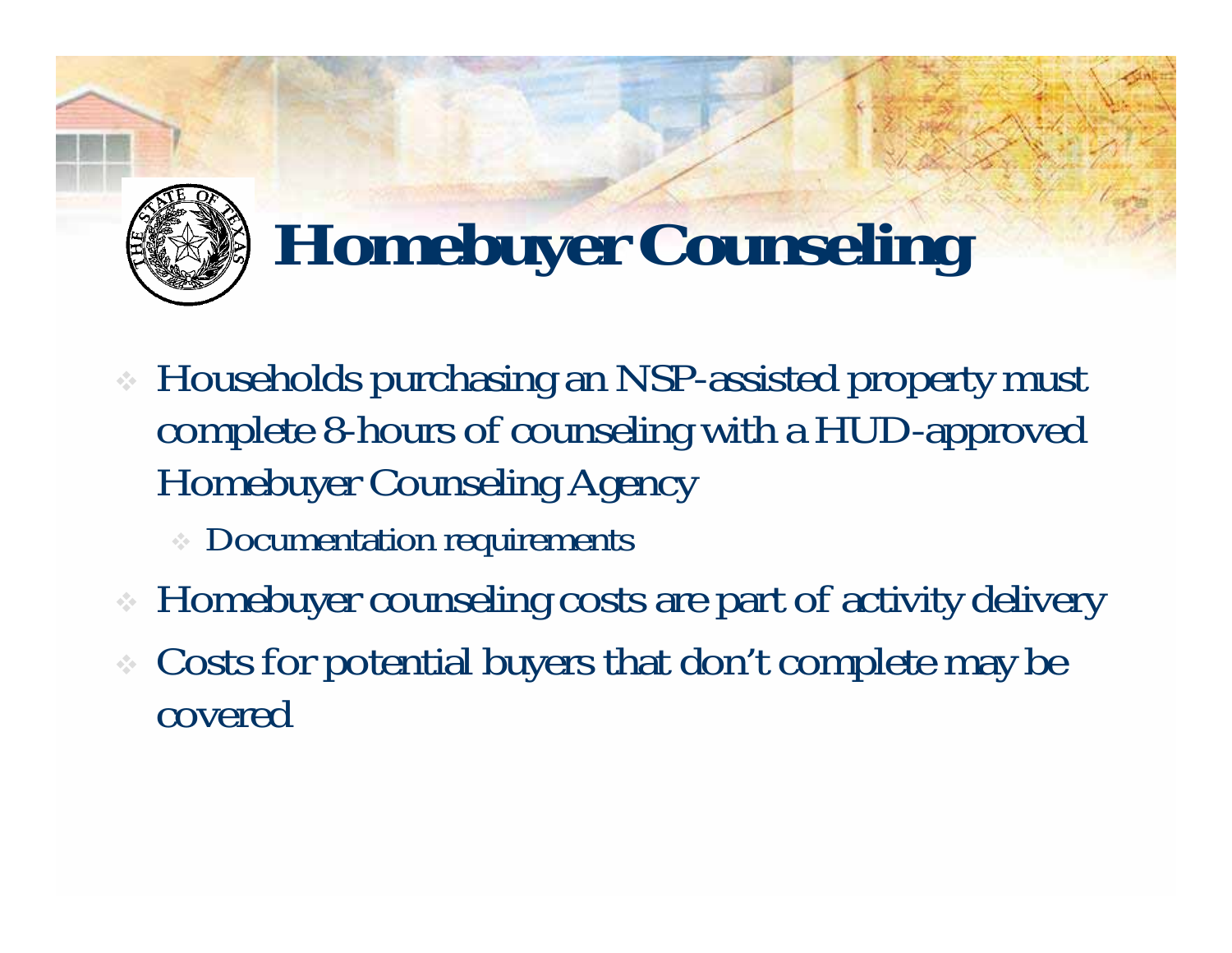# Homebuyer Counseling

- Households purchasing an NSP-assisted property must complete 8-hours of counseling with a HUD-approved Homebuyer Counseling Agency
  - Documentation requirements
- Homebuyer counseling costs are part of activity delivery
- Costs for potential buyers that don't complete may be covered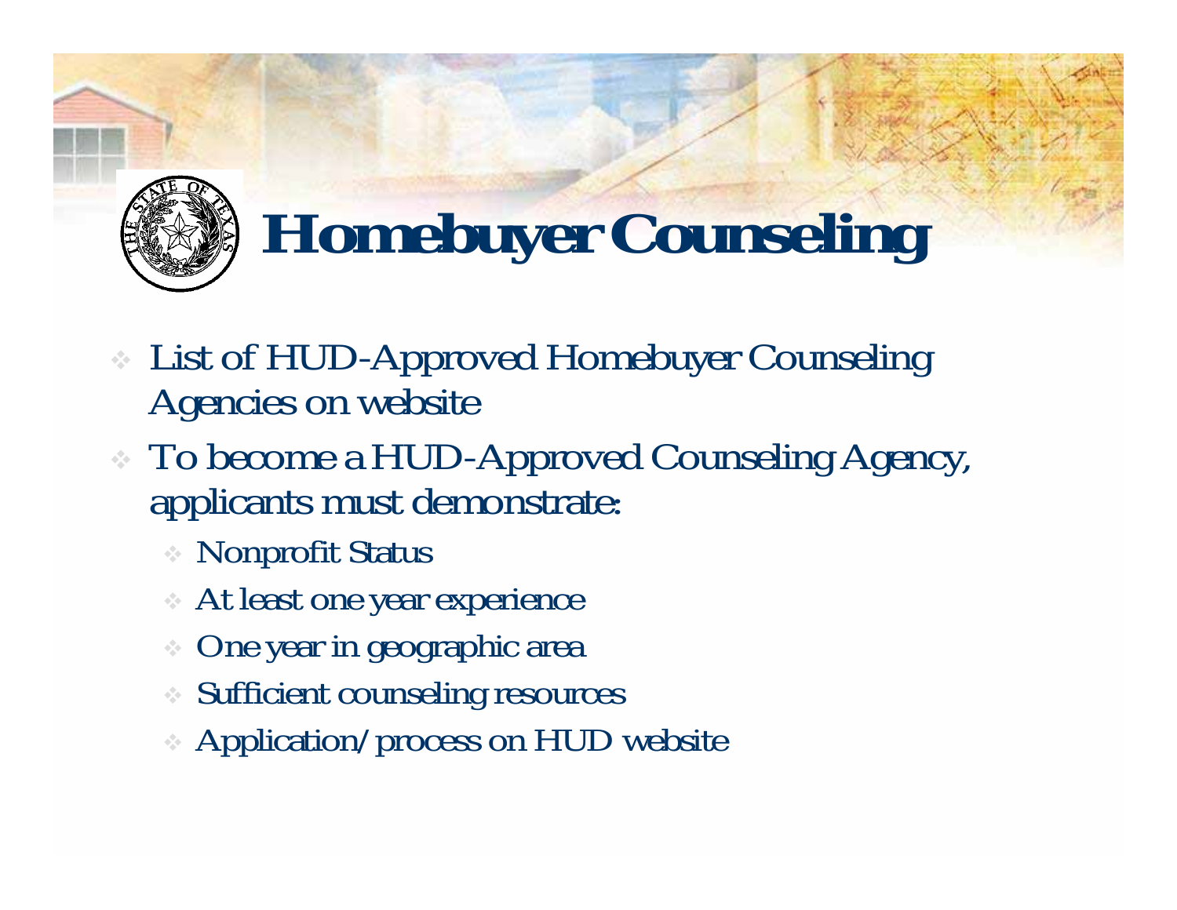# Homebuyer Counseling

- List of HUD-Approved Homebuyer Counseling Agencies on website
- To become a HUD-Approved Counseling Agency, applicants must demonstrate:
  - Nonprofit Status
  - At least one year experience
  - One year in geographic area
  - Sufficient counseling resources
  - Application/process on HUD website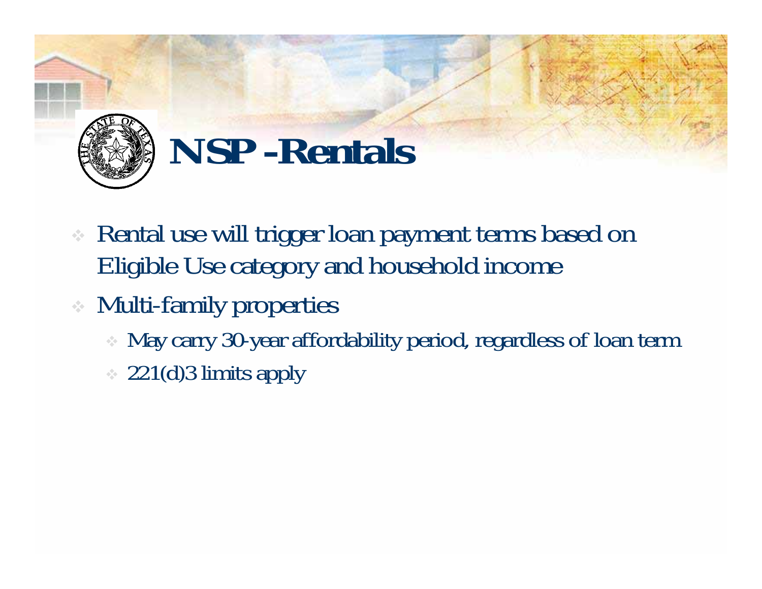# NSP -Rentals

- Rental use will trigger loan payment terms based on Eligible Use category and household income
- Multi-family properties
  - May carry 30-year affordability period, regardless of loan term
  - 221(d)3 limits apply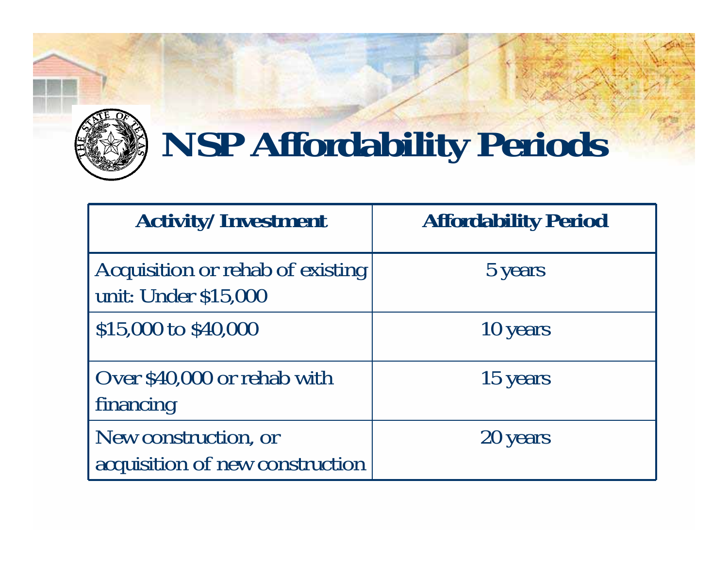# NSP Affordability Periods

| Activity/Investment | Affordability Period |
|---|---|
| Acquisition or rehab of existing unit: Under $15,000 | 5 years |
| $15,000 to $40,000 | 10 years |
| Over $40,000 or rehab with financing | 15 years |
| New construction, or acquisition of new construction | 20 years |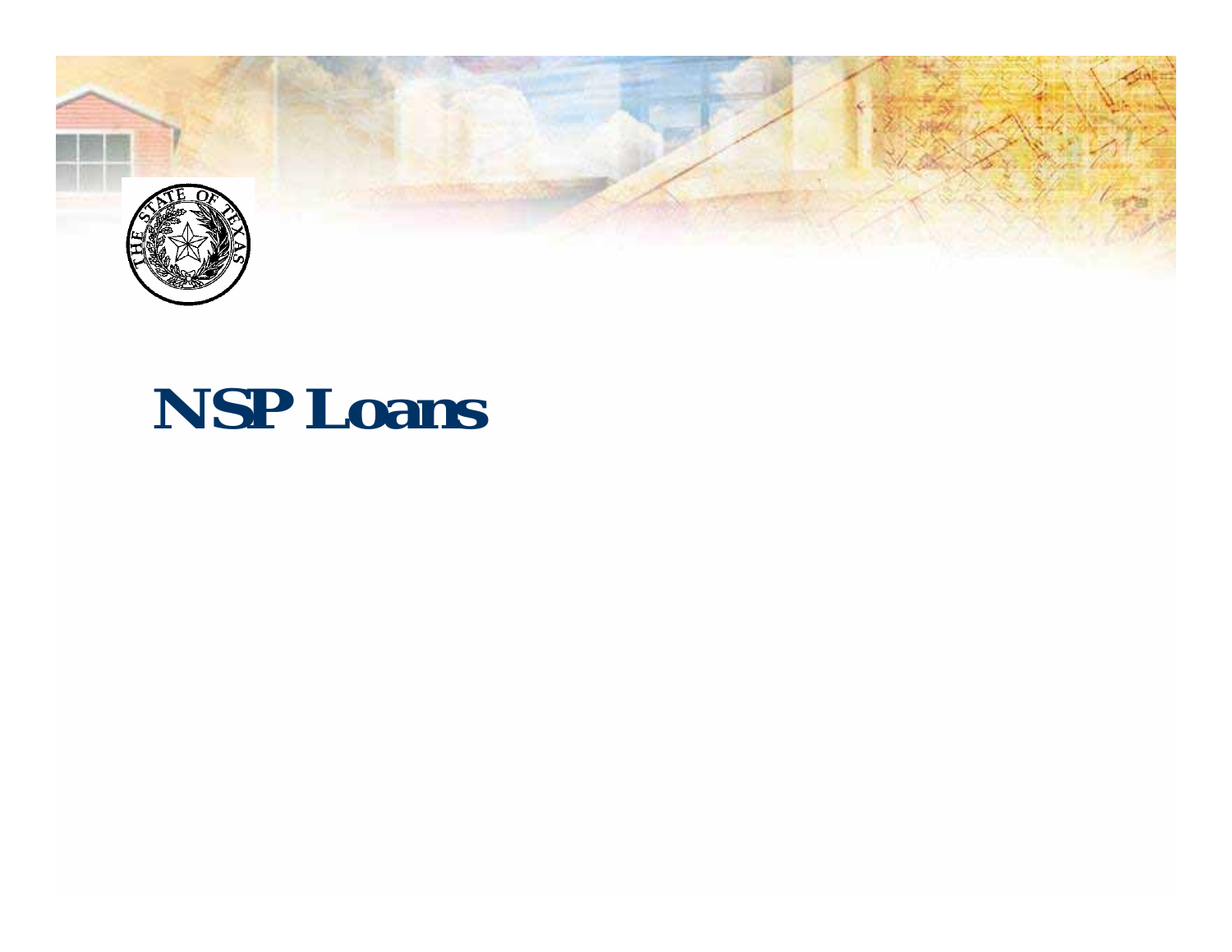# NSP Loans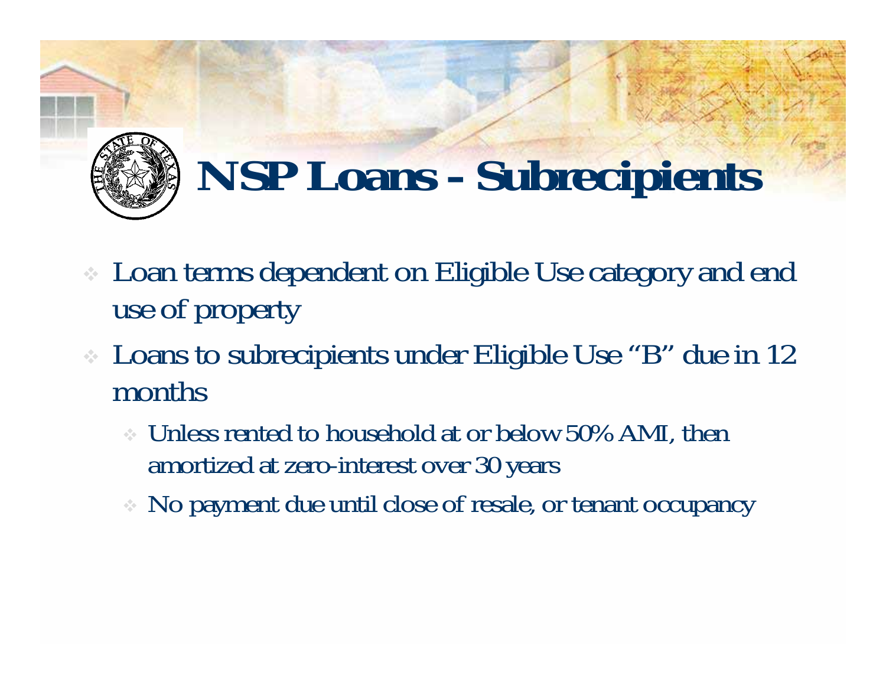# NSP Loans - Subrecipients

- Loan terms dependent on Eligible Use category and end use of property
- Loans to subrecipients under Eligible Use "B" due in 12 months
  - Unless rented to household at or below 50% AMI, then amortized at zero-interest over 30 years
  - No payment due until close of resale, or tenant occupancy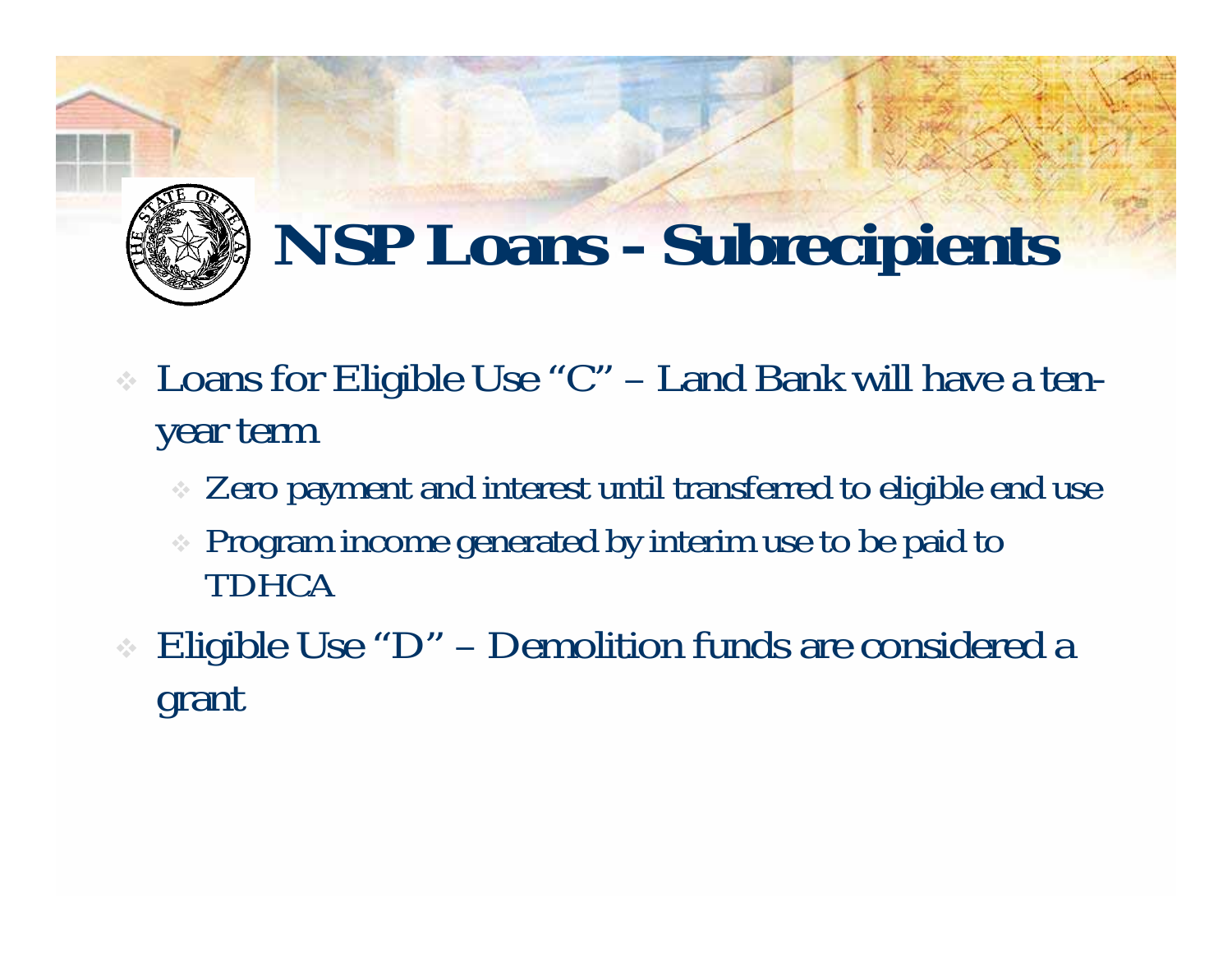# NSP Loans - Subrecipients

- Loans for Eligible Use "C" – Land Bank will have a ten-year term
  - Zero payment and interest until transferred to eligible end use
  - Program income generated by interim use to be paid to TDHCA
- Eligible Use "D" – Demolition funds are considered a grant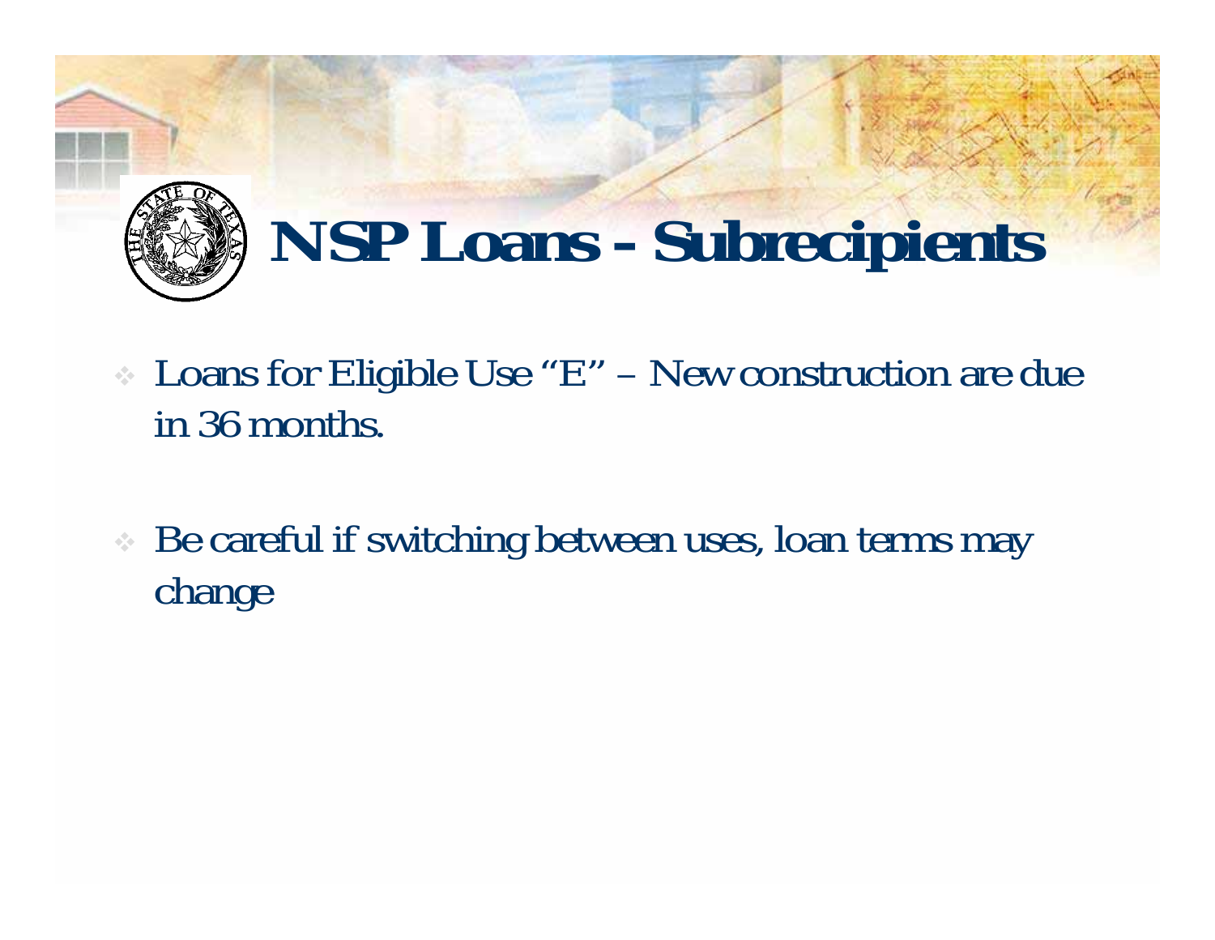# NSP Loans - Subrecipients

- Loans for Eligible Use "E" – New construction are due in 36 months.
- Be careful if switching between uses, loan terms may change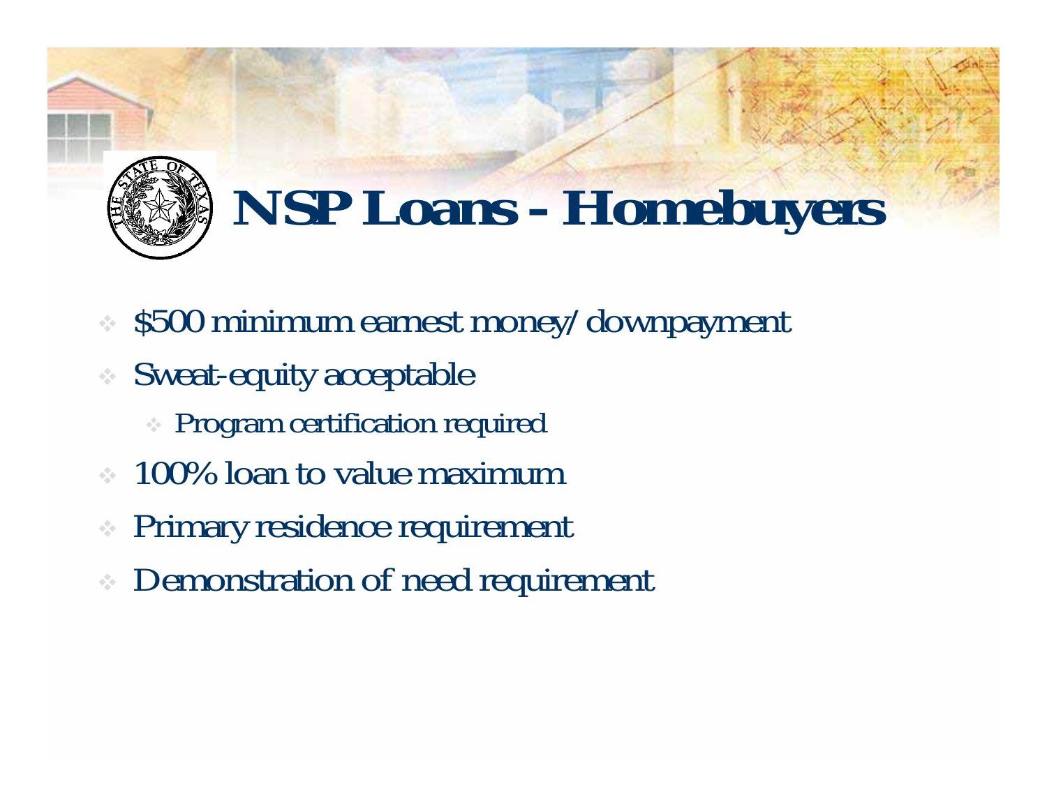# NSP Loans - Homebuyers

- $500 minimum earnest money/downpayment
- Sweat-equity acceptable
  - Program certification required
- 100% loan to value maximum
- Primary residence requirement
- Demonstration of need requirement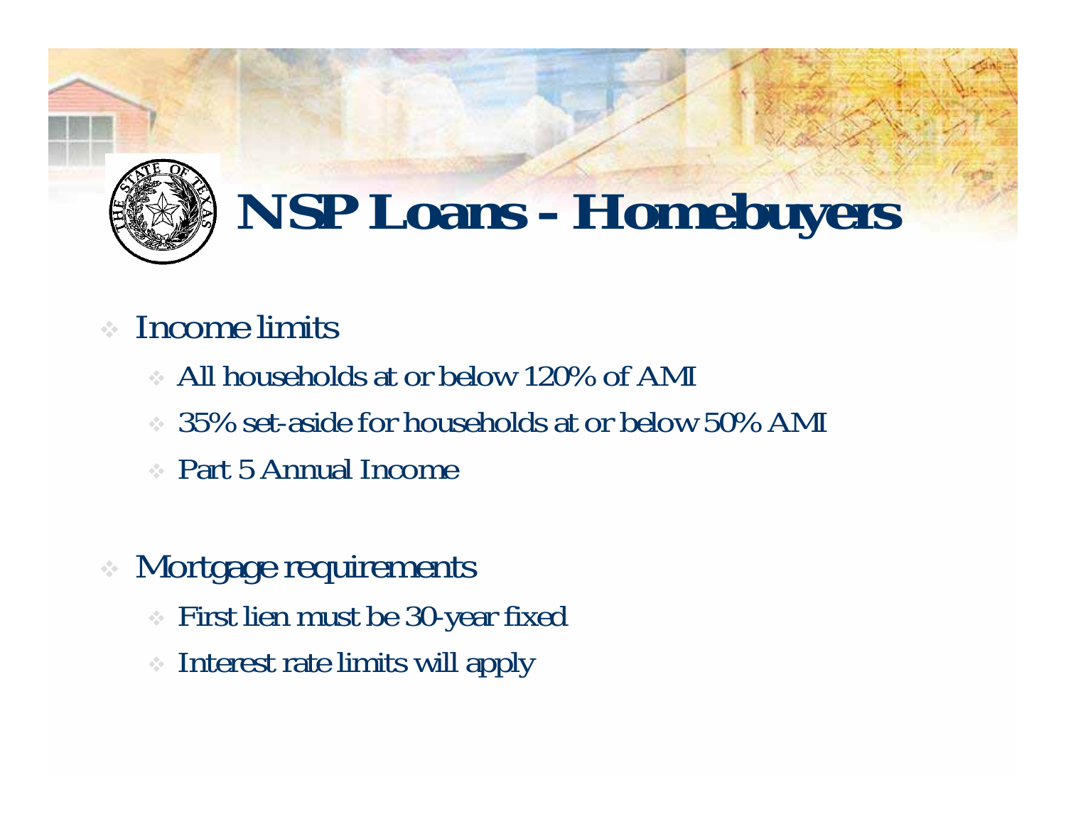# NSP Loans - Homebuyers

- Income limits
  - All households at or below 120% of AMI
  - 35% set-aside for households at or below 50% AMI
  - Part 5 Annual Income

- Mortgage requirements
  - First lien must be 30-year fixed
  - Interest rate limits will apply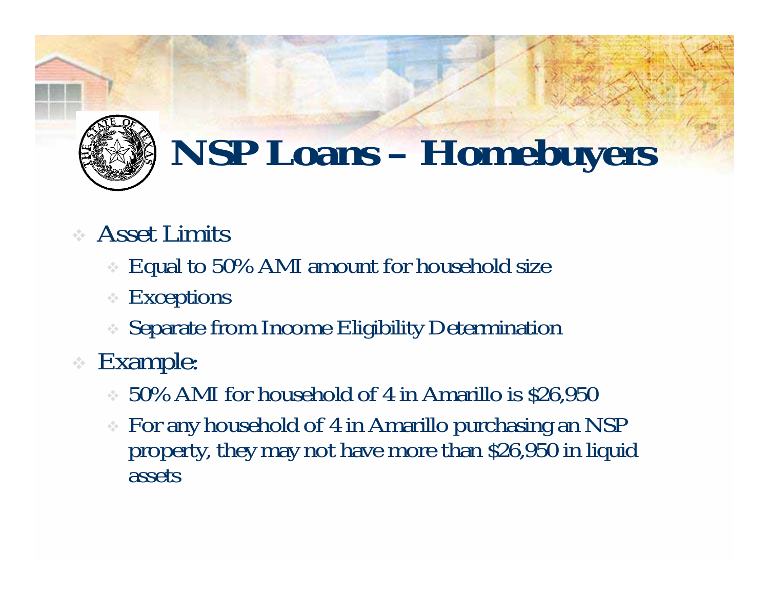# NSP Loans – Homebuyers

- Asset Limits
  - Equal to 50% AMI amount for household size
  - Exceptions
  - Separate from Income Eligibility Determination
- Example:
  - 50% AMI for household of 4 in Amarillo is $26,950
  - For any household of 4 in Amarillo purchasing an NSP property, they may not have more than $26,950 in liquid assets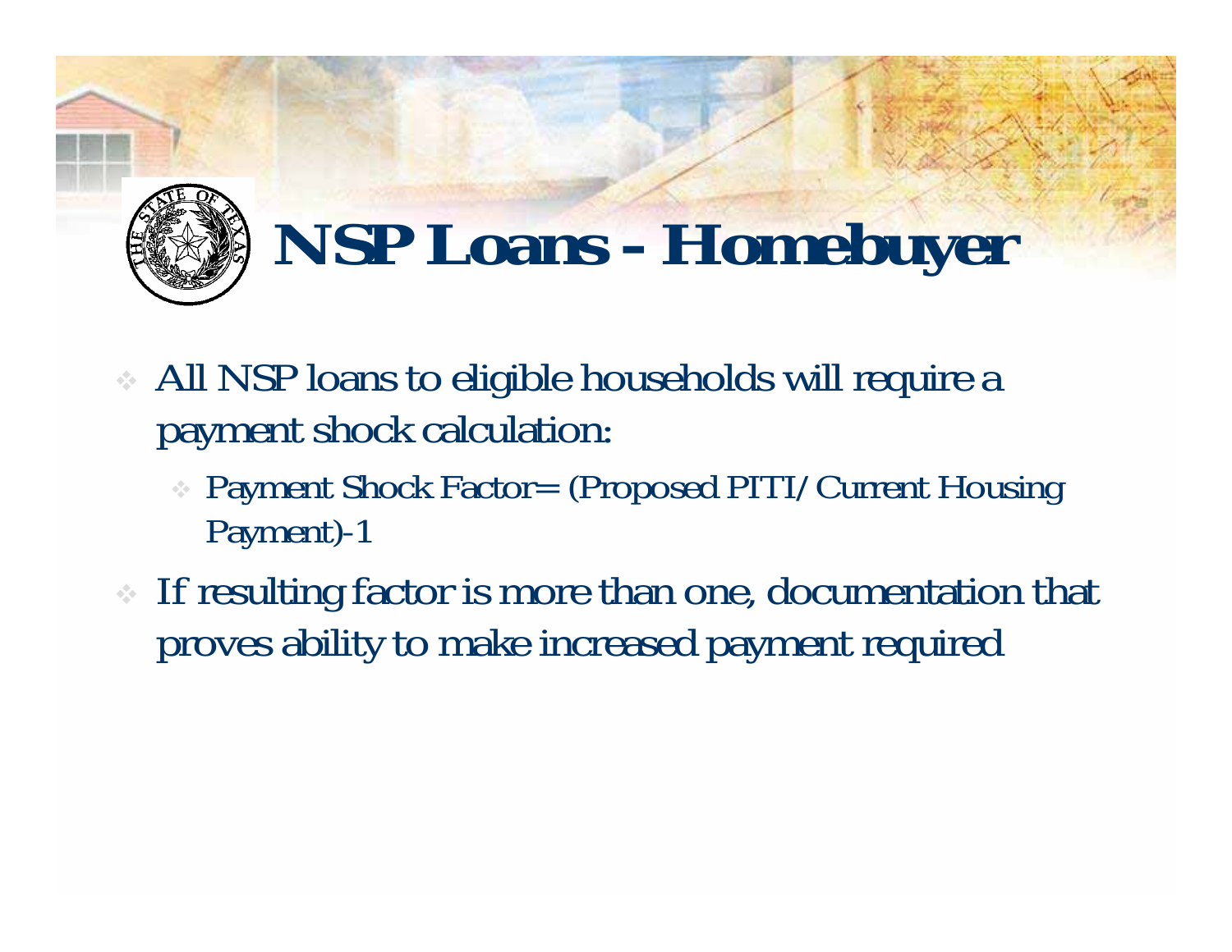# NSP Loans - Homebuyer

- All NSP loans to eligible households will require a payment shock calculation:
  - Payment Shock Factor= (Proposed PITI/Current Housing Payment)-1
- If resulting factor is more than one, documentation that proves ability to make increased payment required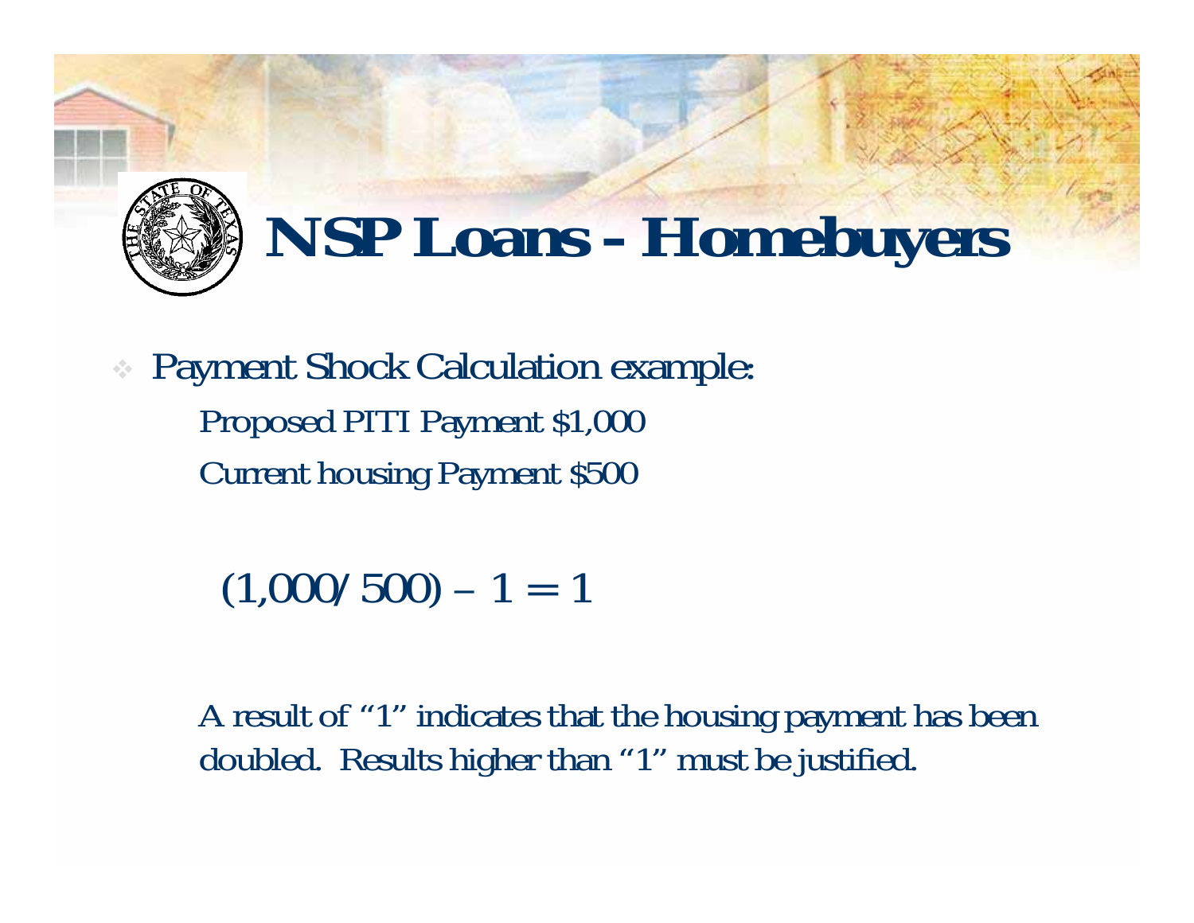# NSP Loans - Homebuyers

- Payment Shock Calculation example:

  Proposed PITI Payment $1,000

  Current housing Payment $500

  $$(1{,}000/500) - 1 = 1$$

  A result of "1" indicates that the housing payment has been doubled. Results higher than "1" must be justified.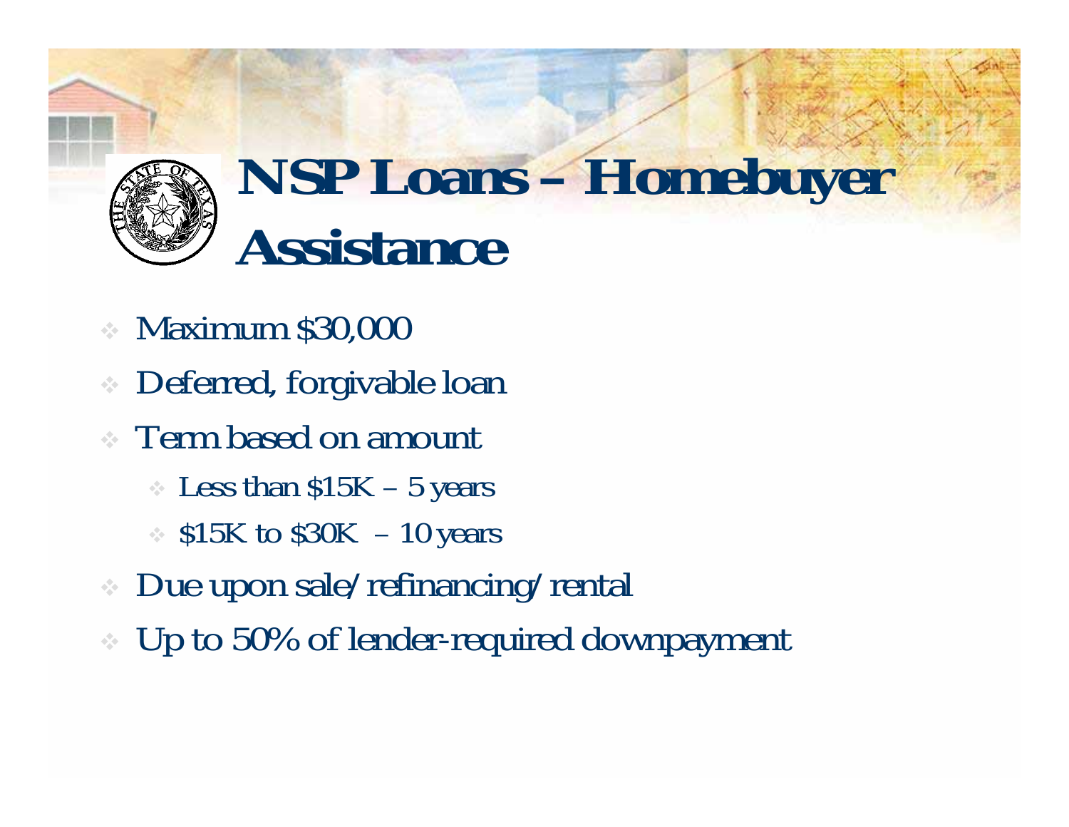# NSP Loans – Homebuyer Assistance

- Maximum $30,000
- Deferred, forgivable loan
- Term based on amount
  - Less than $15K – 5 years
  - $15K to $30K – 10 years
- Due upon sale/refinancing/rental
- Up to 50% of lender-required downpayment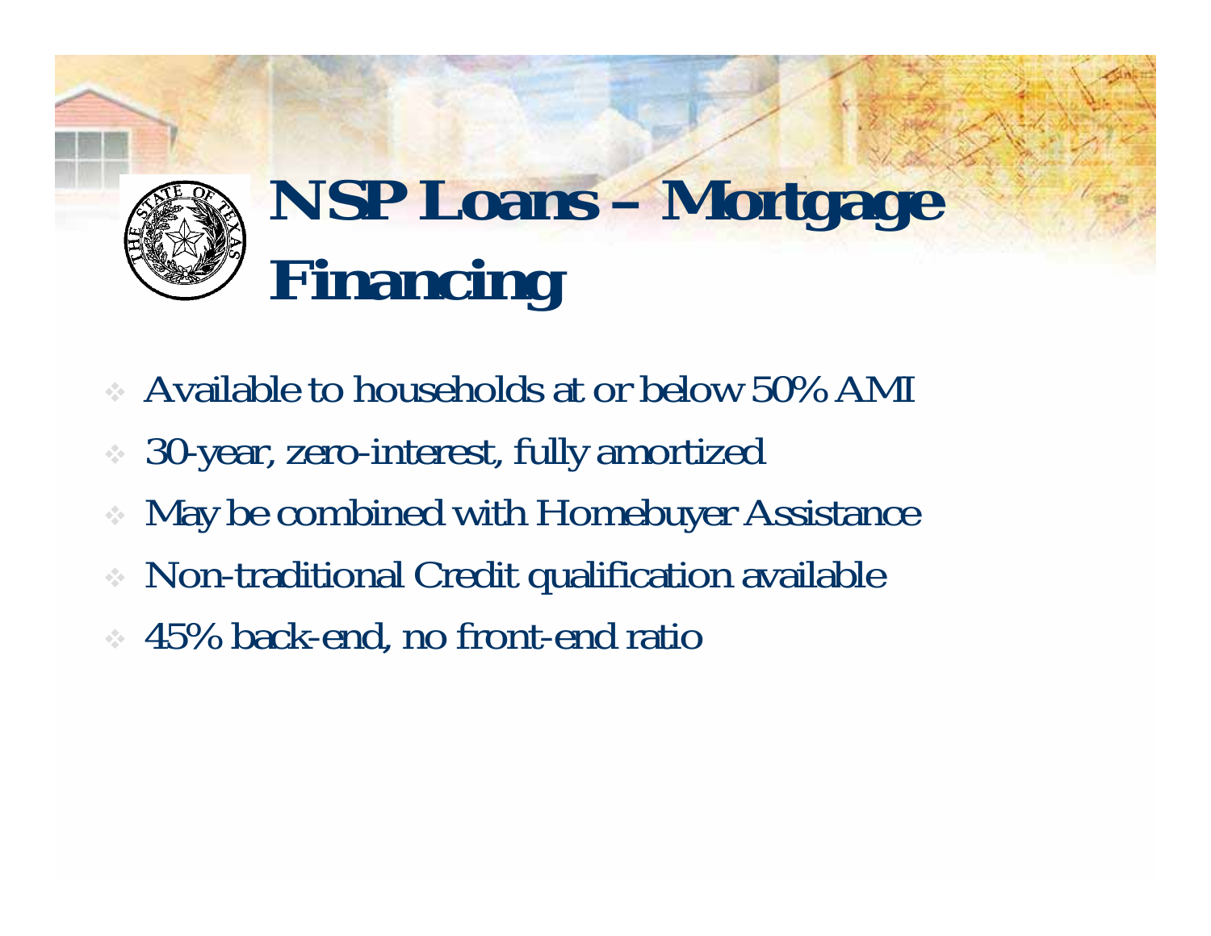# NSP Loans – Mortgage Financing

- Available to households at or below 50% AMI
- 30-year, zero-interest, fully amortized
- May be combined with Homebuyer Assistance
- Non-traditional Credit qualification available
- 45% back-end, no front-end ratio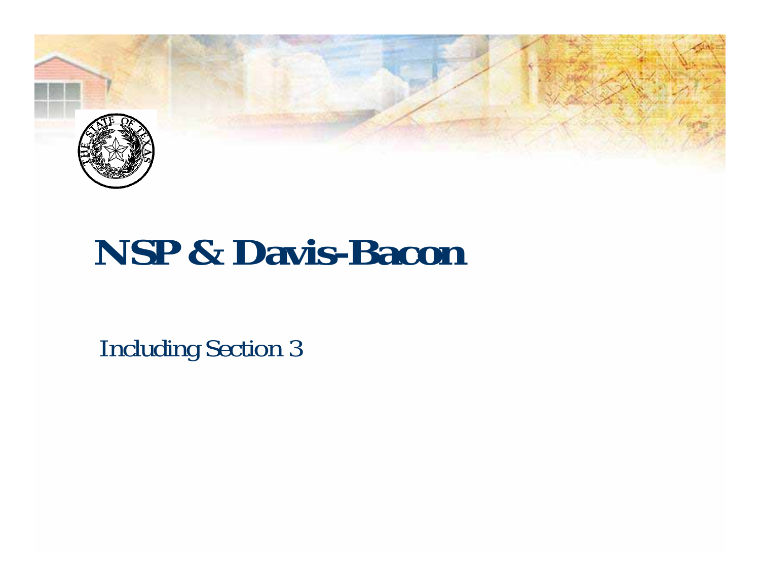# NSP & Davis-Bacon

Including Section 3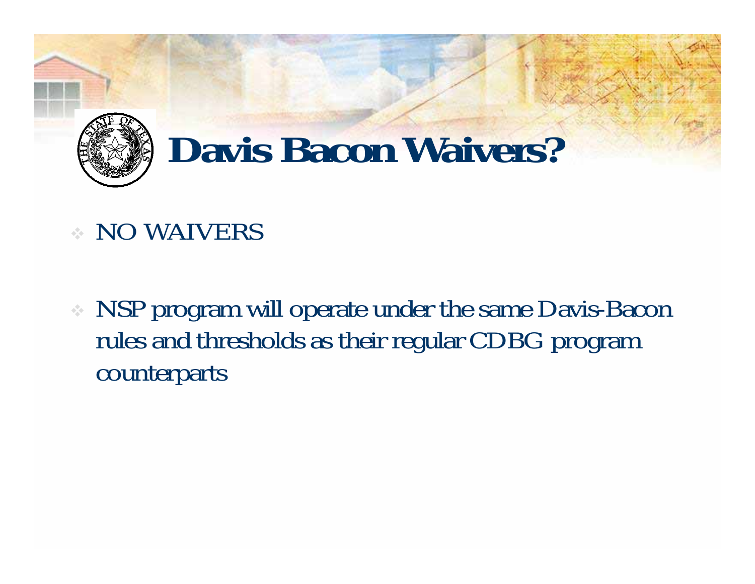# Davis Bacon Waivers?

- NO WAIVERS
- NSP program will operate under the same Davis-Bacon rules and thresholds as their regular CDBG program counterparts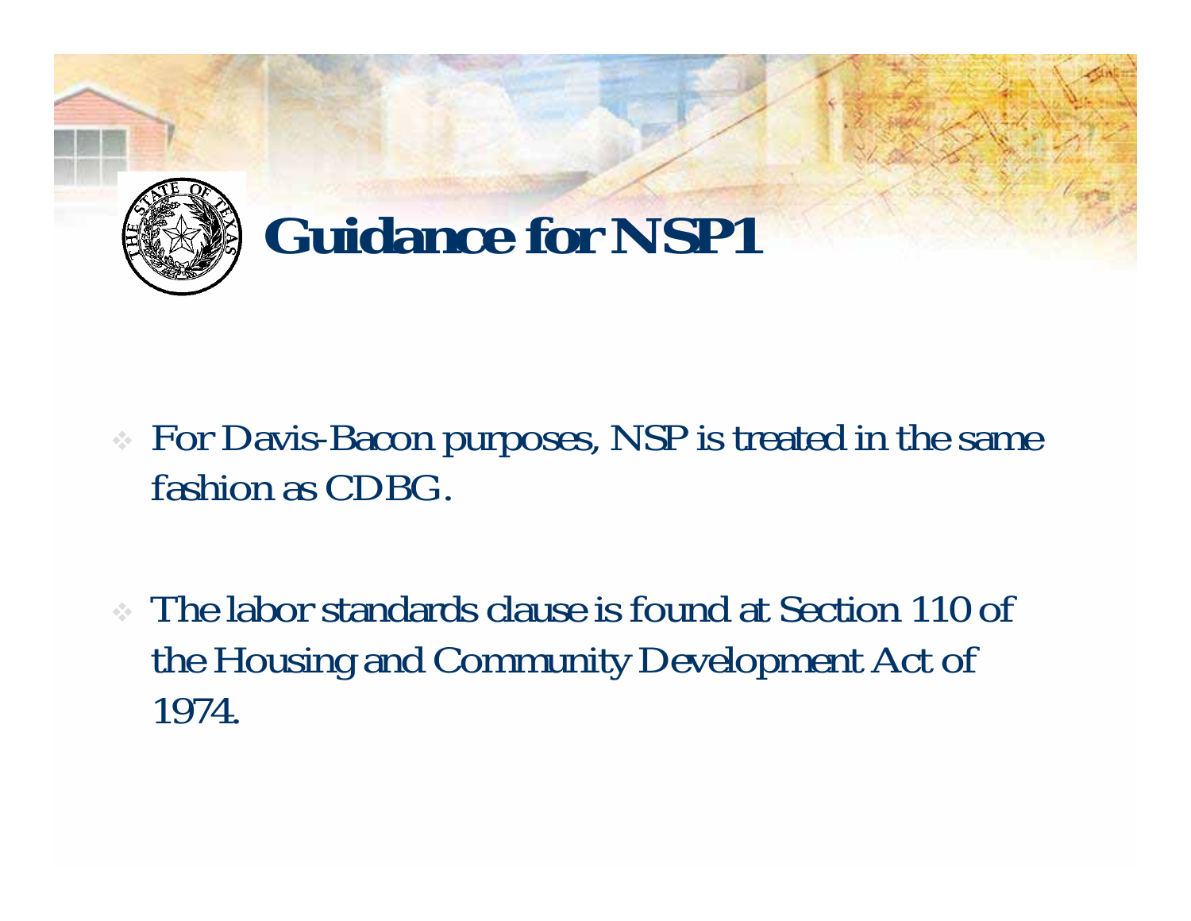# Guidance for NSP1

- For Davis-Bacon purposes, NSP is treated in the same fashion as CDBG.
- The labor standards clause is found at Section 110 of the Housing and Community Development Act of 1974.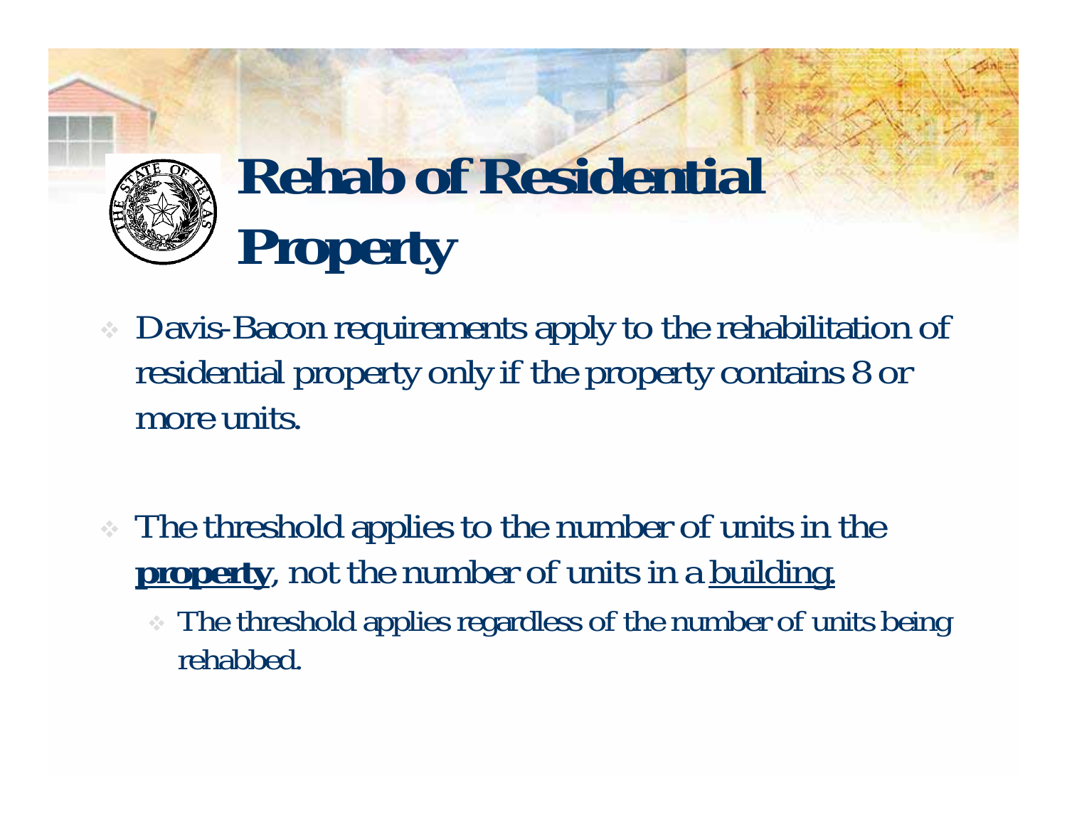# Rehab of Residential Property

- Davis-Bacon requirements apply to the rehabilitation of residential property only if the property contains 8 or more units.

- The threshold applies to the number of units in the **property**, not the number of units in a building.
  - The threshold applies regardless of the number of units being rehabbed.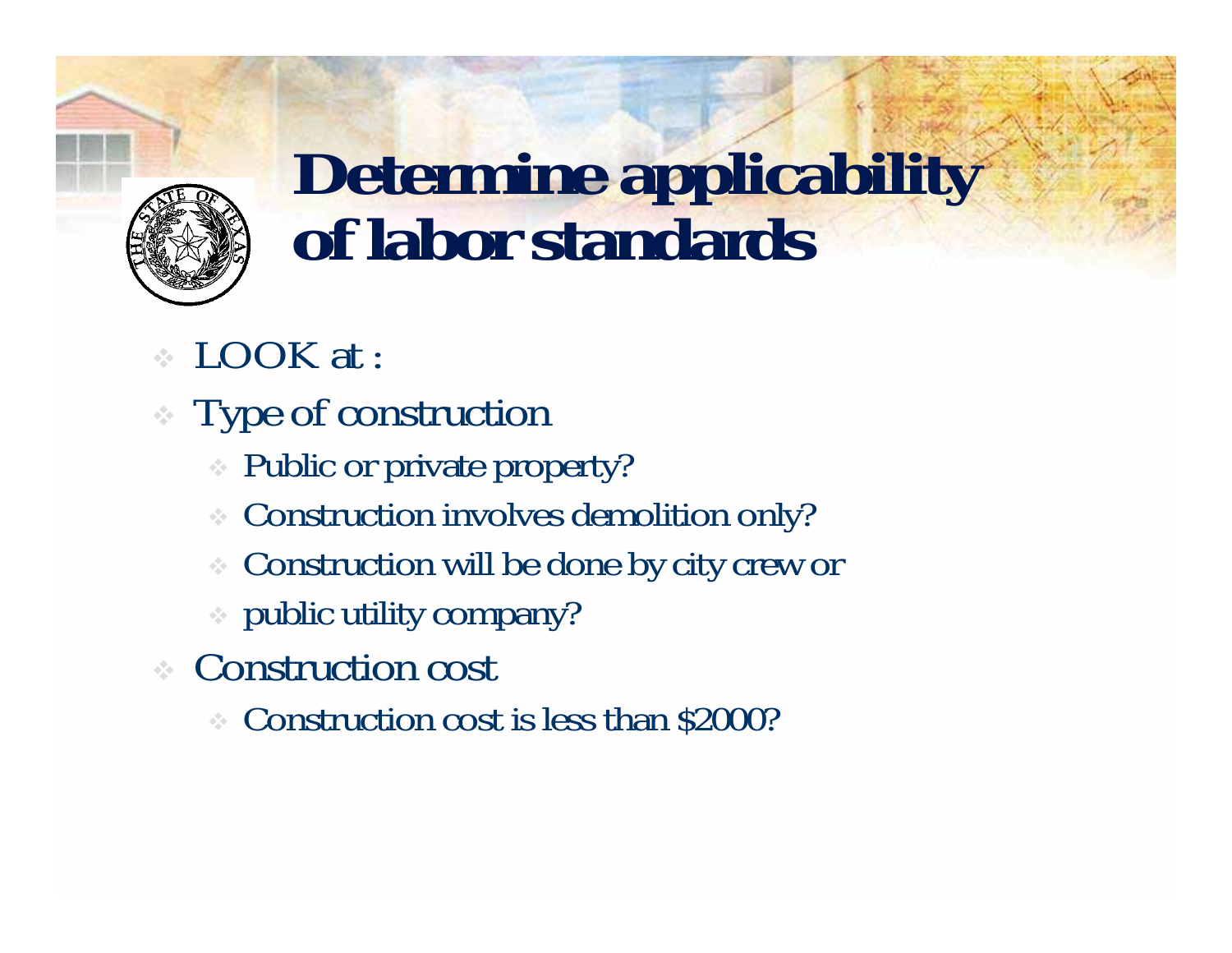# Determine applicability of labor standards

- LOOK at :
- Type of construction
  - Public or private property?
  - Construction involves demolition only?
  - Construction will be done by city crew or
  - public utility company?
- Construction cost
  - Construction cost is less than $2000?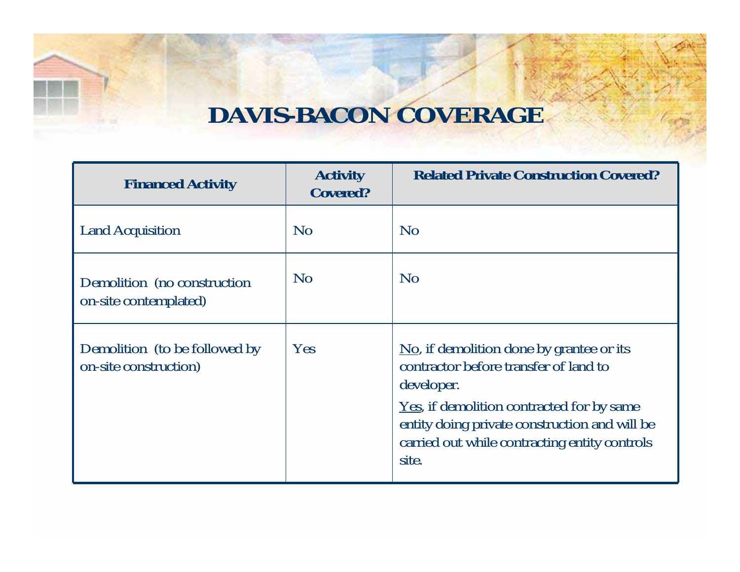# DAVIS-BACON COVERAGE

| Financed Activity | Activity Covered? | Related Private Construction Covered? |
|---|---|---|
| Land Acquisition | No | No |
| Demolition (no construction on-site contemplated) | No | No |
| Demolition (to be followed by on-site construction) | Yes | No, if demolition done by grantee or its contractor before transfer of land to developer.<br>Yes, if demolition contracted for by same entity doing private construction and will be carried out while contracting entity controls site. |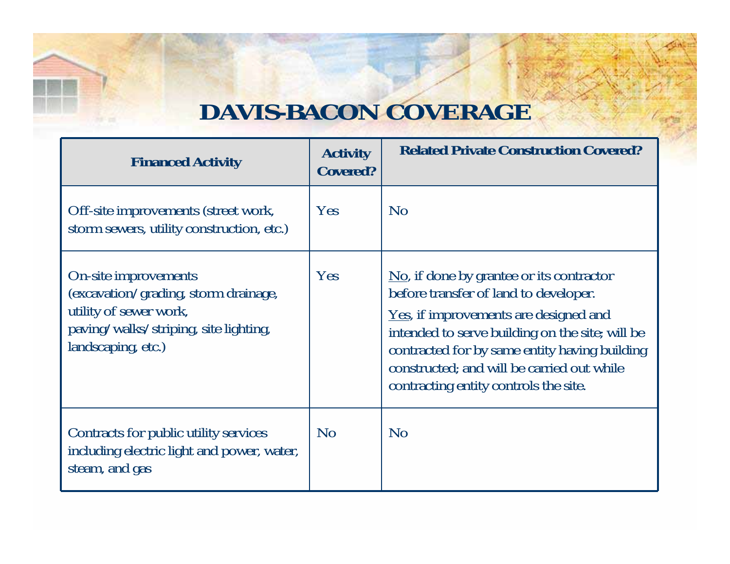# DAVIS-BACON COVERAGE

| Financed Activity | Activity Covered? | Related Private Construction Covered? |
| --- | --- | --- |
| Off-site improvements (street work, storm sewers, utility construction, etc.) | Yes | No |
| On-site improvements (excavation/grading, storm drainage, utility of sewer work, paving/walks/striping, site lighting, landscaping, etc.) | Yes | No, if done by grantee or its contractor before transfer of land to developer. Yes, if improvements are designed and intended to serve building on the site; will be contracted for by same entity having building constructed; and will be carried out while contracting entity controls the site. |
| Contracts for public utility services including electric light and power, water, steam, and gas | No | No |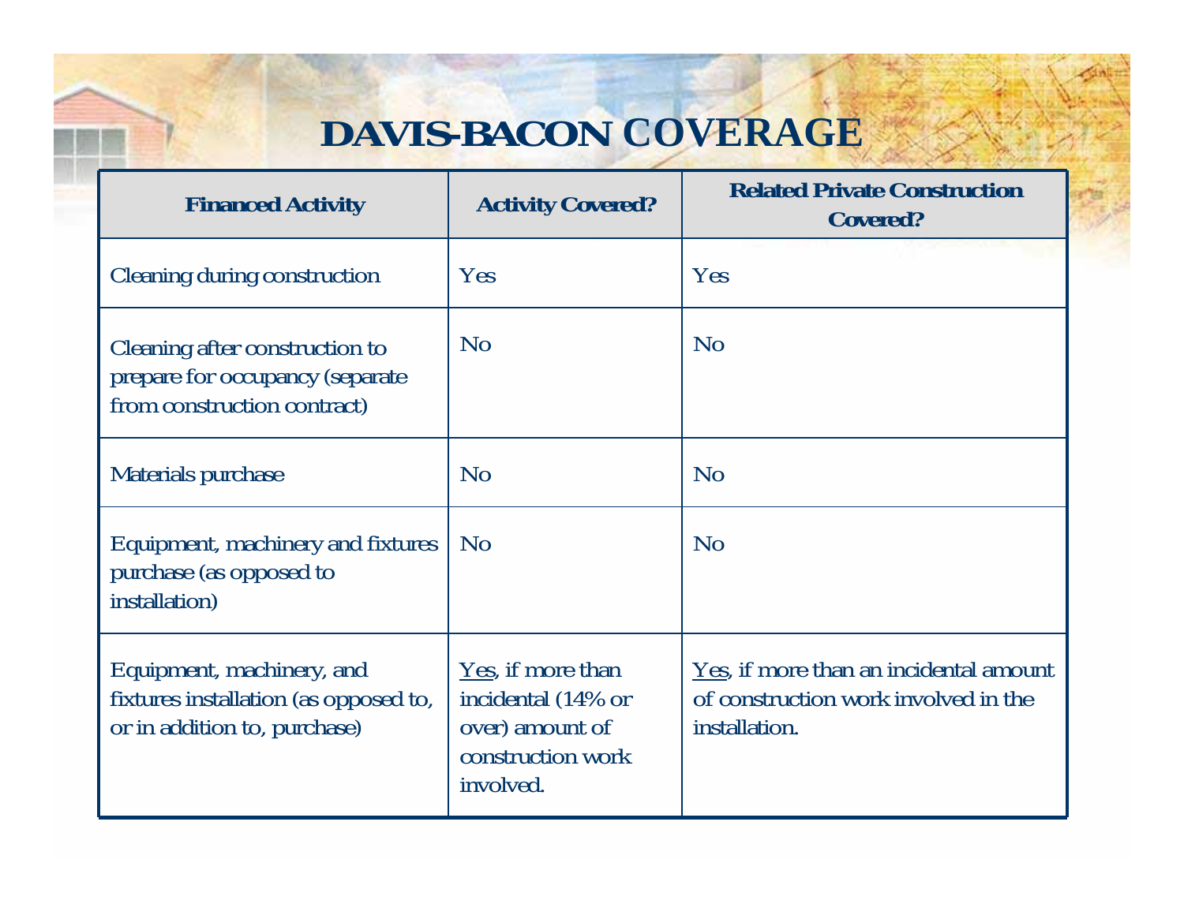# DAVIS-BACON COVERAGE

| Financed Activity | Activity Covered? | Related Private Construction Covered? |
|---|---|---|
| Cleaning during construction | Yes | Yes |
| Cleaning after construction to prepare for occupancy (separate from construction contract) | No | No |
| Materials purchase | No | No |
| Equipment, machinery and fixtures purchase (as opposed to installation) | No | No |
| Equipment, machinery, and fixtures installation (as opposed to, or in addition to, purchase) | Yes, if more than incidental (14% or over) amount of construction work involved. | Yes, if more than an incidental amount of construction work involved in the installation. |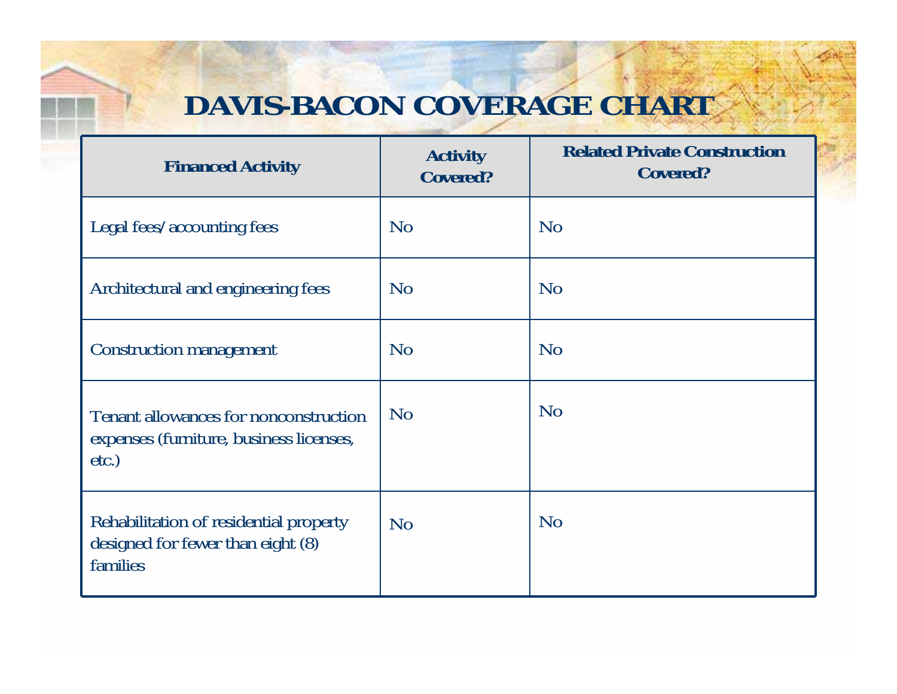# DAVIS-BACON COVERAGE CHART

| Financed Activity | Activity Covered? | Related Private Construction Covered? |
|---|---|---|
| Legal fees/accounting fees | No | No |
| Architectural and engineering fees | No | No |
| Construction management | No | No |
| Tenant allowances for nonconstruction expenses (furniture, business licenses, etc.) | No | No |
| Rehabilitation of residential property designed for fewer than eight (8) families | No | No |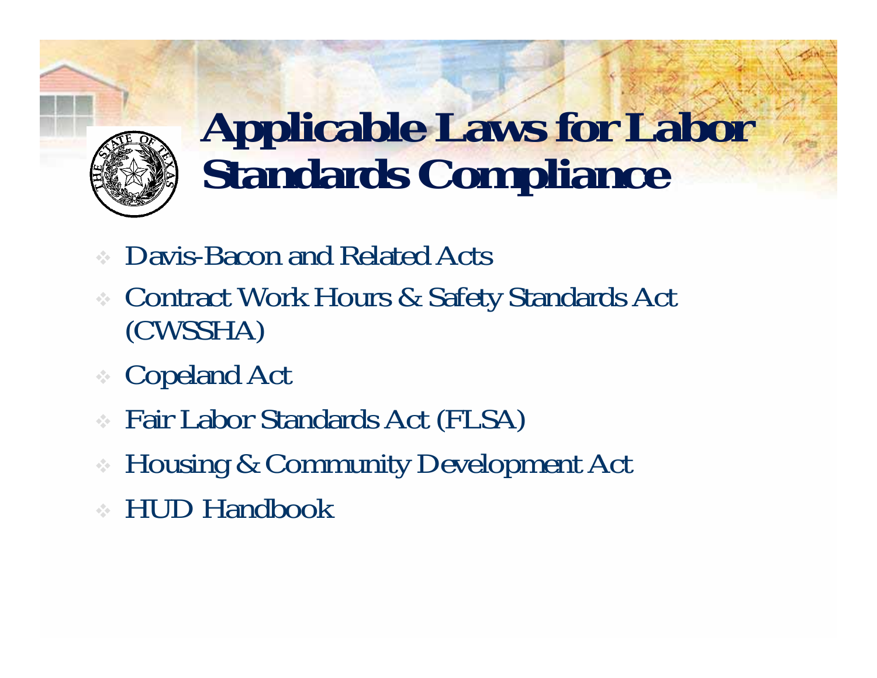# Applicable Laws for Labor Standards Compliance

- Davis-Bacon and Related Acts
- Contract Work Hours & Safety Standards Act (CWSSHA)
- Copeland Act
- Fair Labor Standards Act (FLSA)
- Housing & Community Development Act
- HUD Handbook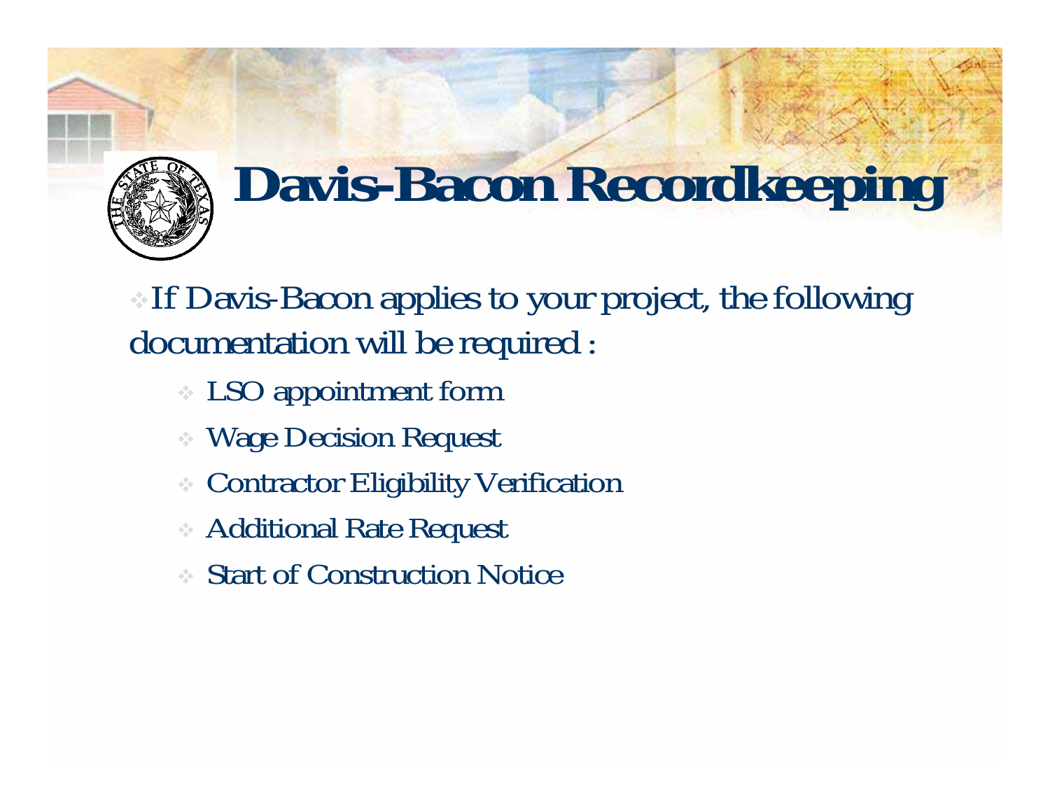# Davis-Bacon Recordkeeping

- If Davis-Bacon applies to your project, the following documentation will be required :
  - LSO appointment form
  - Wage Decision Request
  - Contractor Eligibility Verification
  - Additional Rate Request
  - Start of Construction Notice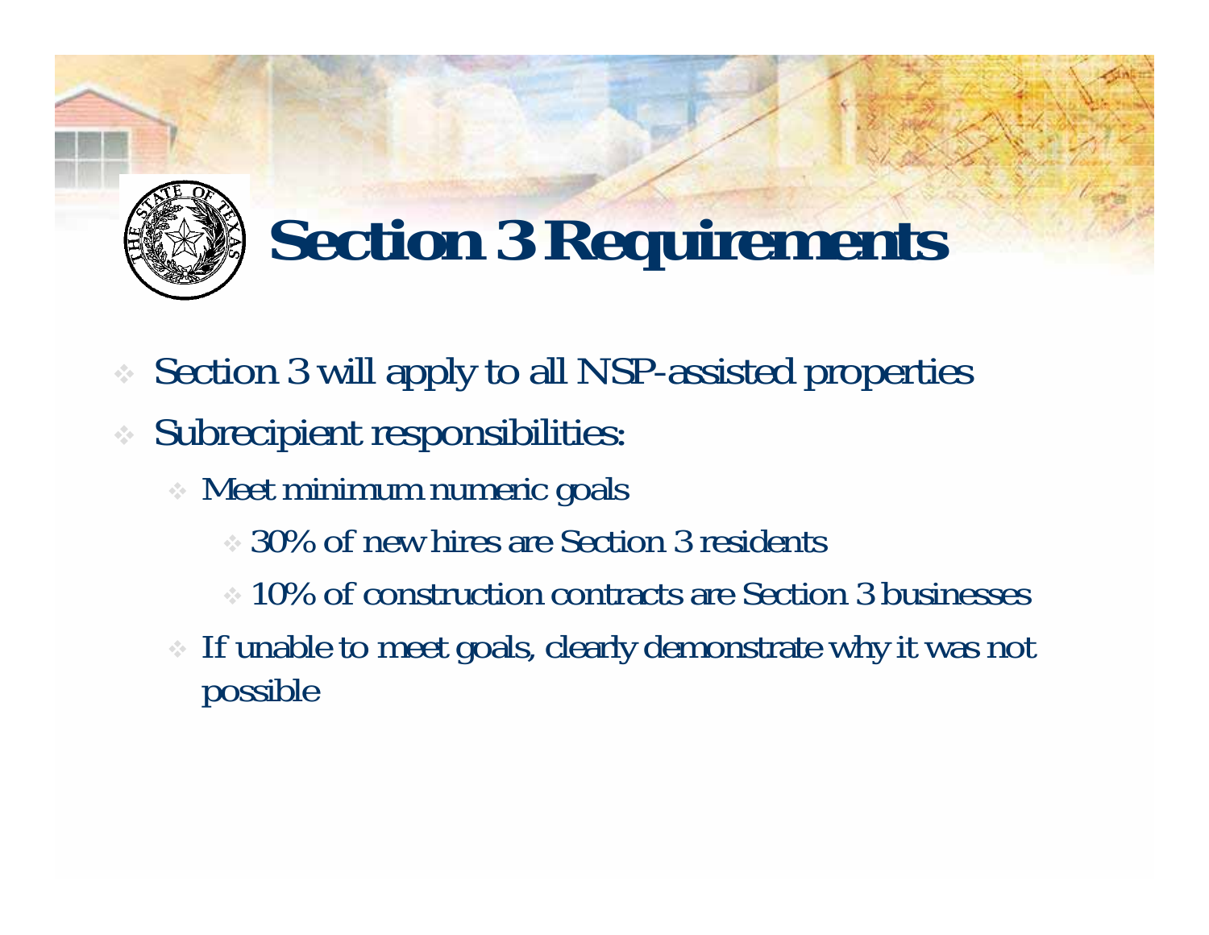# Section 3 Requirements

- Section 3 will apply to all NSP-assisted properties
- Subrecipient responsibilities:
  - Meet minimum numeric goals
    - 30% of new hires are Section 3 residents
    - 10% of construction contracts are Section 3 businesses
  - If unable to meet goals, clearly demonstrate why it was not possible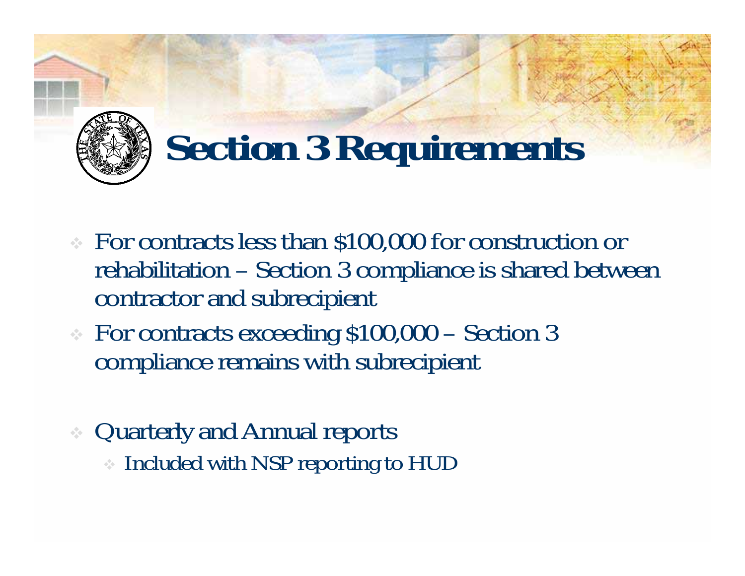# Section 3 Requirements

- For contracts less than $100,000 for construction or rehabilitation – Section 3 compliance is shared between contractor and subrecipient
- For contracts exceeding $100,000 – Section 3 compliance remains with subrecipient
- Quarterly and Annual reports
  - Included with NSP reporting to HUD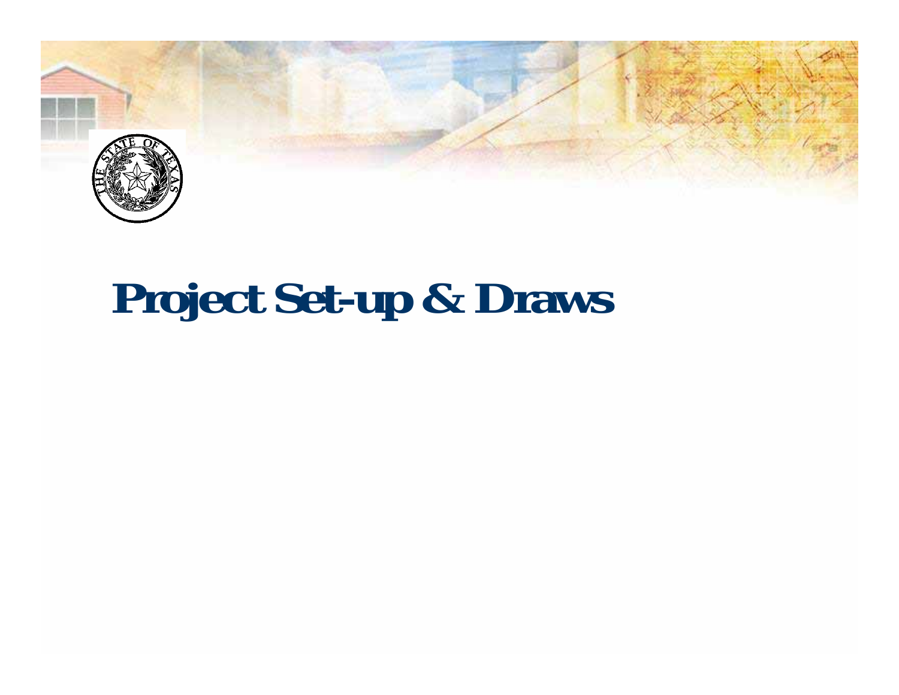# Project Set-up & Draws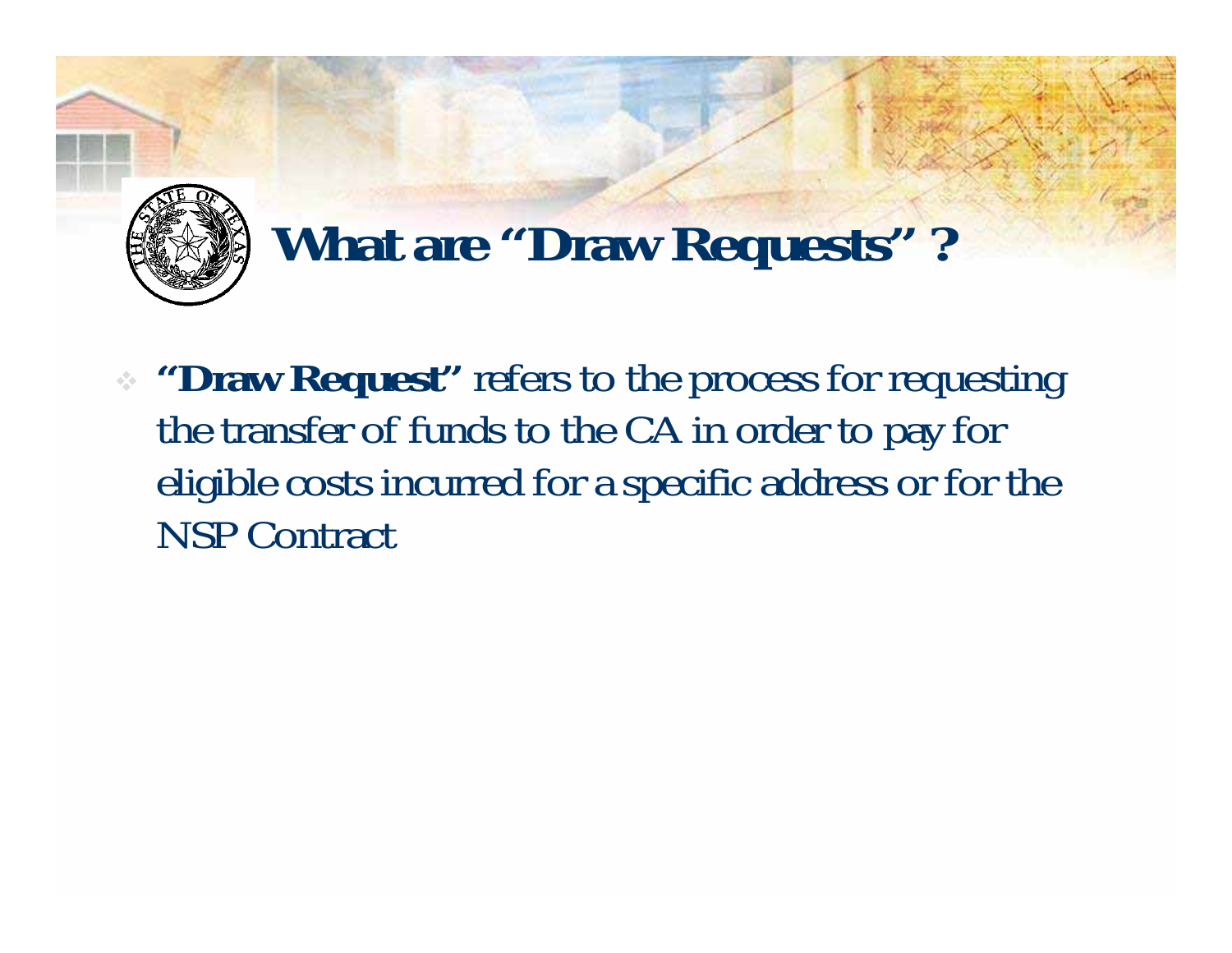# What are "Draw Requests" ?

- **"Draw Request"** refers to the process for requesting the transfer of funds to the CA in order to pay for eligible costs incurred for a specific address or for the NSP Contract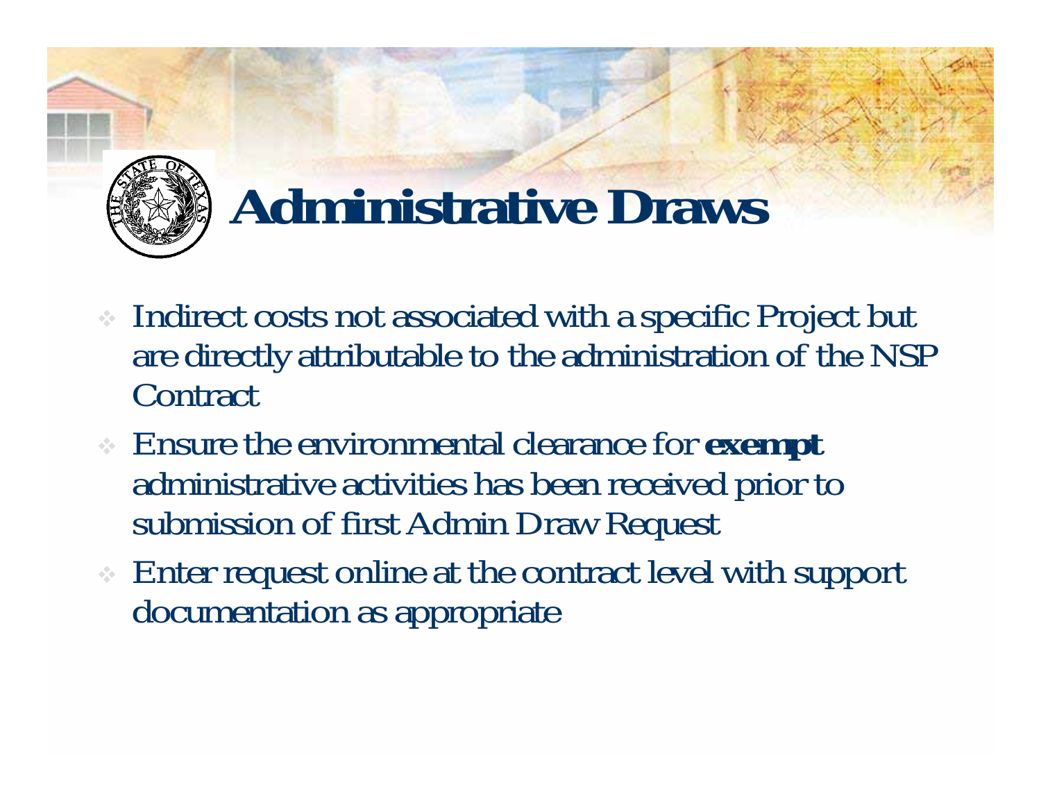# Administrative Draws

- Indirect costs not associated with a specific Project but are directly attributable to the administration of the NSP Contract
- Ensure the environmental clearance for **exempt** administrative activities has been received prior to submission of first Admin Draw Request
- Enter request online at the contract level with support documentation as appropriate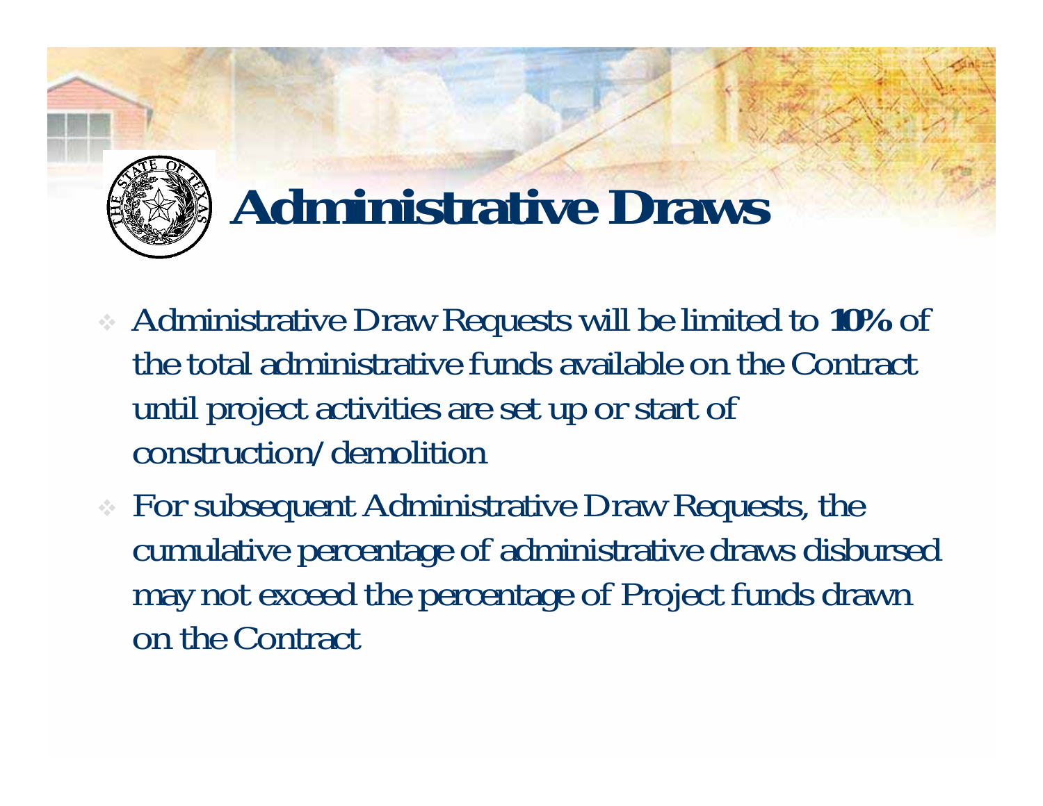# Administrative Draws

- Administrative Draw Requests will be limited to **10%** of the total administrative funds available on the Contract until project activities are set up or start of construction/demolition
- For subsequent Administrative Draw Requests, the cumulative percentage of administrative draws disbursed may not exceed the percentage of Project funds drawn on the Contract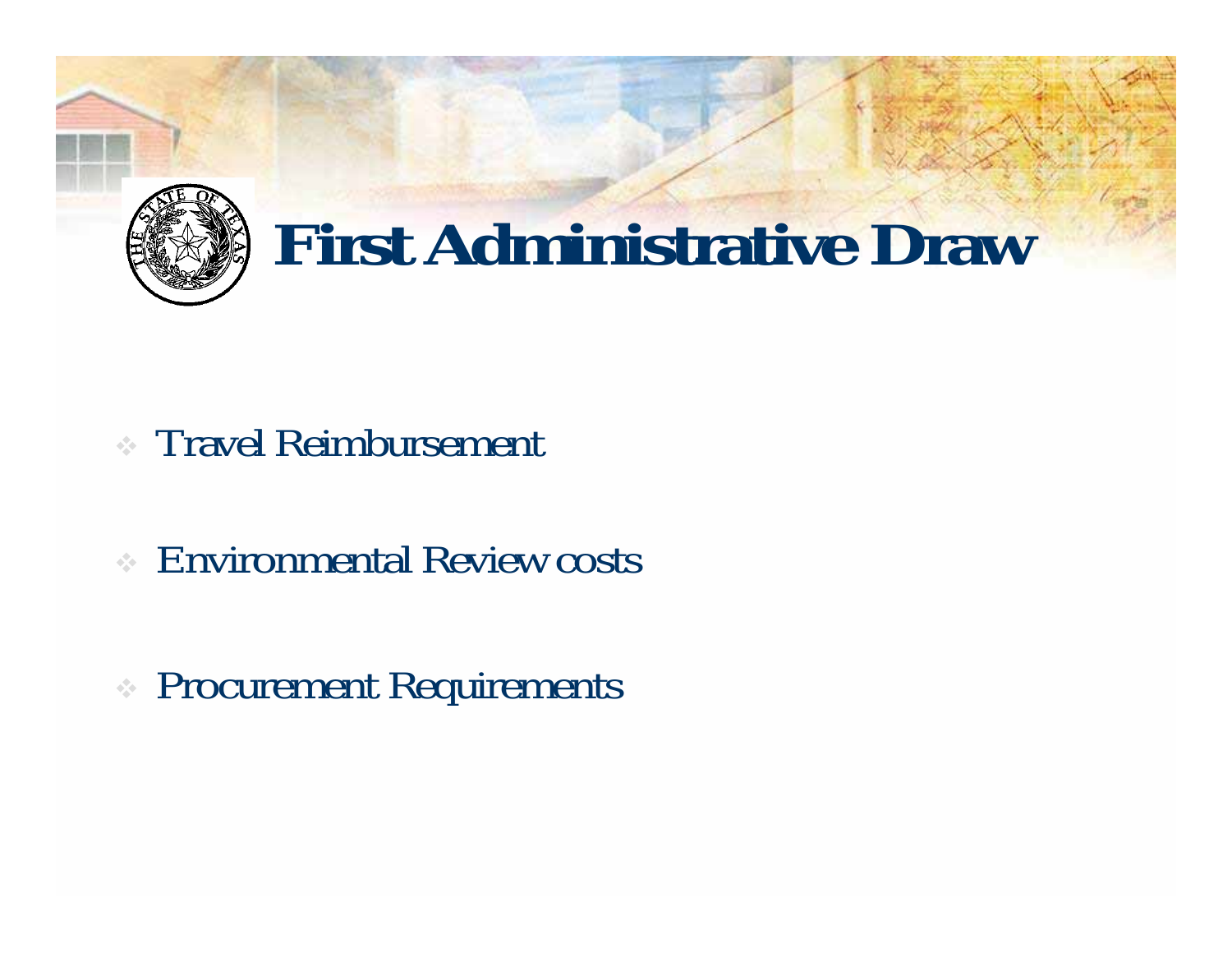# First Administrative Draw

- Travel Reimbursement
- Environmental Review costs
- Procurement Requirements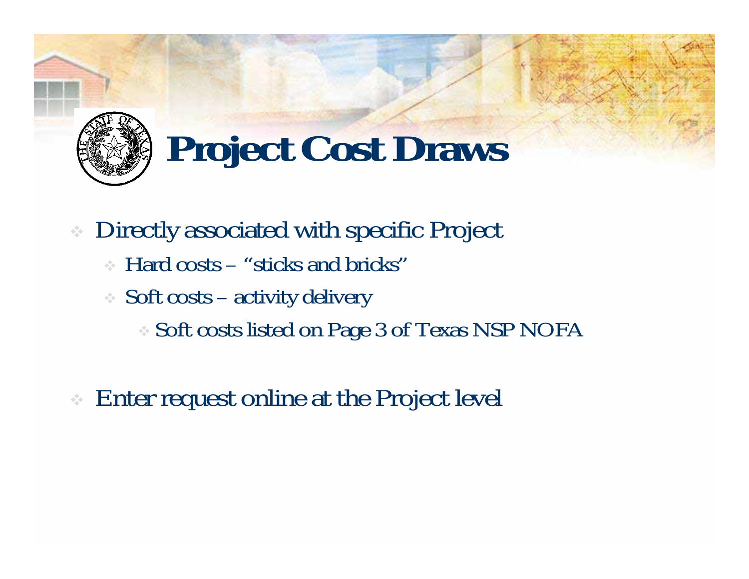# Project Cost Draws

- Directly associated with specific Project
  - Hard costs – "sticks and bricks"
  - Soft costs – activity delivery
    - Soft costs listed on Page 3 of Texas NSP NOFA

- Enter request online at the Project level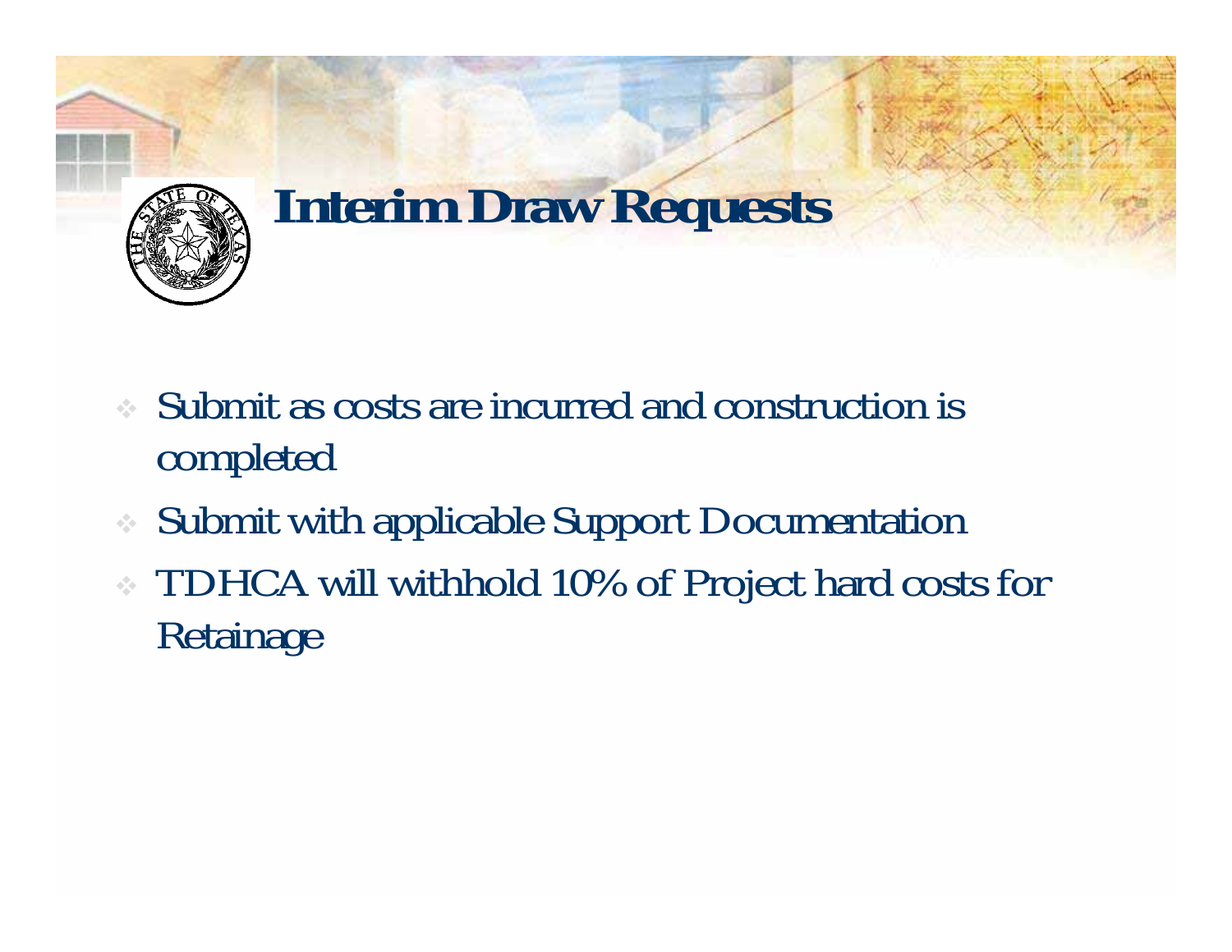# Interim Draw Requests

- Submit as costs are incurred and construction is completed
- Submit with applicable Support Documentation
- TDHCA will withhold 10% of Project hard costs for Retainage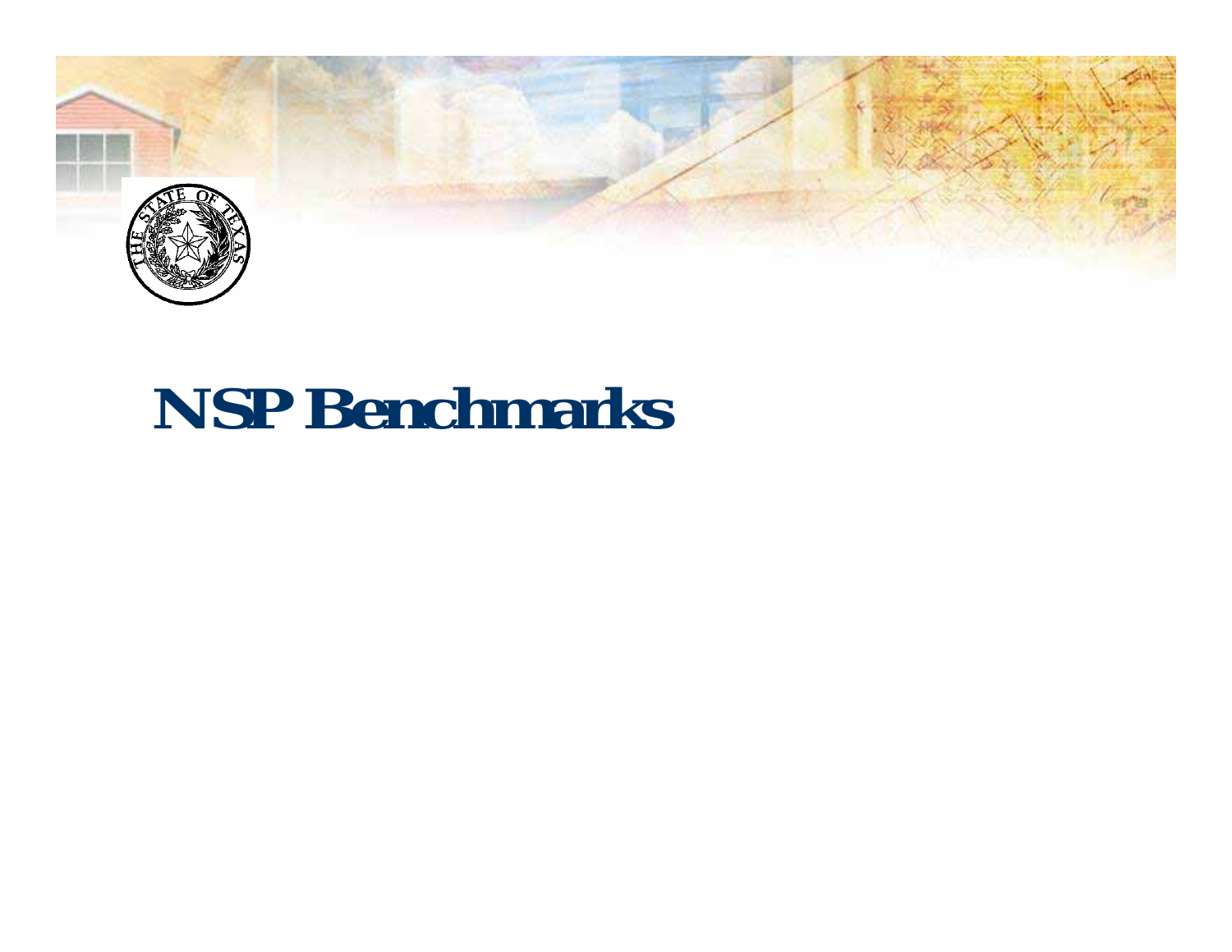# NSP Benchmarks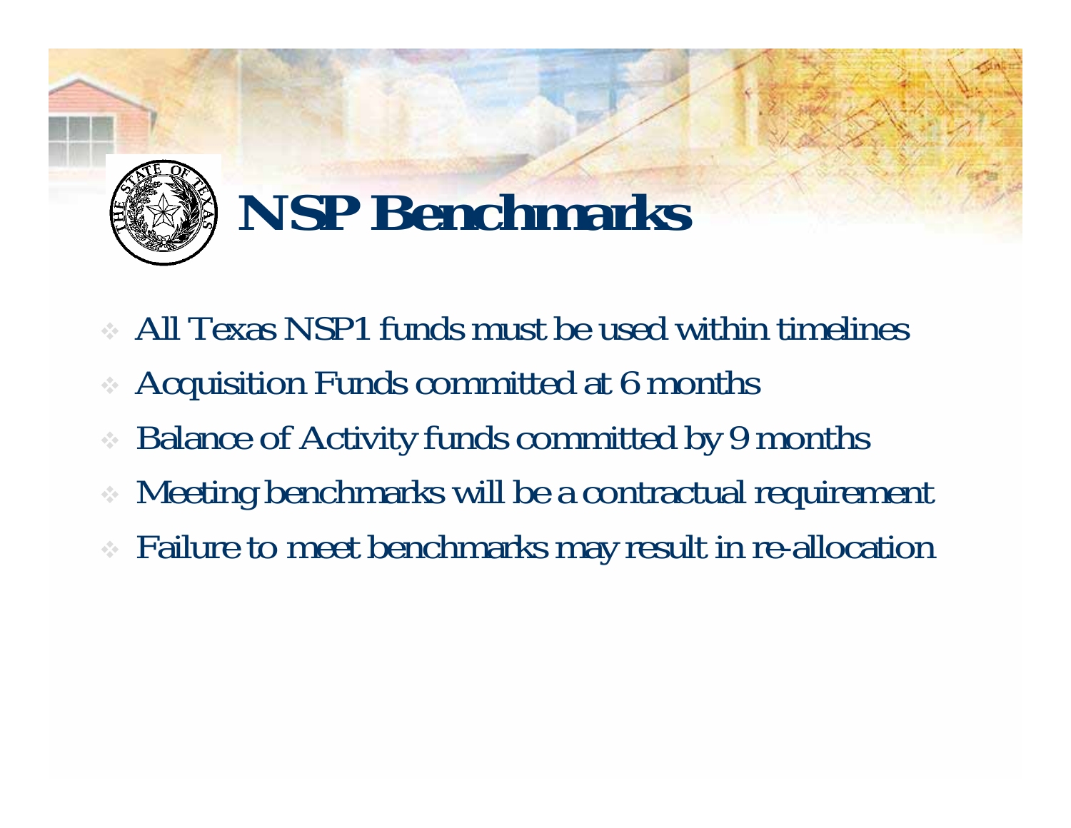# NSP Benchmarks

- All Texas NSP1 funds must be used within timelines
- Acquisition Funds committed at 6 months
- Balance of Activity funds committed by 9 months
- Meeting benchmarks will be a contractual requirement
- Failure to meet benchmarks may result in re-allocation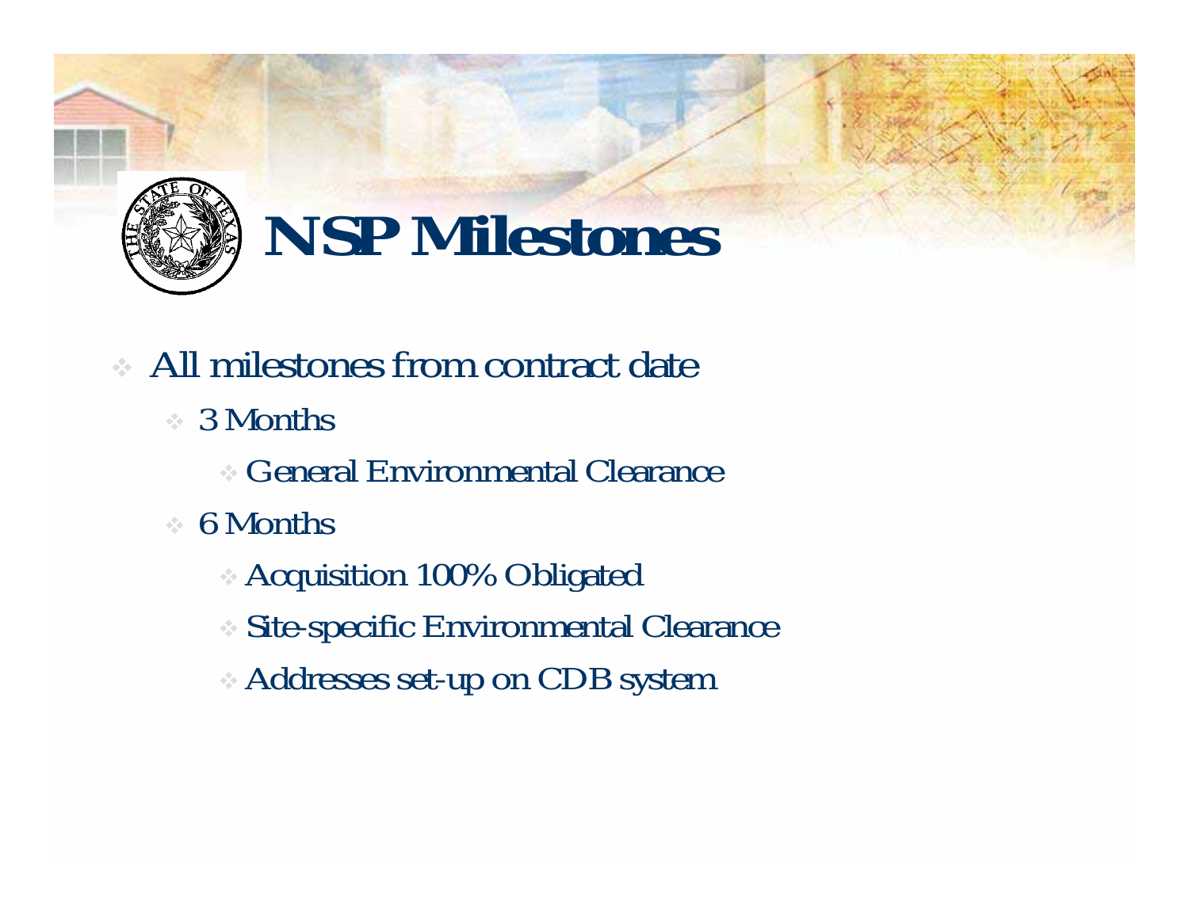# NSP Milestones

- All milestones from contract date
  - 3 Months
    - General Environmental Clearance
  - 6 Months
    - Acquisition 100% Obligated
    - Site-specific Environmental Clearance
    - Addresses set-up on CDB system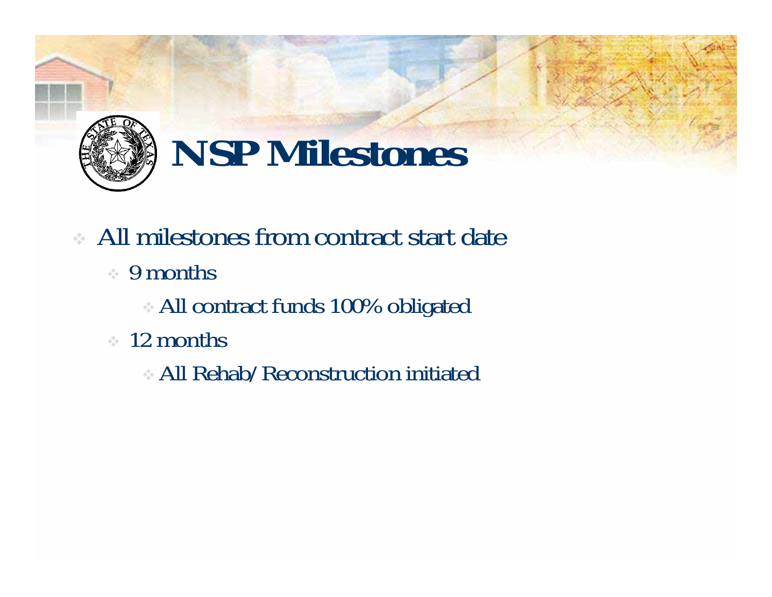# NSP Milestones

- All milestones from contract start date
  - 9 months
    - All contract funds 100% obligated
  - 12 months
    - All Rehab/Reconstruction initiated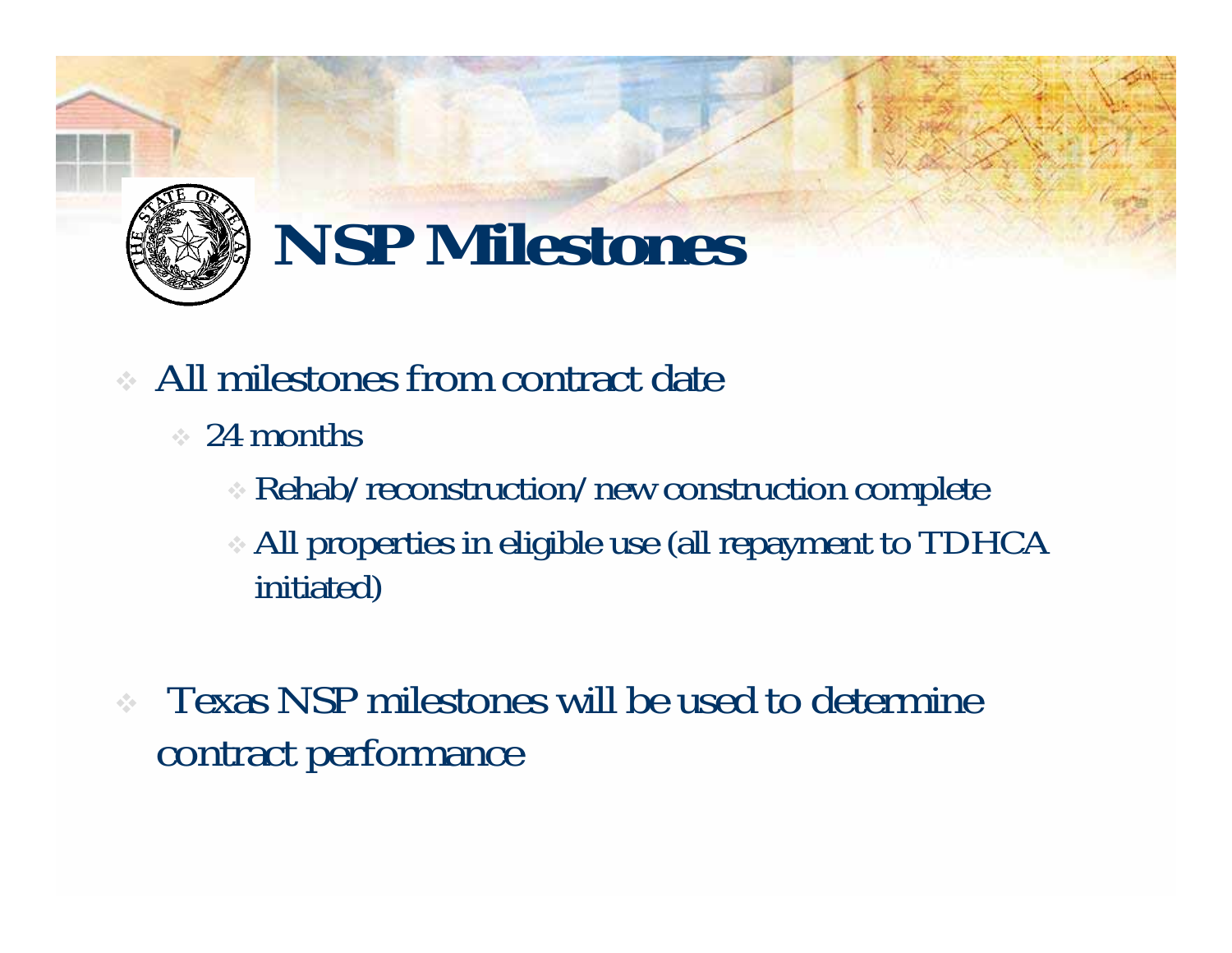# NSP Milestones

- All milestones from contract date
  - 24 months
    - Rehab/reconstruction/new construction complete
    - All properties in eligible use (all repayment to TDHCA initiated)

- Texas NSP milestones will be used to determine contract performance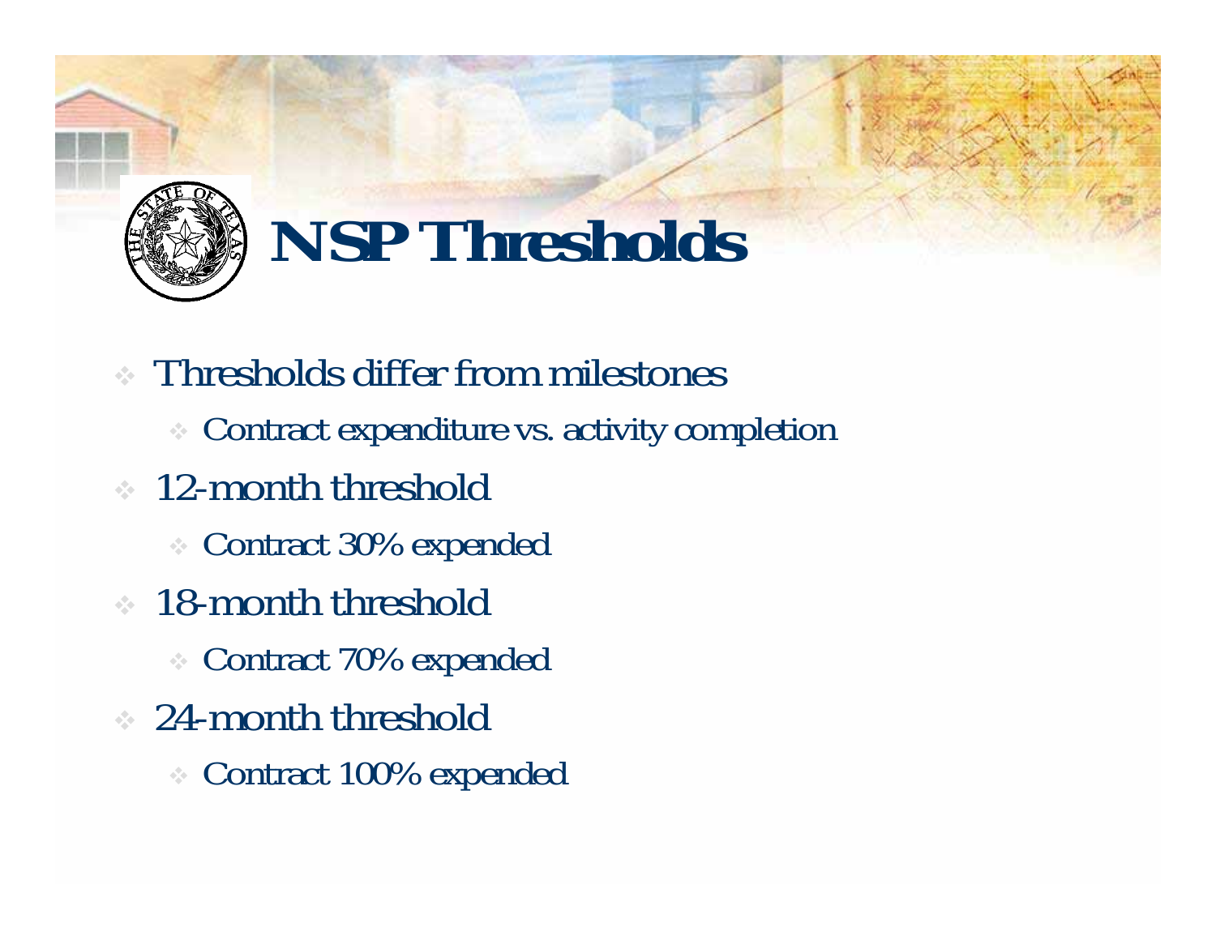# NSP Thresholds

- Thresholds differ from milestones
  - Contract expenditure vs. activity completion
- 12-month threshold
  - Contract 30% expended
- 18-month threshold
  - Contract 70% expended
- 24-month threshold
  - Contract 100% expended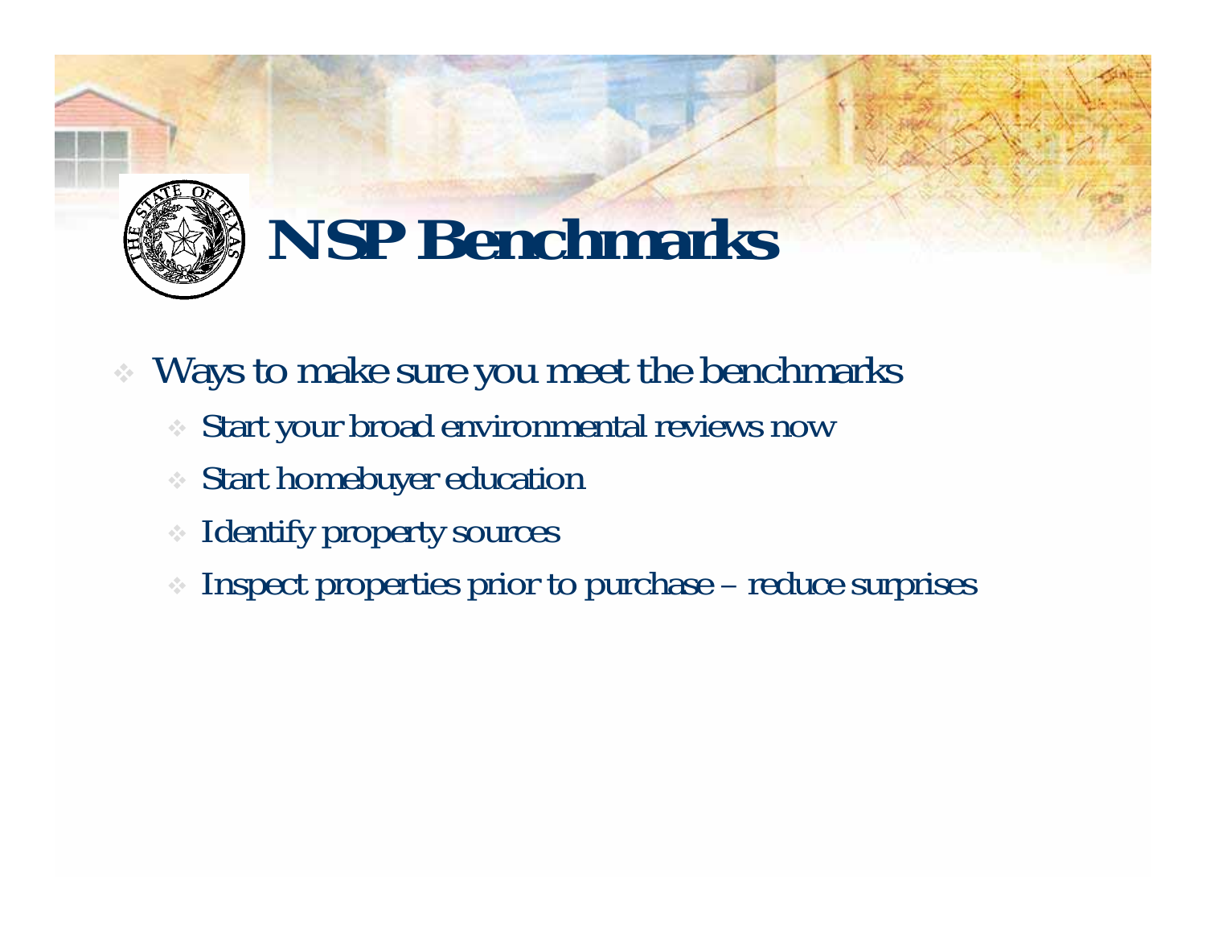# NSP Benchmarks

- Ways to make sure you meet the benchmarks
  - Start your broad environmental reviews now
  - Start homebuyer education
  - Identify property sources
  - Inspect properties prior to purchase – reduce surprises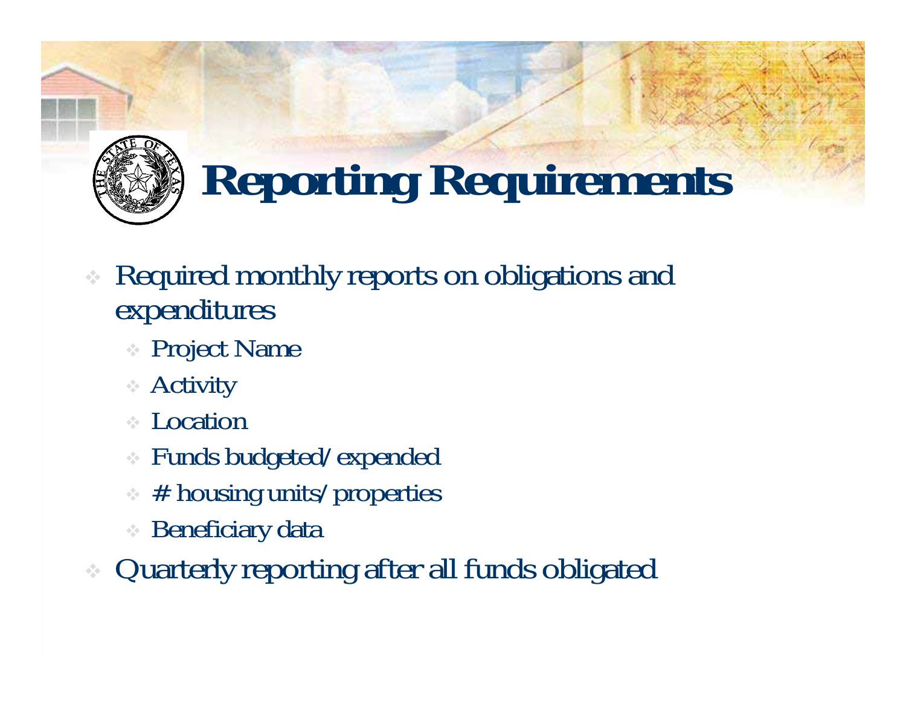# Reporting Requirements

- Required monthly reports on obligations and expenditures
  - Project Name
  - Activity
  - Location
  - Funds budgeted/expended
  - # housing units/properties
  - Beneficiary data
- Quarterly reporting after all funds obligated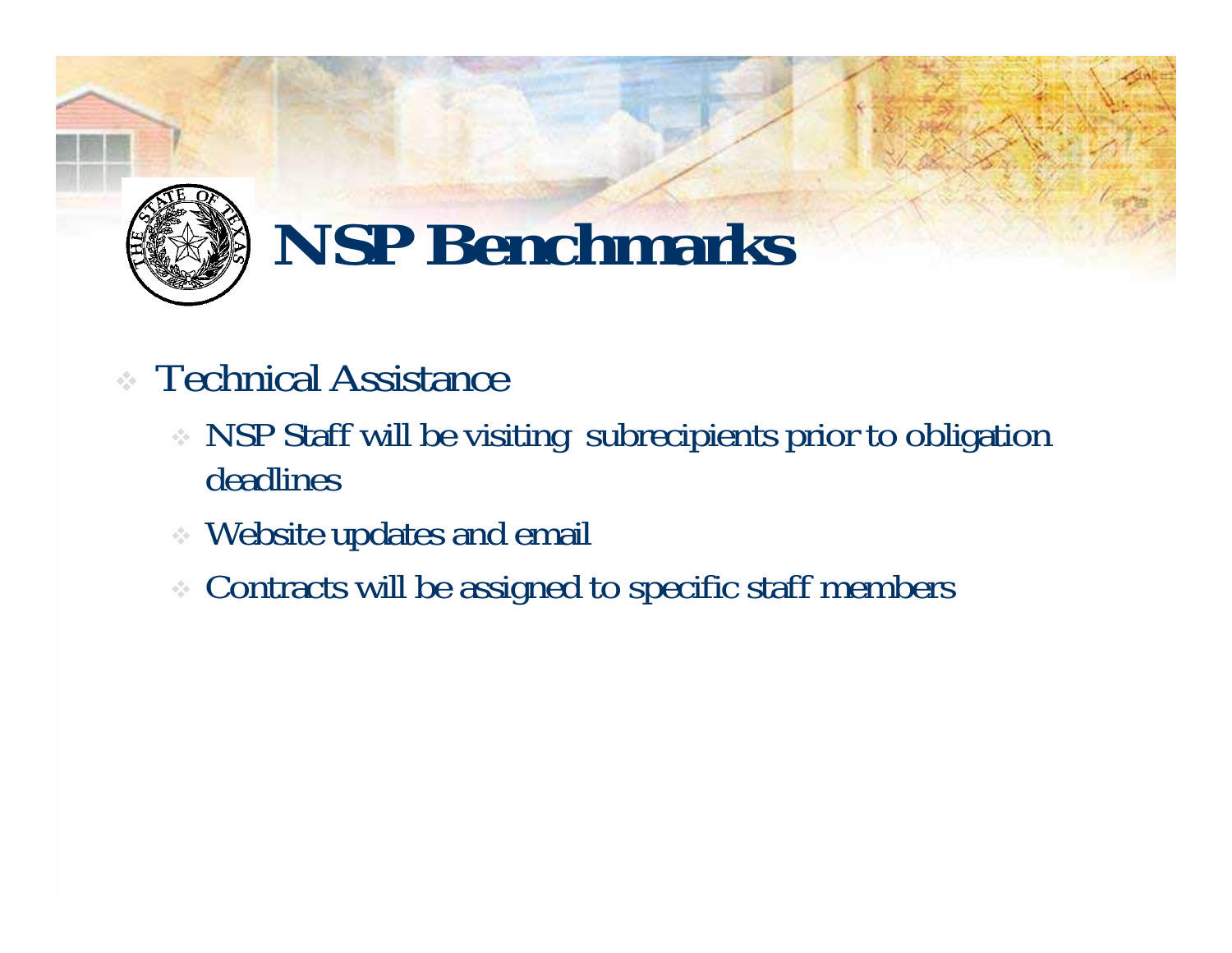# NSP Benchmarks

- Technical Assistance
  - NSP Staff will be visiting subrecipients prior to obligation deadlines
  - Website updates and email
  - Contracts will be assigned to specific staff members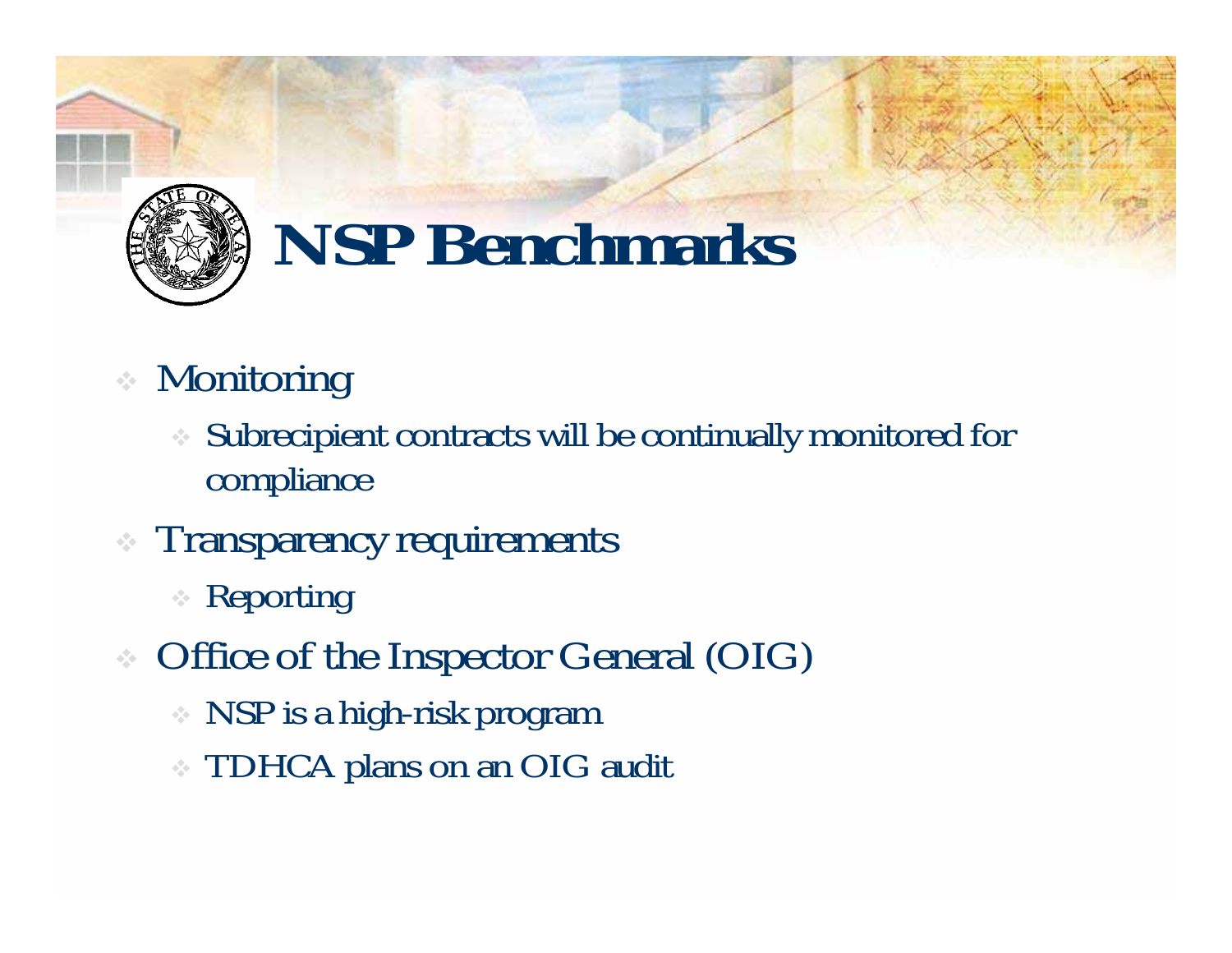# NSP Benchmarks

- Monitoring
  - Subrecipient contracts will be continually monitored for compliance
- Transparency requirements
  - Reporting
- Office of the Inspector General (OIG)
  - NSP is a high-risk program
  - TDHCA plans on an OIG audit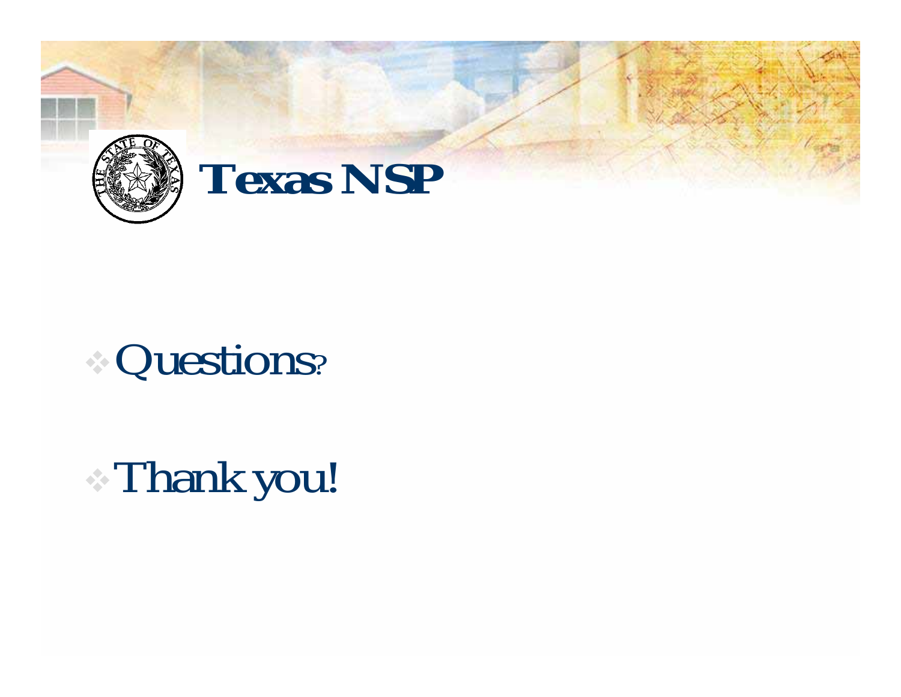# Texas NSP

- Questions?

- Thank you!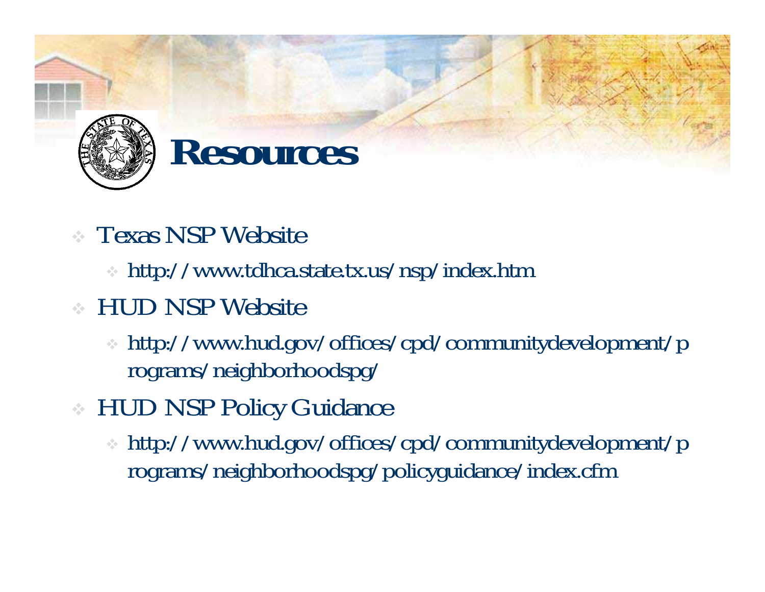# Resources

- Texas NSP Website
  - http://www.tdhca.state.tx.us/nsp/index.htm
- HUD NSP Website
  - http://www.hud.gov/offices/cpd/communitydevelopment/programs/neighborhoodspg/
- HUD NSP Policy Guidance
  - http://www.hud.gov/offices/cpd/communitydevelopment/programs/neighborhoodspg/policyguidance/index.cfm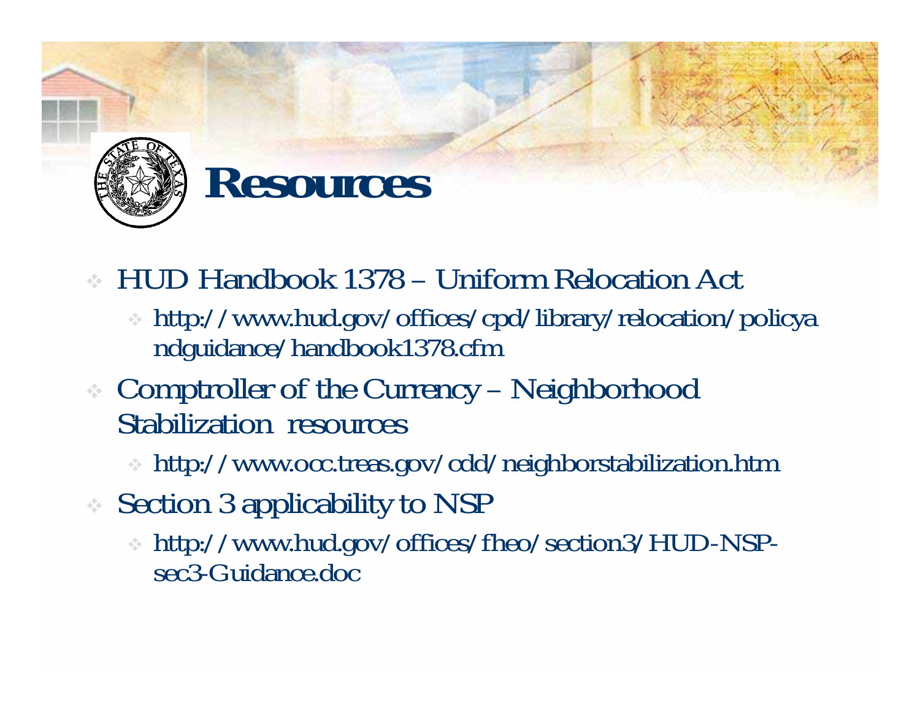# Resources

- HUD Handbook 1378 – Uniform Relocation Act
  - http://www.hud.gov/offices/cpd/library/relocation/policyandguidance/handbook1378.cfm
- Comptroller of the Currency – Neighborhood Stabilization resources
  - http://www.occ.treas.gov/cdd/neighborstabilization.htm
- Section 3 applicability to NSP
  - http://www.hud.gov/offices/fheo/section3/HUD-NSP-sec3-Guidance.doc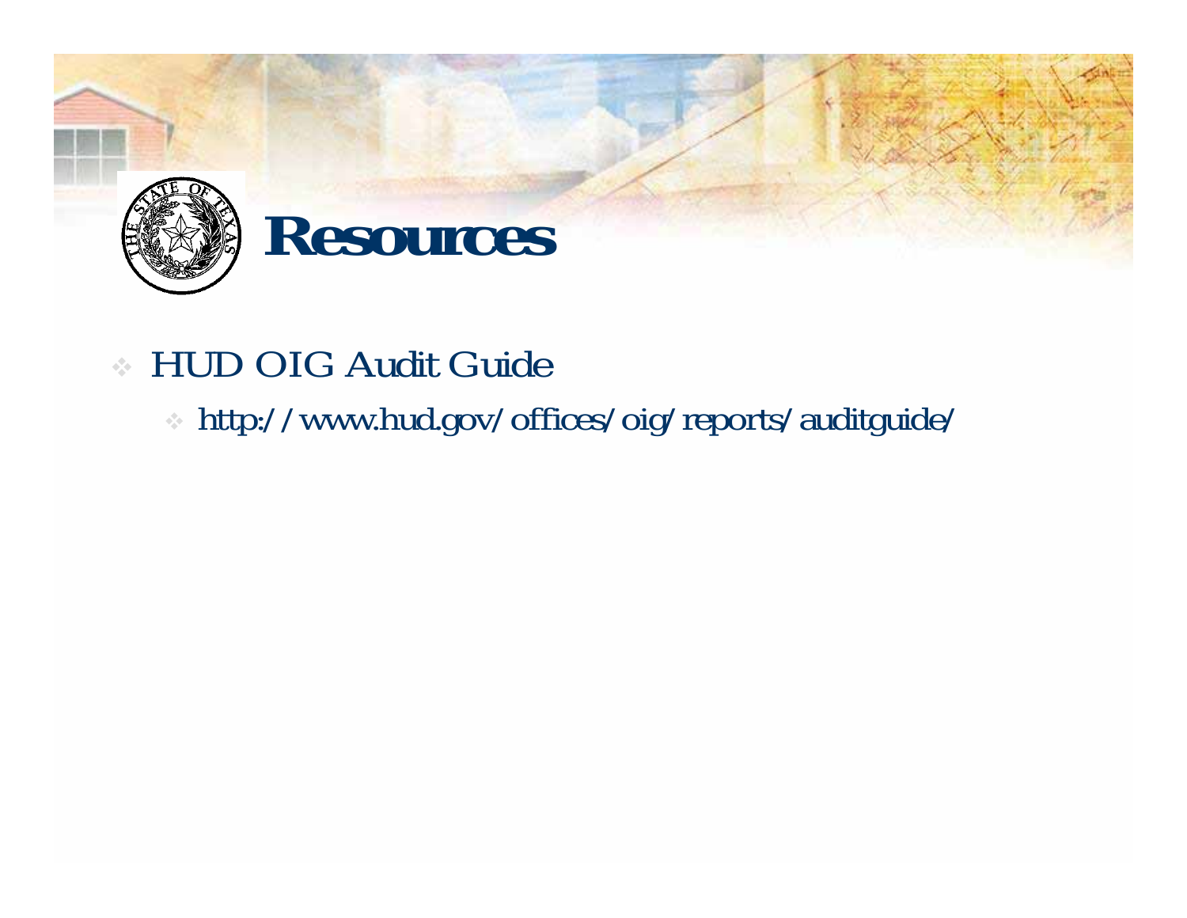# Resources

- HUD OIG Audit Guide
  - http://www.hud.gov/offices/oig/reports/auditguide/